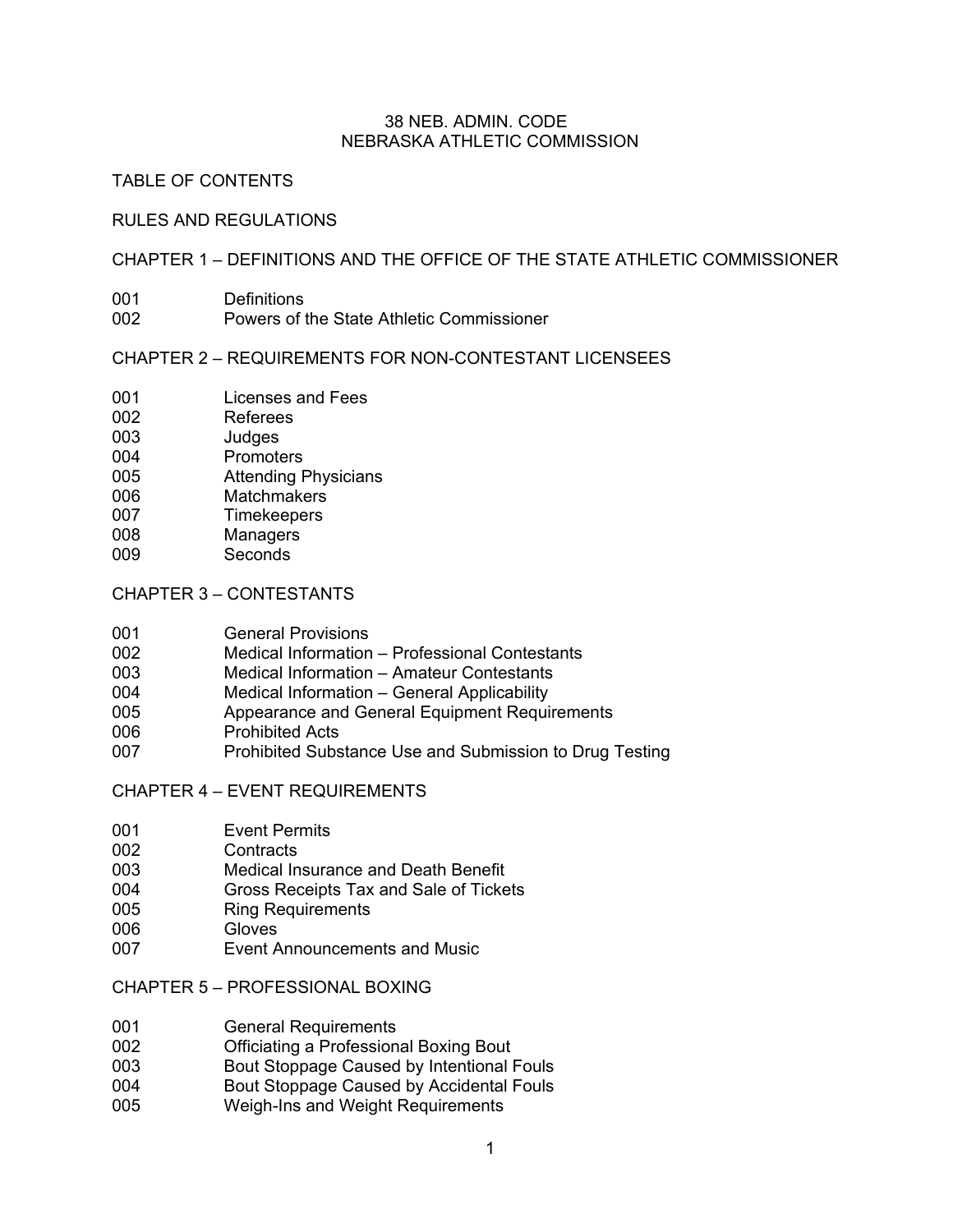# 38 NEB. ADMIN. CODE
# NEBRASKA ATHLETIC COMMISSION

## TABLE OF CONTENTS

## RULES AND REGULATIONS

### CHAPTER 1 – DEFINITIONS AND THE OFFICE OF THE STATE ATHLETIC COMMISSIONER

001 Definitions
002 Powers of the State Athletic Commissioner

### CHAPTER 2 – REQUIREMENTS FOR NON-CONTESTANT LICENSEES

001 Licenses and Fees
002 Referees
003 Judges
004 Promoters
005 Attending Physicians
006 Matchmakers
007 Timekeepers
008 Managers
009 Seconds

### CHAPTER 3 – CONTESTANTS

001 General Provisions
002 Medical Information – Professional Contestants
003 Medical Information – Amateur Contestants
004 Medical Information – General Applicability
005 Appearance and General Equipment Requirements
006 Prohibited Acts
007 Prohibited Substance Use and Submission to Drug Testing

### CHAPTER 4 – EVENT REQUIREMENTS

001 Event Permits
002 Contracts
003 Medical Insurance and Death Benefit
004 Gross Receipts Tax and Sale of Tickets
005 Ring Requirements
006 Gloves
007 Event Announcements and Music

### CHAPTER 5 – PROFESSIONAL BOXING

001 General Requirements
002 Officiating a Professional Boxing Bout
003 Bout Stoppage Caused by Intentional Fouls
004 Bout Stoppage Caused by Accidental Fouls
005 Weigh-Ins and Weight Requirements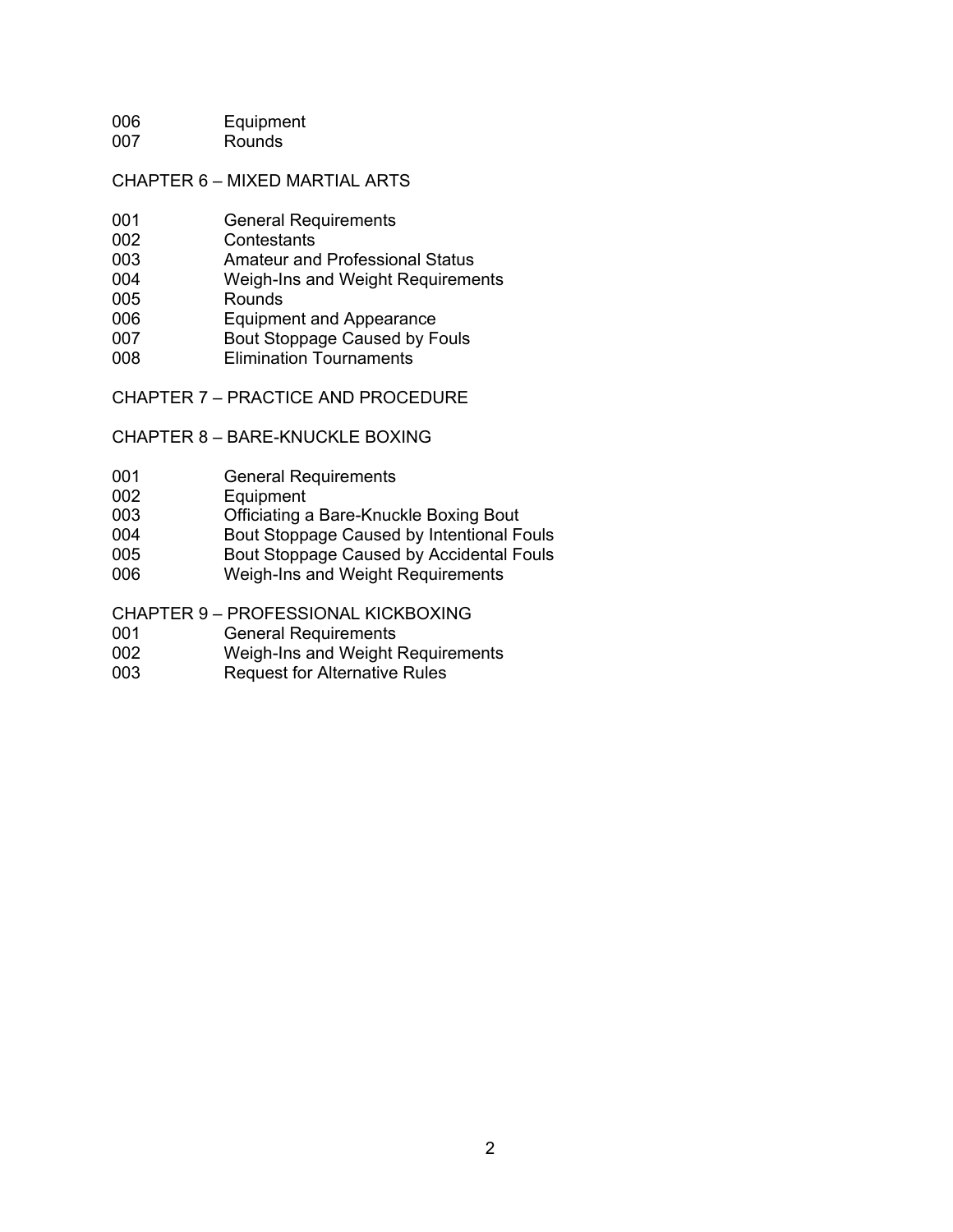006 Equipment
007 Rounds

CHAPTER 6 – MIXED MARTIAL ARTS

001 General Requirements
002 Contestants
003 Amateur and Professional Status
004 Weigh-Ins and Weight Requirements
005 Rounds
006 Equipment and Appearance
007 Bout Stoppage Caused by Fouls
008 Elimination Tournaments

CHAPTER 7 – PRACTICE AND PROCEDURE

CHAPTER 8 – BARE-KNUCKLE BOXING

001 General Requirements
002 Equipment
003 Officiating a Bare-Knuckle Boxing Bout
004 Bout Stoppage Caused by Intentional Fouls
005 Bout Stoppage Caused by Accidental Fouls
006 Weigh-Ins and Weight Requirements

CHAPTER 9 – PROFESSIONAL KICKBOXING

001 General Requirements
002 Weigh-Ins and Weight Requirements
003 Request for Alternative Rules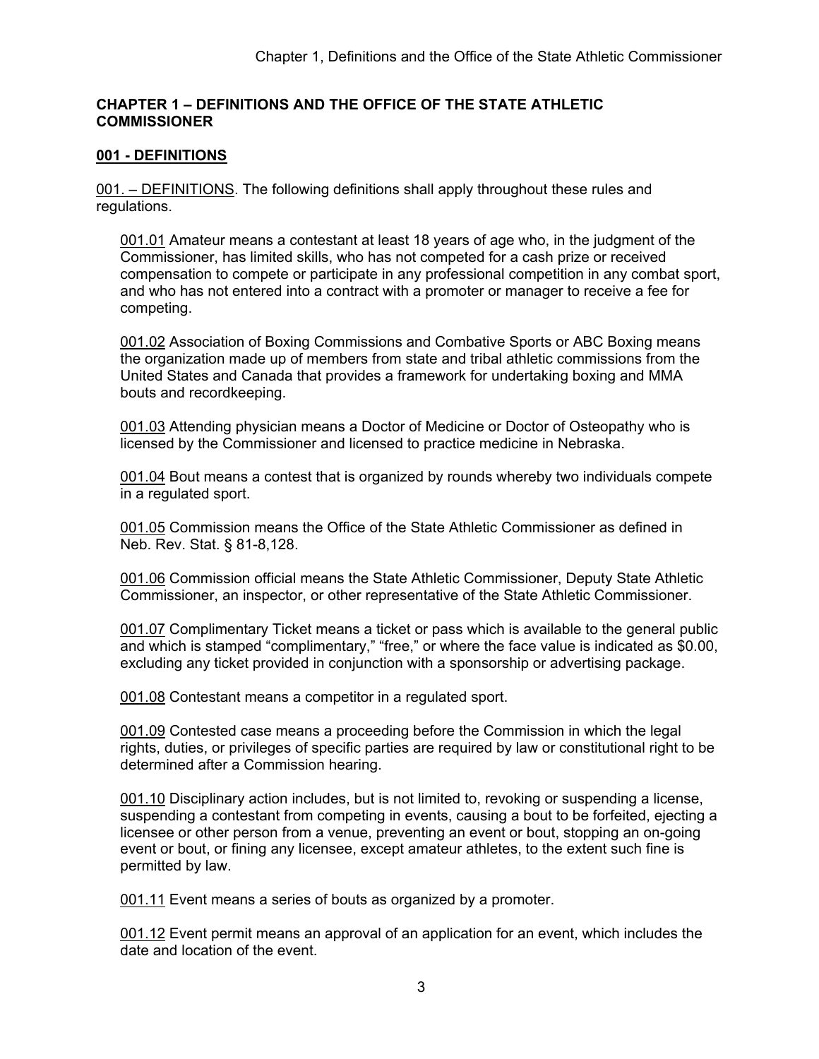## CHAPTER 1 – DEFINITIONS AND THE OFFICE OF THE STATE ATHLETIC COMMISSIONER

### 001 - DEFINITIONS

001. – DEFINITIONS. The following definitions shall apply throughout these rules and regulations.

001.01 Amateur means a contestant at least 18 years of age who, in the judgment of the Commissioner, has limited skills, who has not competed for a cash prize or received compensation to compete or participate in any professional competition in any combat sport, and who has not entered into a contract with a promoter or manager to receive a fee for competing.

001.02 Association of Boxing Commissions and Combative Sports or ABC Boxing means the organization made up of members from state and tribal athletic commissions from the United States and Canada that provides a framework for undertaking boxing and MMA bouts and recordkeeping.

001.03 Attending physician means a Doctor of Medicine or Doctor of Osteopathy who is licensed by the Commissioner and licensed to practice medicine in Nebraska.

001.04 Bout means a contest that is organized by rounds whereby two individuals compete in a regulated sport.

001.05 Commission means the Office of the State Athletic Commissioner as defined in Neb. Rev. Stat. § 81-8,128.

001.06 Commission official means the State Athletic Commissioner, Deputy State Athletic Commissioner, an inspector, or other representative of the State Athletic Commissioner.

001.07 Complimentary Ticket means a ticket or pass which is available to the general public and which is stamped "complimentary," "free," or where the face value is indicated as $0.00, excluding any ticket provided in conjunction with a sponsorship or advertising package.

001.08 Contestant means a competitor in a regulated sport.

001.09 Contested case means a proceeding before the Commission in which the legal rights, duties, or privileges of specific parties are required by law or constitutional right to be determined after a Commission hearing.

001.10 Disciplinary action includes, but is not limited to, revoking or suspending a license, suspending a contestant from competing in events, causing a bout to be forfeited, ejecting a licensee or other person from a venue, preventing an event or bout, stopping an on-going event or bout, or fining any licensee, except amateur athletes, to the extent such fine is permitted by law.

001.11 Event means a series of bouts as organized by a promoter.

001.12 Event permit means an approval of an application for an event, which includes the date and location of the event.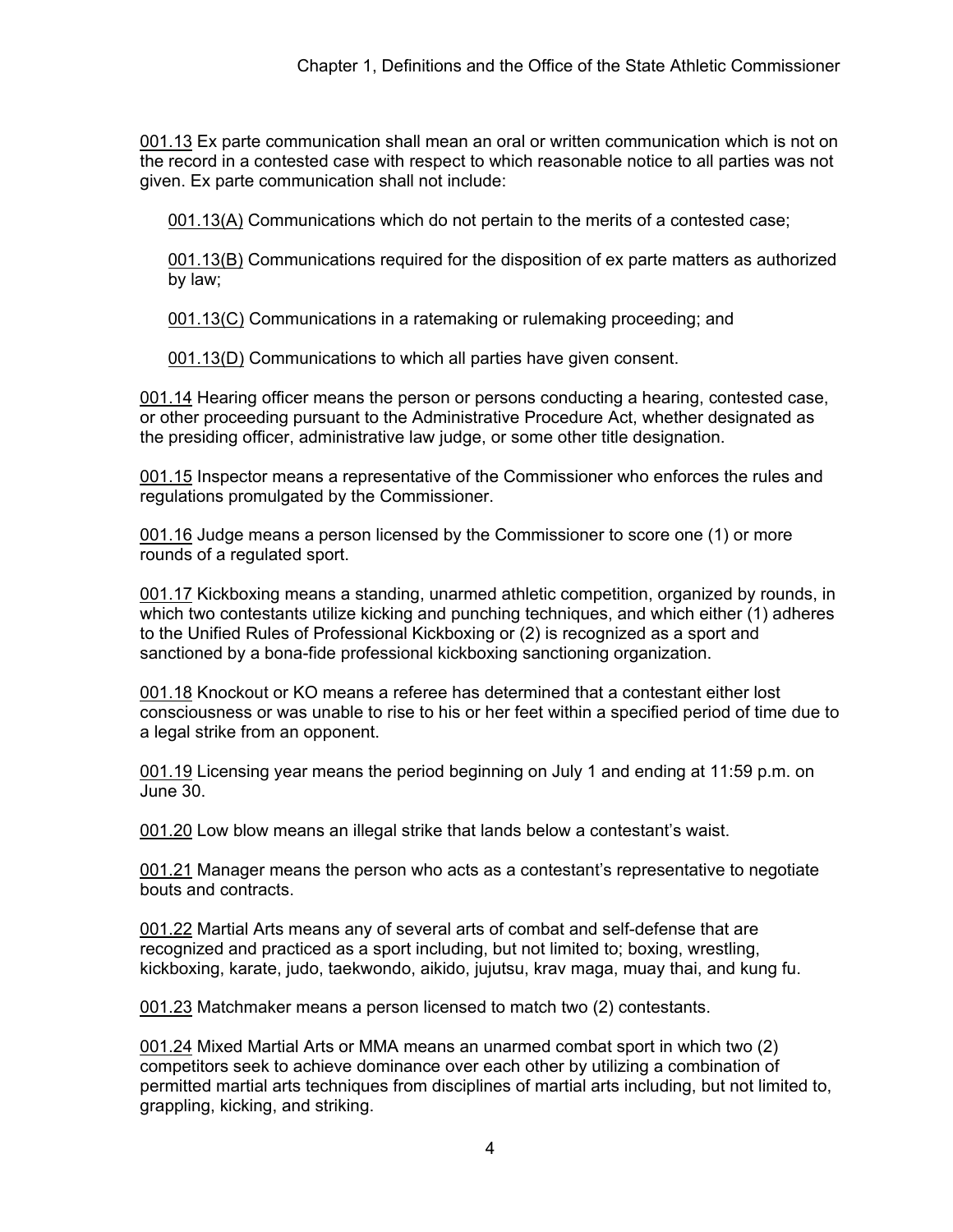001.13 Ex parte communication shall mean an oral or written communication which is not on the record in a contested case with respect to which reasonable notice to all parties was not given. Ex parte communication shall not include:

001.13(A) Communications which do not pertain to the merits of a contested case;

001.13(B) Communications required for the disposition of ex parte matters as authorized by law;

001.13(C) Communications in a ratemaking or rulemaking proceeding; and

001.13(D) Communications to which all parties have given consent.

001.14 Hearing officer means the person or persons conducting a hearing, contested case, or other proceeding pursuant to the Administrative Procedure Act, whether designated as the presiding officer, administrative law judge, or some other title designation.

001.15 Inspector means a representative of the Commissioner who enforces the rules and regulations promulgated by the Commissioner.

001.16 Judge means a person licensed by the Commissioner to score one (1) or more rounds of a regulated sport.

001.17 Kickboxing means a standing, unarmed athletic competition, organized by rounds, in which two contestants utilize kicking and punching techniques, and which either (1) adheres to the Unified Rules of Professional Kickboxing or (2) is recognized as a sport and sanctioned by a bona-fide professional kickboxing sanctioning organization.

001.18 Knockout or KO means a referee has determined that a contestant either lost consciousness or was unable to rise to his or her feet within a specified period of time due to a legal strike from an opponent.

001.19 Licensing year means the period beginning on July 1 and ending at 11:59 p.m. on June 30.

001.20 Low blow means an illegal strike that lands below a contestant's waist.

001.21 Manager means the person who acts as a contestant's representative to negotiate bouts and contracts.

001.22 Martial Arts means any of several arts of combat and self-defense that are recognized and practiced as a sport including, but not limited to; boxing, wrestling, kickboxing, karate, judo, taekwondo, aikido, jujutsu, krav maga, muay thai, and kung fu.

001.23 Matchmaker means a person licensed to match two (2) contestants.

001.24 Mixed Martial Arts or MMA means an unarmed combat sport in which two (2) competitors seek to achieve dominance over each other by utilizing a combination of permitted martial arts techniques from disciplines of martial arts including, but not limited to, grappling, kicking, and striking.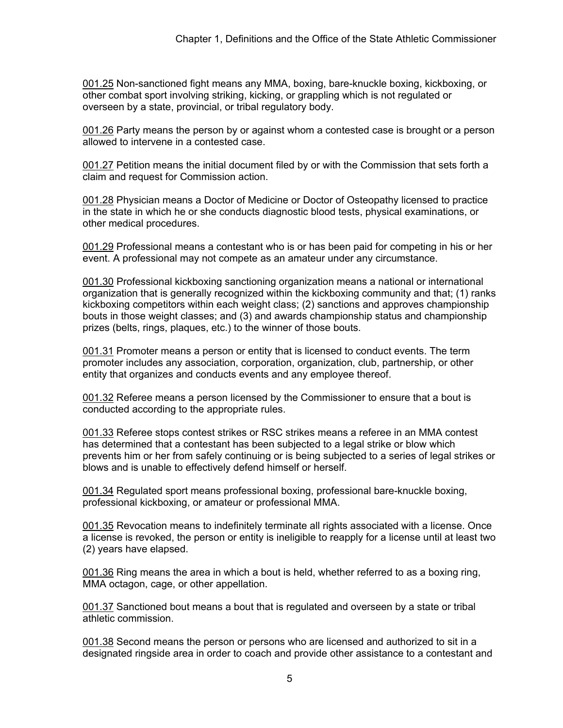001.25 Non-sanctioned fight means any MMA, boxing, bare-knuckle boxing, kickboxing, or other combat sport involving striking, kicking, or grappling which is not regulated or overseen by a state, provincial, or tribal regulatory body.

001.26 Party means the person by or against whom a contested case is brought or a person allowed to intervene in a contested case.

001.27 Petition means the initial document filed by or with the Commission that sets forth a claim and request for Commission action.

001.28 Physician means a Doctor of Medicine or Doctor of Osteopathy licensed to practice in the state in which he or she conducts diagnostic blood tests, physical examinations, or other medical procedures.

001.29 Professional means a contestant who is or has been paid for competing in his or her event. A professional may not compete as an amateur under any circumstance.

001.30 Professional kickboxing sanctioning organization means a national or international organization that is generally recognized within the kickboxing community and that; (1) ranks kickboxing competitors within each weight class; (2) sanctions and approves championship bouts in those weight classes; and (3) and awards championship status and championship prizes (belts, rings, plaques, etc.) to the winner of those bouts.

001.31 Promoter means a person or entity that is licensed to conduct events. The term promoter includes any association, corporation, organization, club, partnership, or other entity that organizes and conducts events and any employee thereof.

001.32 Referee means a person licensed by the Commissioner to ensure that a bout is conducted according to the appropriate rules.

001.33 Referee stops contest strikes or RSC strikes means a referee in an MMA contest has determined that a contestant has been subjected to a legal strike or blow which prevents him or her from safely continuing or is being subjected to a series of legal strikes or blows and is unable to effectively defend himself or herself.

001.34 Regulated sport means professional boxing, professional bare-knuckle boxing, professional kickboxing, or amateur or professional MMA.

001.35 Revocation means to indefinitely terminate all rights associated with a license. Once a license is revoked, the person or entity is ineligible to reapply for a license until at least two (2) years have elapsed.

001.36 Ring means the area in which a bout is held, whether referred to as a boxing ring, MMA octagon, cage, or other appellation.

001.37 Sanctioned bout means a bout that is regulated and overseen by a state or tribal athletic commission.

001.38 Second means the person or persons who are licensed and authorized to sit in a designated ringside area in order to coach and provide other assistance to a contestant and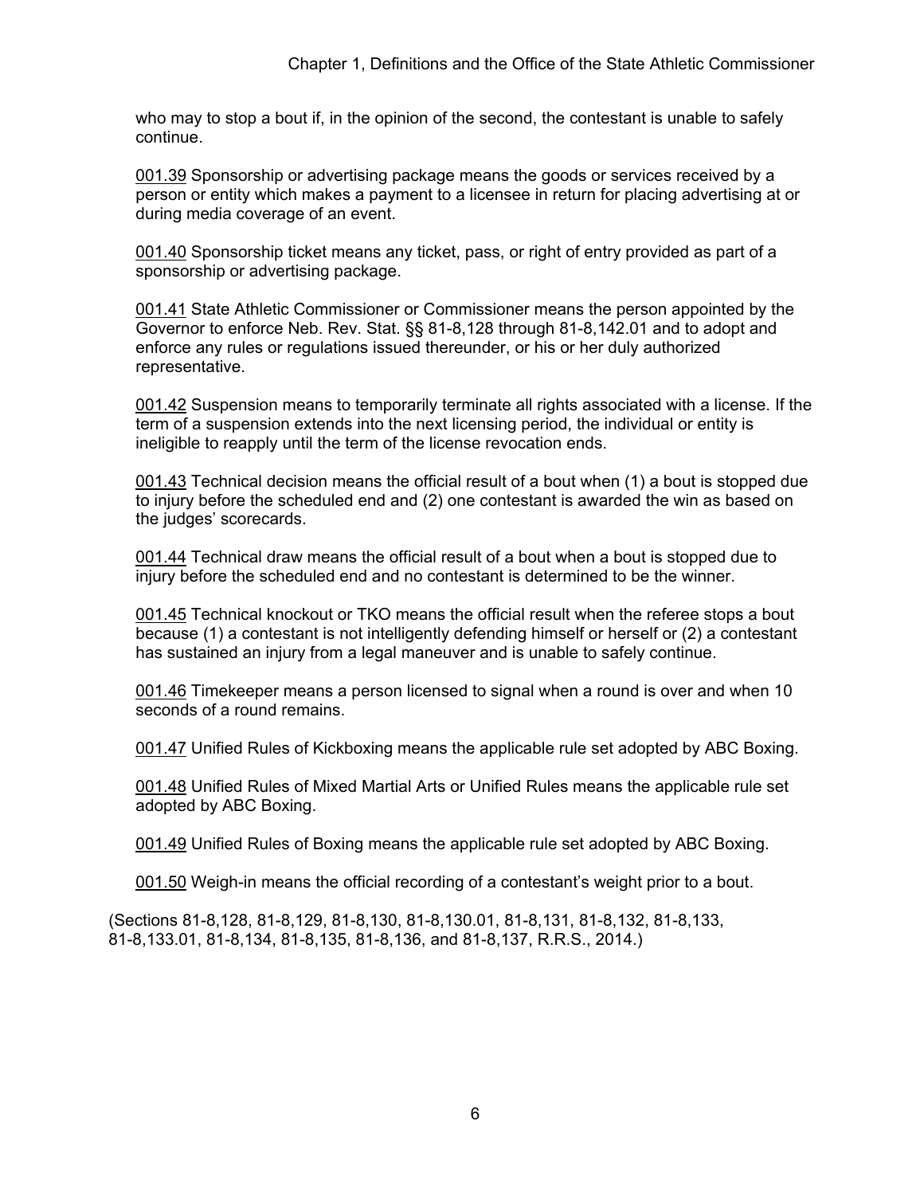who may to stop a bout if, in the opinion of the second, the contestant is unable to safely continue.

001.39 Sponsorship or advertising package means the goods or services received by a person or entity which makes a payment to a licensee in return for placing advertising at or during media coverage of an event.

001.40 Sponsorship ticket means any ticket, pass, or right of entry provided as part of a sponsorship or advertising package.

001.41 State Athletic Commissioner or Commissioner means the person appointed by the Governor to enforce Neb. Rev. Stat. §§ 81-8,128 through 81-8,142.01 and to adopt and enforce any rules or regulations issued thereunder, or his or her duly authorized representative.

001.42 Suspension means to temporarily terminate all rights associated with a license. If the term of a suspension extends into the next licensing period, the individual or entity is ineligible to reapply until the term of the license revocation ends.

001.43 Technical decision means the official result of a bout when (1) a bout is stopped due to injury before the scheduled end and (2) one contestant is awarded the win as based on the judges' scorecards.

001.44 Technical draw means the official result of a bout when a bout is stopped due to injury before the scheduled end and no contestant is determined to be the winner.

001.45 Technical knockout or TKO means the official result when the referee stops a bout because (1) a contestant is not intelligently defending himself or herself or (2) a contestant has sustained an injury from a legal maneuver and is unable to safely continue.

001.46 Timekeeper means a person licensed to signal when a round is over and when 10 seconds of a round remains.

001.47 Unified Rules of Kickboxing means the applicable rule set adopted by ABC Boxing.

001.48 Unified Rules of Mixed Martial Arts or Unified Rules means the applicable rule set adopted by ABC Boxing.

001.49 Unified Rules of Boxing means the applicable rule set adopted by ABC Boxing.

001.50 Weigh-in means the official recording of a contestant's weight prior to a bout.

(Sections 81-8,128, 81-8,129, 81-8,130, 81-8,130.01, 81-8,131, 81-8,132, 81-8,133, 81-8,133.01, 81-8,134, 81-8,135, 81-8,136, and 81-8,137, R.R.S., 2014.)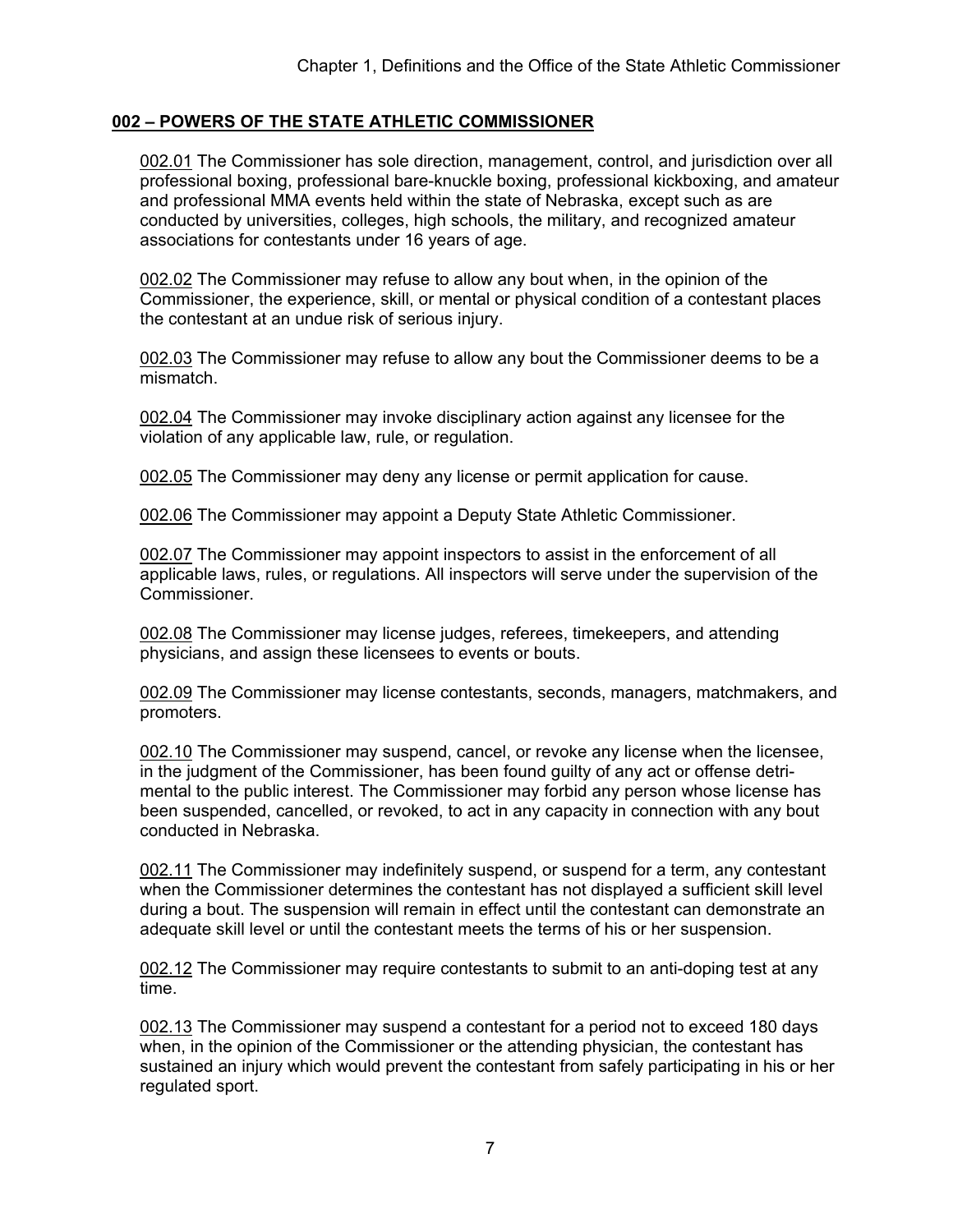## 002 – POWERS OF THE STATE ATHLETIC COMMISSIONER

002.01 The Commissioner has sole direction, management, control, and jurisdiction over all professional boxing, professional bare-knuckle boxing, professional kickboxing, and amateur and professional MMA events held within the state of Nebraska, except such as are conducted by universities, colleges, high schools, the military, and recognized amateur associations for contestants under 16 years of age.

002.02 The Commissioner may refuse to allow any bout when, in the opinion of the Commissioner, the experience, skill, or mental or physical condition of a contestant places the contestant at an undue risk of serious injury.

002.03 The Commissioner may refuse to allow any bout the Commissioner deems to be a mismatch.

002.04 The Commissioner may invoke disciplinary action against any licensee for the violation of any applicable law, rule, or regulation.

002.05 The Commissioner may deny any license or permit application for cause.

002.06 The Commissioner may appoint a Deputy State Athletic Commissioner.

002.07 The Commissioner may appoint inspectors to assist in the enforcement of all applicable laws, rules, or regulations. All inspectors will serve under the supervision of the Commissioner.

002.08 The Commissioner may license judges, referees, timekeepers, and attending physicians, and assign these licensees to events or bouts.

002.09 The Commissioner may license contestants, seconds, managers, matchmakers, and promoters.

002.10 The Commissioner may suspend, cancel, or revoke any license when the licensee, in the judgment of the Commissioner, has been found guilty of any act or offense detrimental to the public interest. The Commissioner may forbid any person whose license has been suspended, cancelled, or revoked, to act in any capacity in connection with any bout conducted in Nebraska.

002.11 The Commissioner may indefinitely suspend, or suspend for a term, any contestant when the Commissioner determines the contestant has not displayed a sufficient skill level during a bout. The suspension will remain in effect until the contestant can demonstrate an adequate skill level or until the contestant meets the terms of his or her suspension.

002.12 The Commissioner may require contestants to submit to an anti-doping test at any time.

002.13 The Commissioner may suspend a contestant for a period not to exceed 180 days when, in the opinion of the Commissioner or the attending physician, the contestant has sustained an injury which would prevent the contestant from safely participating in his or her regulated sport.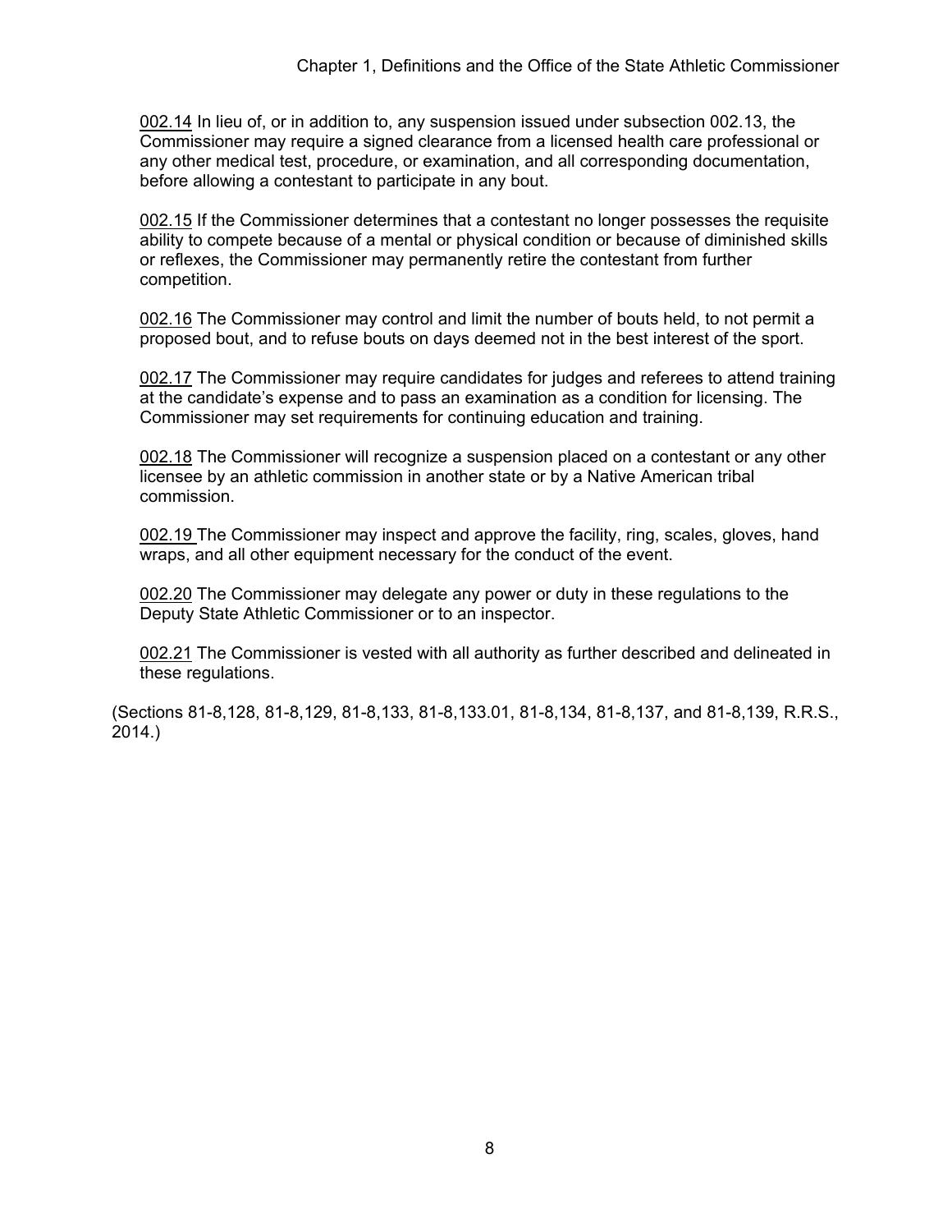002.14 In lieu of, or in addition to, any suspension issued under subsection 002.13, the Commissioner may require a signed clearance from a licensed health care professional or any other medical test, procedure, or examination, and all corresponding documentation, before allowing a contestant to participate in any bout.

002.15 If the Commissioner determines that a contestant no longer possesses the requisite ability to compete because of a mental or physical condition or because of diminished skills or reflexes, the Commissioner may permanently retire the contestant from further competition.

002.16 The Commissioner may control and limit the number of bouts held, to not permit a proposed bout, and to refuse bouts on days deemed not in the best interest of the sport.

002.17 The Commissioner may require candidates for judges and referees to attend training at the candidate's expense and to pass an examination as a condition for licensing. The Commissioner may set requirements for continuing education and training.

002.18 The Commissioner will recognize a suspension placed on a contestant or any other licensee by an athletic commission in another state or by a Native American tribal commission.

002.19 The Commissioner may inspect and approve the facility, ring, scales, gloves, hand wraps, and all other equipment necessary for the conduct of the event.

002.20 The Commissioner may delegate any power or duty in these regulations to the Deputy State Athletic Commissioner or to an inspector.

002.21 The Commissioner is vested with all authority as further described and delineated in these regulations.

(Sections 81-8,128, 81-8,129, 81-8,133, 81-8,133.01, 81-8,134, 81-8,137, and 81-8,139, R.R.S., 2014.)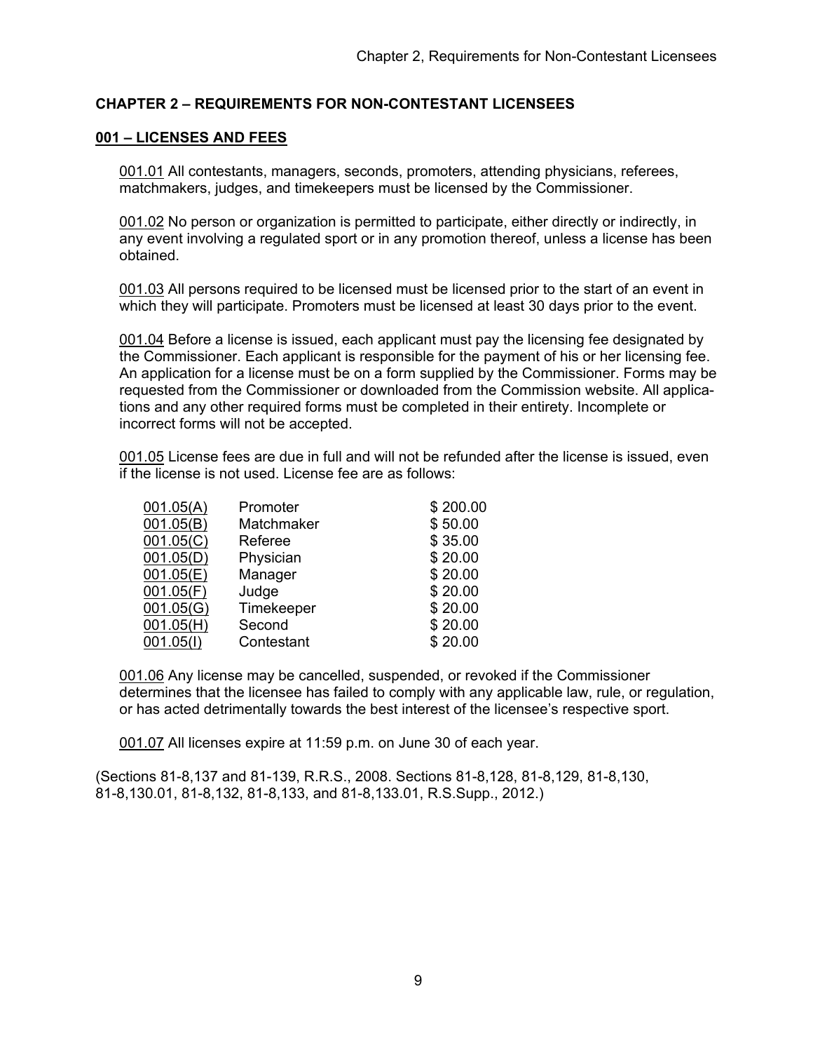## CHAPTER 2 – REQUIREMENTS FOR NON-CONTESTANT LICENSEES

### 001 – LICENSES AND FEES

001.01 All contestants, managers, seconds, promoters, attending physicians, referees, matchmakers, judges, and timekeepers must be licensed by the Commissioner.

001.02 No person or organization is permitted to participate, either directly or indirectly, in any event involving a regulated sport or in any promotion thereof, unless a license has been obtained.

001.03 All persons required to be licensed must be licensed prior to the start of an event in which they will participate. Promoters must be licensed at least 30 days prior to the event.

001.04 Before a license is issued, each applicant must pay the licensing fee designated by the Commissioner. Each applicant is responsible for the payment of his or her licensing fee. An application for a license must be on a form supplied by the Commissioner. Forms may be requested from the Commissioner or downloaded from the Commission website. All applications and any other required forms must be completed in their entirety. Incomplete or incorrect forms will not be accepted.

001.05 License fees are due in full and will not be refunded after the license is issued, even if the license is not used. License fee are as follows:

| | | |
|---|---|---|
| 001.05(A) | Promoter | $ 200.00 |
| 001.05(B) | Matchmaker | $ 50.00 |
| 001.05(C) | Referee | $ 35.00 |
| 001.05(D) | Physician | $ 20.00 |
| 001.05(E) | Manager | $ 20.00 |
| 001.05(F) | Judge | $ 20.00 |
| 001.05(G) | Timekeeper | $ 20.00 |
| 001.05(H) | Second | $ 20.00 |
| 001.05(I) | Contestant | $ 20.00 |

001.06 Any license may be cancelled, suspended, or revoked if the Commissioner determines that the licensee has failed to comply with any applicable law, rule, or regulation, or has acted detrimentally towards the best interest of the licensee's respective sport.

001.07 All licenses expire at 11:59 p.m. on June 30 of each year.

(Sections 81-8,137 and 81-139, R.R.S., 2008. Sections 81-8,128, 81-8,129, 81-8,130, 81-8,130.01, 81-8,132, 81-8,133, and 81-8,133.01, R.S.Supp., 2012.)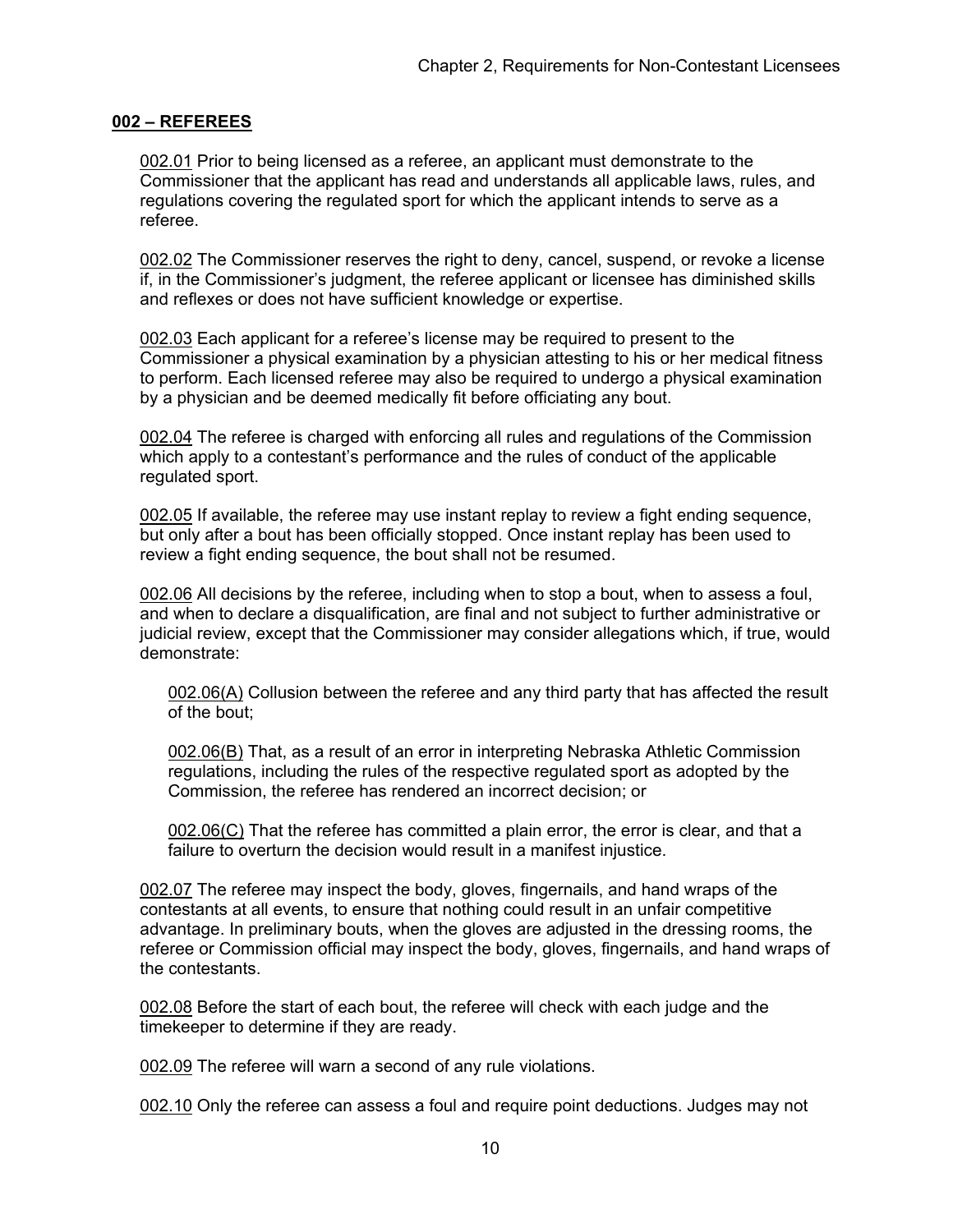## 002 – REFEREES

002.01 Prior to being licensed as a referee, an applicant must demonstrate to the Commissioner that the applicant has read and understands all applicable laws, rules, and regulations covering the regulated sport for which the applicant intends to serve as a referee.

002.02 The Commissioner reserves the right to deny, cancel, suspend, or revoke a license if, in the Commissioner's judgment, the referee applicant or licensee has diminished skills and reflexes or does not have sufficient knowledge or expertise.

002.03 Each applicant for a referee's license may be required to present to the Commissioner a physical examination by a physician attesting to his or her medical fitness to perform. Each licensed referee may also be required to undergo a physical examination by a physician and be deemed medically fit before officiating any bout.

002.04 The referee is charged with enforcing all rules and regulations of the Commission which apply to a contestant's performance and the rules of conduct of the applicable regulated sport.

002.05 If available, the referee may use instant replay to review a fight ending sequence, but only after a bout has been officially stopped. Once instant replay has been used to review a fight ending sequence, the bout shall not be resumed.

002.06 All decisions by the referee, including when to stop a bout, when to assess a foul, and when to declare a disqualification, are final and not subject to further administrative or judicial review, except that the Commissioner may consider allegations which, if true, would demonstrate:

002.06(A) Collusion between the referee and any third party that has affected the result of the bout;

002.06(B) That, as a result of an error in interpreting Nebraska Athletic Commission regulations, including the rules of the respective regulated sport as adopted by the Commission, the referee has rendered an incorrect decision; or

002.06(C) That the referee has committed a plain error, the error is clear, and that a failure to overturn the decision would result in a manifest injustice.

002.07 The referee may inspect the body, gloves, fingernails, and hand wraps of the contestants at all events, to ensure that nothing could result in an unfair competitive advantage. In preliminary bouts, when the gloves are adjusted in the dressing rooms, the referee or Commission official may inspect the body, gloves, fingernails, and hand wraps of the contestants.

002.08 Before the start of each bout, the referee will check with each judge and the timekeeper to determine if they are ready.

002.09 The referee will warn a second of any rule violations.

002.10 Only the referee can assess a foul and require point deductions. Judges may not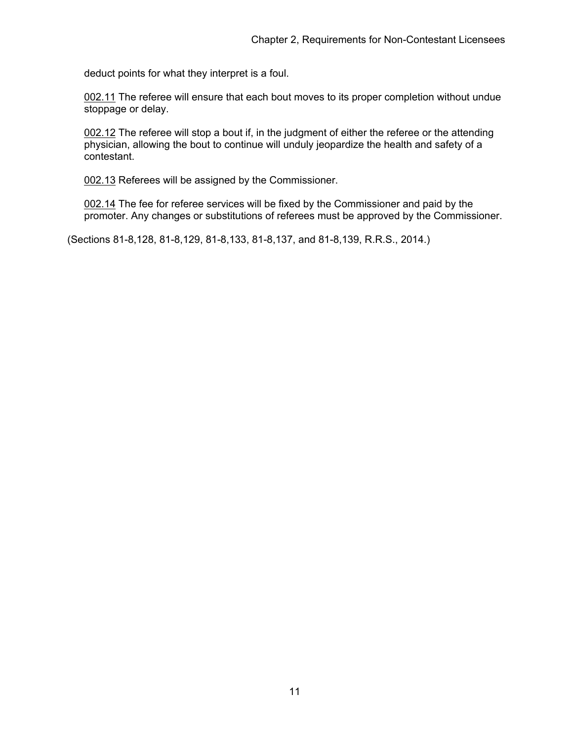deduct points for what they interpret is a foul.

002.11 The referee will ensure that each bout moves to its proper completion without undue stoppage or delay.

002.12 The referee will stop a bout if, in the judgment of either the referee or the attending physician, allowing the bout to continue will unduly jeopardize the health and safety of a contestant.

002.13 Referees will be assigned by the Commissioner.

002.14 The fee for referee services will be fixed by the Commissioner and paid by the promoter. Any changes or substitutions of referees must be approved by the Commissioner.

(Sections 81-8,128, 81-8,129, 81-8,133, 81-8,137, and 81-8,139, R.R.S., 2014.)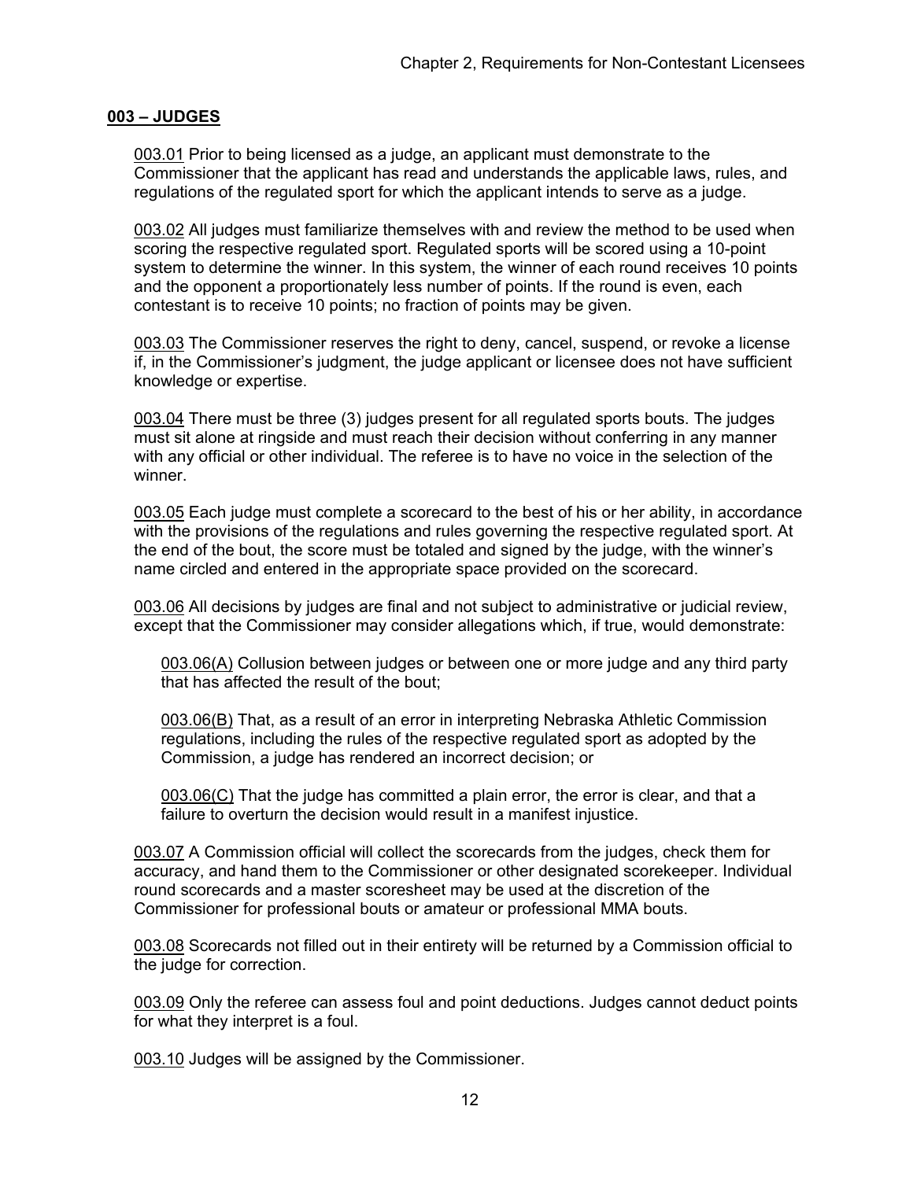## 003 – JUDGES

003.01 Prior to being licensed as a judge, an applicant must demonstrate to the Commissioner that the applicant has read and understands the applicable laws, rules, and regulations of the regulated sport for which the applicant intends to serve as a judge.

003.02 All judges must familiarize themselves with and review the method to be used when scoring the respective regulated sport. Regulated sports will be scored using a 10-point system to determine the winner. In this system, the winner of each round receives 10 points and the opponent a proportionately less number of points. If the round is even, each contestant is to receive 10 points; no fraction of points may be given.

003.03 The Commissioner reserves the right to deny, cancel, suspend, or revoke a license if, in the Commissioner's judgment, the judge applicant or licensee does not have sufficient knowledge or expertise.

003.04 There must be three (3) judges present for all regulated sports bouts. The judges must sit alone at ringside and must reach their decision without conferring in any manner with any official or other individual. The referee is to have no voice in the selection of the winner.

003.05 Each judge must complete a scorecard to the best of his or her ability, in accordance with the provisions of the regulations and rules governing the respective regulated sport. At the end of the bout, the score must be totaled and signed by the judge, with the winner's name circled and entered in the appropriate space provided on the scorecard.

003.06 All decisions by judges are final and not subject to administrative or judicial review, except that the Commissioner may consider allegations which, if true, would demonstrate:

003.06(A) Collusion between judges or between one or more judge and any third party that has affected the result of the bout;

003.06(B) That, as a result of an error in interpreting Nebraska Athletic Commission regulations, including the rules of the respective regulated sport as adopted by the Commission, a judge has rendered an incorrect decision; or

003.06(C) That the judge has committed a plain error, the error is clear, and that a failure to overturn the decision would result in a manifest injustice.

003.07 A Commission official will collect the scorecards from the judges, check them for accuracy, and hand them to the Commissioner or other designated scorekeeper. Individual round scorecards and a master scoresheet may be used at the discretion of the Commissioner for professional bouts or amateur or professional MMA bouts.

003.08 Scorecards not filled out in their entirety will be returned by a Commission official to the judge for correction.

003.09 Only the referee can assess foul and point deductions. Judges cannot deduct points for what they interpret is a foul.

003.10 Judges will be assigned by the Commissioner.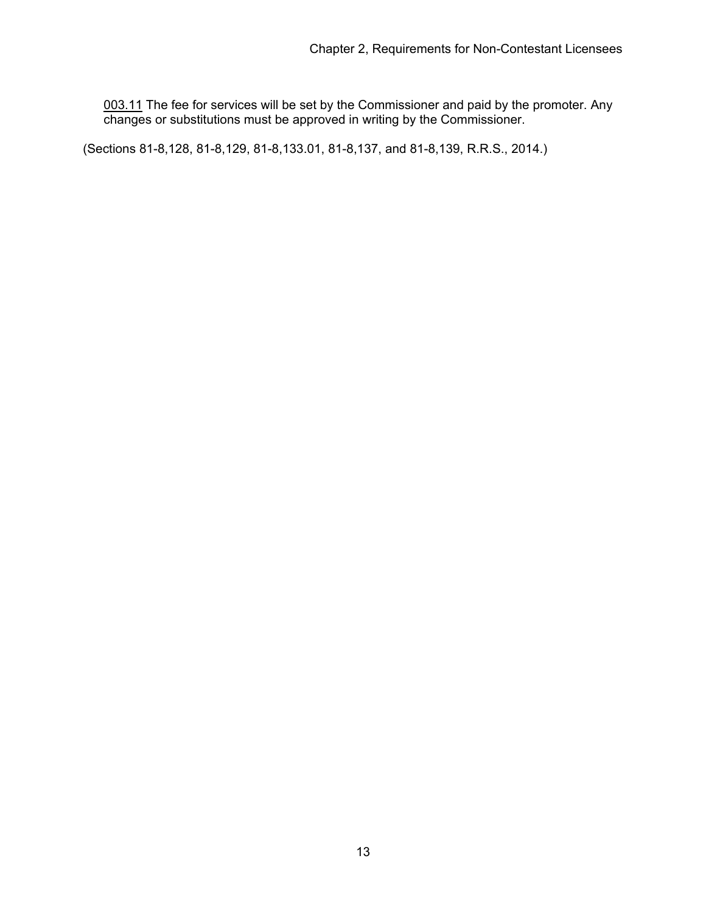<u>003.11</u> The fee for services will be set by the Commissioner and paid by the promoter. Any changes or substitutions must be approved in writing by the Commissioner.

(Sections 81-8,128, 81-8,129, 81-8,133.01, 81-8,137, and 81-8,139, R.R.S., 2014.)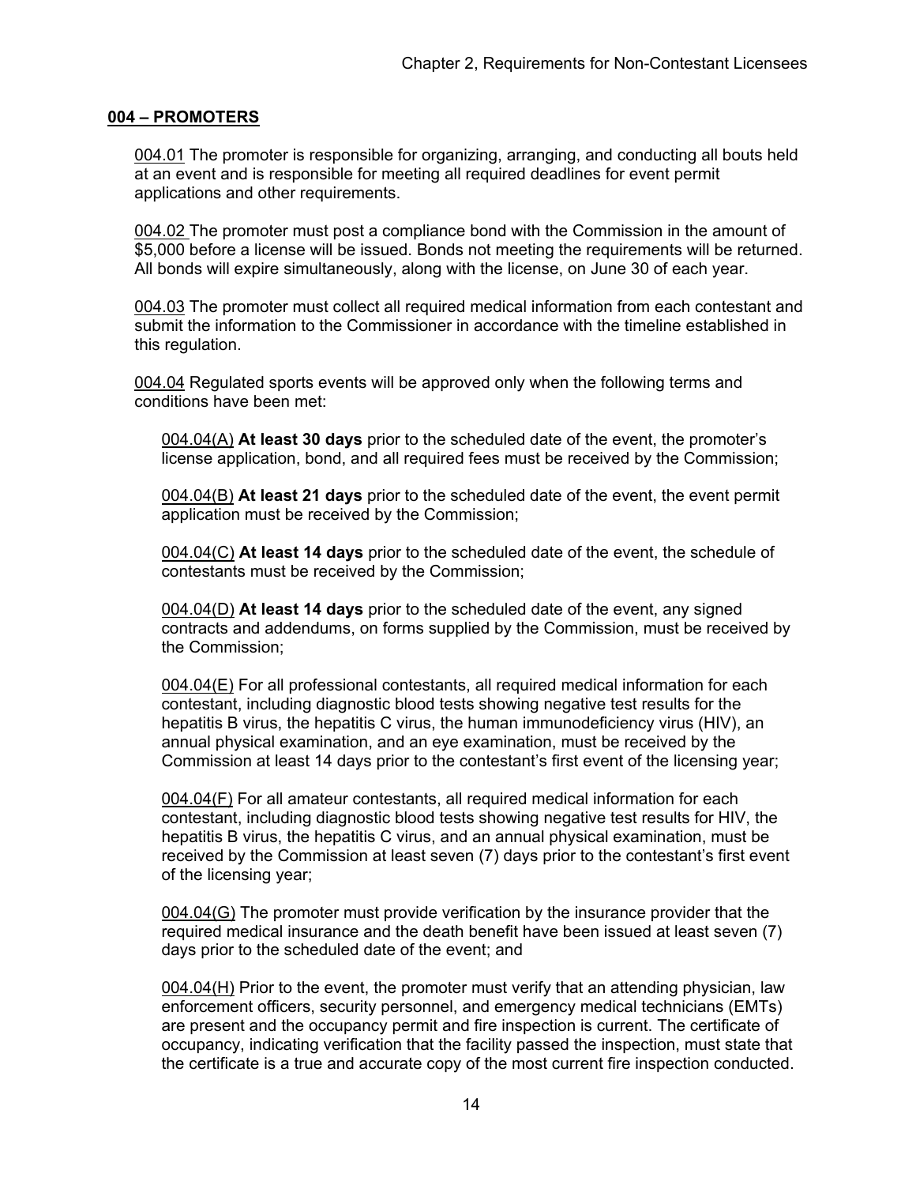## 004 – PROMOTERS

004.01 The promoter is responsible for organizing, arranging, and conducting all bouts held at an event and is responsible for meeting all required deadlines for event permit applications and other requirements.

004.02 The promoter must post a compliance bond with the Commission in the amount of $5,000 before a license will be issued. Bonds not meeting the requirements will be returned. All bonds will expire simultaneously, along with the license, on June 30 of each year.

004.03 The promoter must collect all required medical information from each contestant and submit the information to the Commissioner in accordance with the timeline established in this regulation.

004.04 Regulated sports events will be approved only when the following terms and conditions have been met:

004.04(A) **At least 30 days** prior to the scheduled date of the event, the promoter's license application, bond, and all required fees must be received by the Commission;

004.04(B) **At least 21 days** prior to the scheduled date of the event, the event permit application must be received by the Commission;

004.04(C) **At least 14 days** prior to the scheduled date of the event, the schedule of contestants must be received by the Commission;

004.04(D) **At least 14 days** prior to the scheduled date of the event, any signed contracts and addendums, on forms supplied by the Commission, must be received by the Commission;

004.04(E) For all professional contestants, all required medical information for each contestant, including diagnostic blood tests showing negative test results for the hepatitis B virus, the hepatitis C virus, the human immunodeficiency virus (HIV), an annual physical examination, and an eye examination, must be received by the Commission at least 14 days prior to the contestant's first event of the licensing year;

004.04(F) For all amateur contestants, all required medical information for each contestant, including diagnostic blood tests showing negative test results for HIV, the hepatitis B virus, the hepatitis C virus, and an annual physical examination, must be received by the Commission at least seven (7) days prior to the contestant's first event of the licensing year;

004.04(G) The promoter must provide verification by the insurance provider that the required medical insurance and the death benefit have been issued at least seven (7) days prior to the scheduled date of the event; and

004.04(H) Prior to the event, the promoter must verify that an attending physician, law enforcement officers, security personnel, and emergency medical technicians (EMTs) are present and the occupancy permit and fire inspection is current. The certificate of occupancy, indicating verification that the facility passed the inspection, must state that the certificate is a true and accurate copy of the most current fire inspection conducted.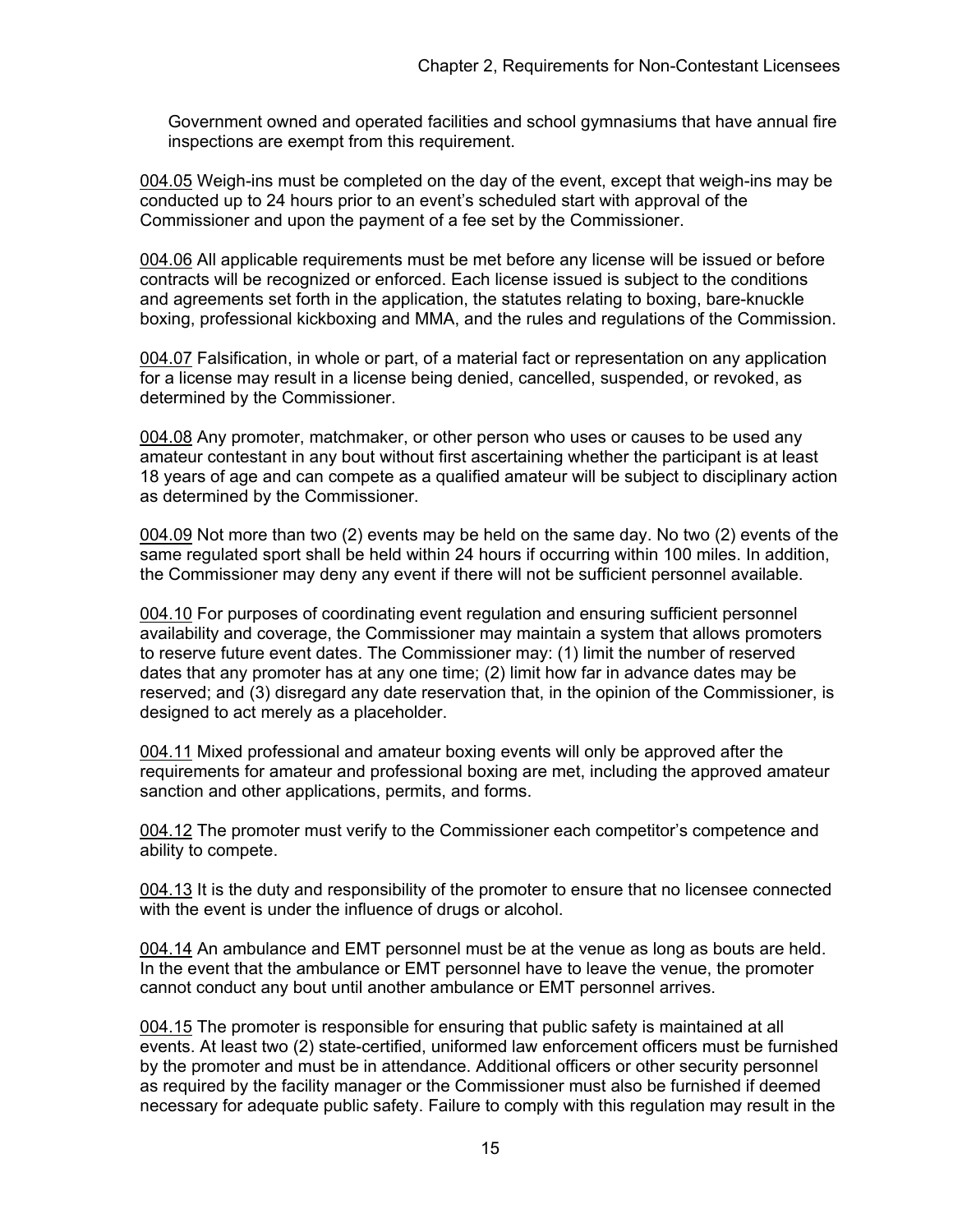Government owned and operated facilities and school gymnasiums that have annual fire inspections are exempt from this requirement.

<u>004.05</u> Weigh-ins must be completed on the day of the event, except that weigh-ins may be conducted up to 24 hours prior to an event's scheduled start with approval of the Commissioner and upon the payment of a fee set by the Commissioner.

<u>004.06</u> All applicable requirements must be met before any license will be issued or before contracts will be recognized or enforced. Each license issued is subject to the conditions and agreements set forth in the application, the statutes relating to boxing, bare-knuckle boxing, professional kickboxing and MMA, and the rules and regulations of the Commission.

<u>004.07</u> Falsification, in whole or part, of a material fact or representation on any application for a license may result in a license being denied, cancelled, suspended, or revoked, as determined by the Commissioner.

<u>004.08</u> Any promoter, matchmaker, or other person who uses or causes to be used any amateur contestant in any bout without first ascertaining whether the participant is at least 18 years of age and can compete as a qualified amateur will be subject to disciplinary action as determined by the Commissioner.

<u>004.09</u> Not more than two (2) events may be held on the same day. No two (2) events of the same regulated sport shall be held within 24 hours if occurring within 100 miles. In addition, the Commissioner may deny any event if there will not be sufficient personnel available.

<u>004.10</u> For purposes of coordinating event regulation and ensuring sufficient personnel availability and coverage, the Commissioner may maintain a system that allows promoters to reserve future event dates. The Commissioner may: (1) limit the number of reserved dates that any promoter has at any one time; (2) limit how far in advance dates may be reserved; and (3) disregard any date reservation that, in the opinion of the Commissioner, is designed to act merely as a placeholder.

<u>004.11</u> Mixed professional and amateur boxing events will only be approved after the requirements for amateur and professional boxing are met, including the approved amateur sanction and other applications, permits, and forms.

<u>004.12</u> The promoter must verify to the Commissioner each competitor's competence and ability to compete.

<u>004.13</u> It is the duty and responsibility of the promoter to ensure that no licensee connected with the event is under the influence of drugs or alcohol.

<u>004.14</u> An ambulance and EMT personnel must be at the venue as long as bouts are held. In the event that the ambulance or EMT personnel have to leave the venue, the promoter cannot conduct any bout until another ambulance or EMT personnel arrives.

<u>004.15</u> The promoter is responsible for ensuring that public safety is maintained at all events. At least two (2) state-certified, uniformed law enforcement officers must be furnished by the promoter and must be in attendance. Additional officers or other security personnel as required by the facility manager or the Commissioner must also be furnished if deemed necessary for adequate public safety. Failure to comply with this regulation may result in the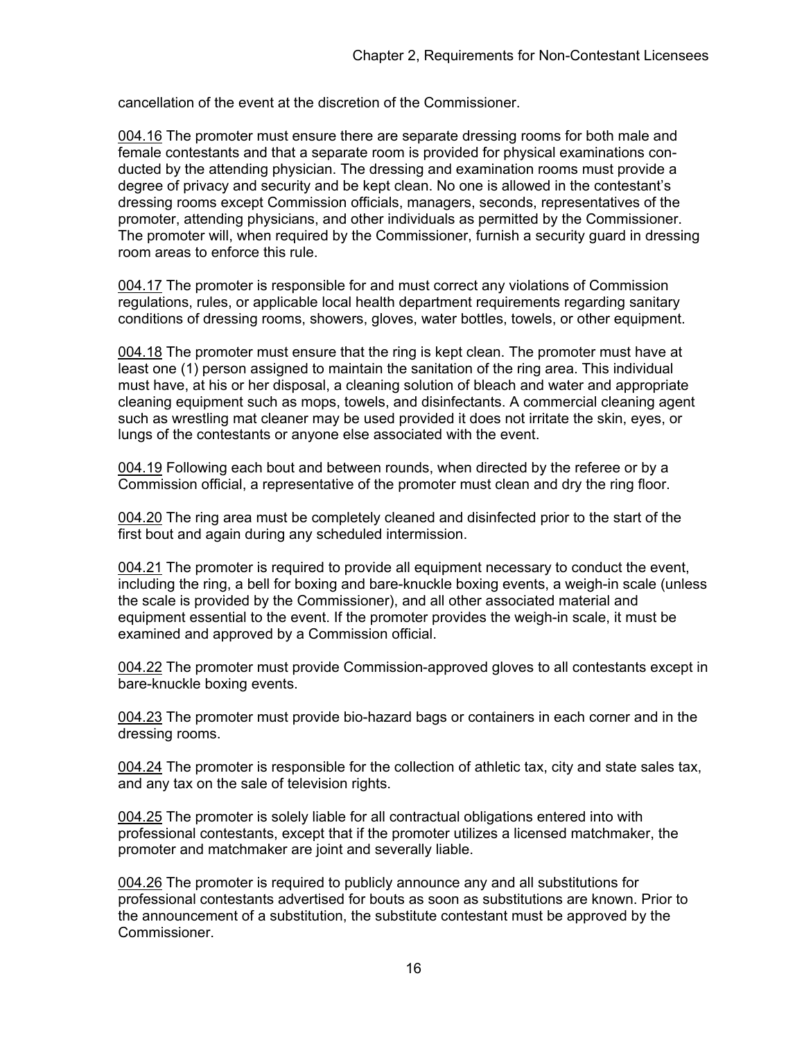cancellation of the event at the discretion of the Commissioner.

004.16 The promoter must ensure there are separate dressing rooms for both male and female contestants and that a separate room is provided for physical examinations conducted by the attending physician. The dressing and examination rooms must provide a degree of privacy and security and be kept clean. No one is allowed in the contestant's dressing rooms except Commission officials, managers, seconds, representatives of the promoter, attending physicians, and other individuals as permitted by the Commissioner. The promoter will, when required by the Commissioner, furnish a security guard in dressing room areas to enforce this rule.

004.17 The promoter is responsible for and must correct any violations of Commission regulations, rules, or applicable local health department requirements regarding sanitary conditions of dressing rooms, showers, gloves, water bottles, towels, or other equipment.

004.18 The promoter must ensure that the ring is kept clean. The promoter must have at least one (1) person assigned to maintain the sanitation of the ring area. This individual must have, at his or her disposal, a cleaning solution of bleach and water and appropriate cleaning equipment such as mops, towels, and disinfectants. A commercial cleaning agent such as wrestling mat cleaner may be used provided it does not irritate the skin, eyes, or lungs of the contestants or anyone else associated with the event.

004.19 Following each bout and between rounds, when directed by the referee or by a Commission official, a representative of the promoter must clean and dry the ring floor.

004.20 The ring area must be completely cleaned and disinfected prior to the start of the first bout and again during any scheduled intermission.

004.21 The promoter is required to provide all equipment necessary to conduct the event, including the ring, a bell for boxing and bare-knuckle boxing events, a weigh-in scale (unless the scale is provided by the Commissioner), and all other associated material and equipment essential to the event. If the promoter provides the weigh-in scale, it must be examined and approved by a Commission official.

004.22 The promoter must provide Commission-approved gloves to all contestants except in bare-knuckle boxing events.

004.23 The promoter must provide bio-hazard bags or containers in each corner and in the dressing rooms.

004.24 The promoter is responsible for the collection of athletic tax, city and state sales tax, and any tax on the sale of television rights.

004.25 The promoter is solely liable for all contractual obligations entered into with professional contestants, except that if the promoter utilizes a licensed matchmaker, the promoter and matchmaker are joint and severally liable.

004.26 The promoter is required to publicly announce any and all substitutions for professional contestants advertised for bouts as soon as substitutions are known. Prior to the announcement of a substitution, the substitute contestant must be approved by the Commissioner.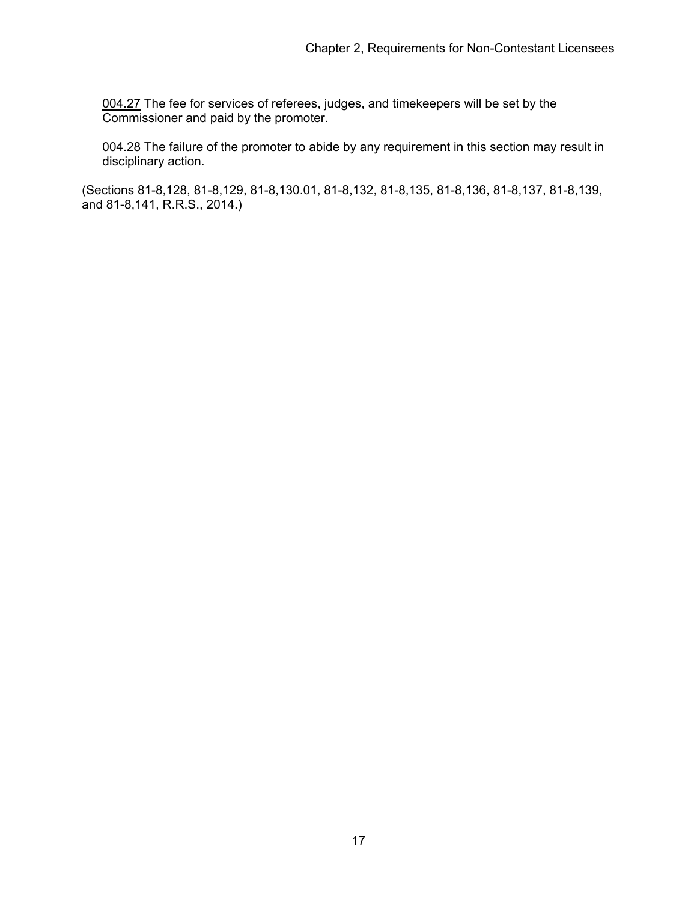<u>004.27</u> The fee for services of referees, judges, and timekeepers will be set by the Commissioner and paid by the promoter.

<u>004.28</u> The failure of the promoter to abide by any requirement in this section may result in disciplinary action.

(Sections 81-8,128, 81-8,129, 81-8,130.01, 81-8,132, 81-8,135, 81-8,136, 81-8,137, 81-8,139, and 81-8,141, R.R.S., 2014.)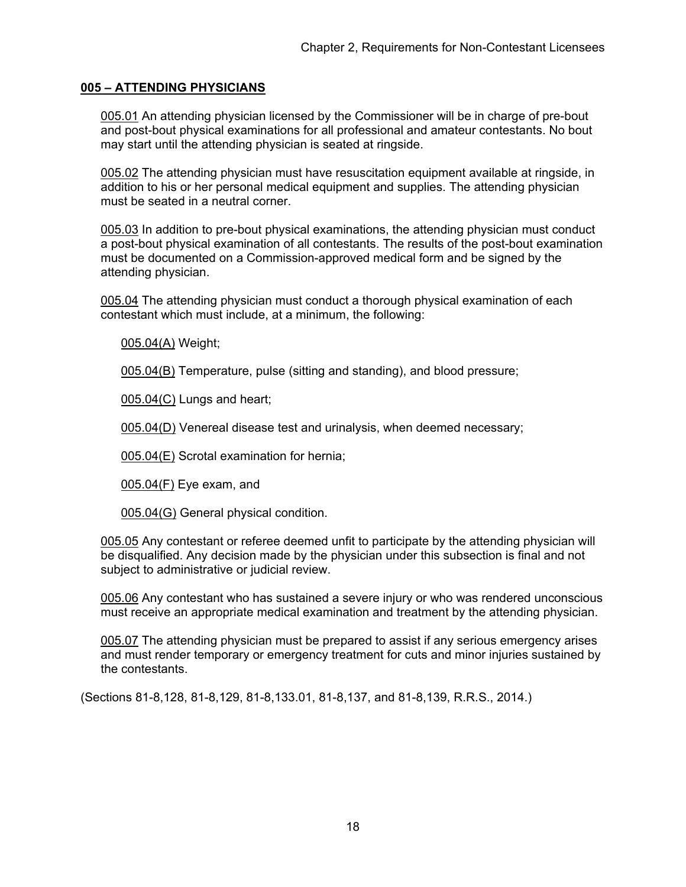## 005 – ATTENDING PHYSICIANS

005.01 An attending physician licensed by the Commissioner will be in charge of pre-bout and post-bout physical examinations for all professional and amateur contestants. No bout may start until the attending physician is seated at ringside.

005.02 The attending physician must have resuscitation equipment available at ringside, in addition to his or her personal medical equipment and supplies. The attending physician must be seated in a neutral corner.

005.03 In addition to pre-bout physical examinations, the attending physician must conduct a post-bout physical examination of all contestants. The results of the post-bout examination must be documented on a Commission-approved medical form and be signed by the attending physician.

005.04 The attending physician must conduct a thorough physical examination of each contestant which must include, at a minimum, the following:

005.04(A) Weight;

005.04(B) Temperature, pulse (sitting and standing), and blood pressure;

005.04(C) Lungs and heart;

005.04(D) Venereal disease test and urinalysis, when deemed necessary;

005.04(E) Scrotal examination for hernia;

005.04(F) Eye exam, and

005.04(G) General physical condition.

005.05 Any contestant or referee deemed unfit to participate by the attending physician will be disqualified. Any decision made by the physician under this subsection is final and not subject to administrative or judicial review.

005.06 Any contestant who has sustained a severe injury or who was rendered unconscious must receive an appropriate medical examination and treatment by the attending physician.

005.07 The attending physician must be prepared to assist if any serious emergency arises and must render temporary or emergency treatment for cuts and minor injuries sustained by the contestants.

(Sections 81-8,128, 81-8,129, 81-8,133.01, 81-8,137, and 81-8,139, R.R.S., 2014.)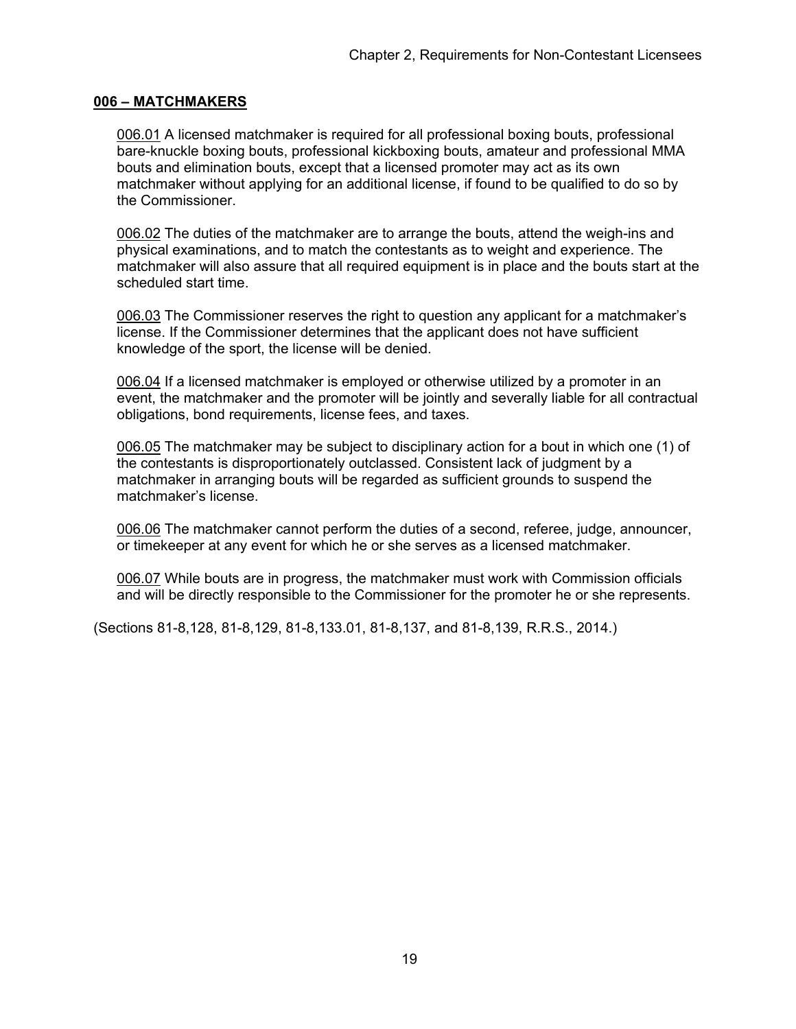## 006 – MATCHMAKERS

006.01 A licensed matchmaker is required for all professional boxing bouts, professional bare-knuckle boxing bouts, professional kickboxing bouts, amateur and professional MMA bouts and elimination bouts, except that a licensed promoter may act as its own matchmaker without applying for an additional license, if found to be qualified to do so by the Commissioner.

006.02 The duties of the matchmaker are to arrange the bouts, attend the weigh-ins and physical examinations, and to match the contestants as to weight and experience. The matchmaker will also assure that all required equipment is in place and the bouts start at the scheduled start time.

006.03 The Commissioner reserves the right to question any applicant for a matchmaker's license. If the Commissioner determines that the applicant does not have sufficient knowledge of the sport, the license will be denied.

006.04 If a licensed matchmaker is employed or otherwise utilized by a promoter in an event, the matchmaker and the promoter will be jointly and severally liable for all contractual obligations, bond requirements, license fees, and taxes.

006.05 The matchmaker may be subject to disciplinary action for a bout in which one (1) of the contestants is disproportionately outclassed. Consistent lack of judgment by a matchmaker in arranging bouts will be regarded as sufficient grounds to suspend the matchmaker's license.

006.06 The matchmaker cannot perform the duties of a second, referee, judge, announcer, or timekeeper at any event for which he or she serves as a licensed matchmaker.

006.07 While bouts are in progress, the matchmaker must work with Commission officials and will be directly responsible to the Commissioner for the promoter he or she represents.

(Sections 81-8,128, 81-8,129, 81-8,133.01, 81-8,137, and 81-8,139, R.R.S., 2014.)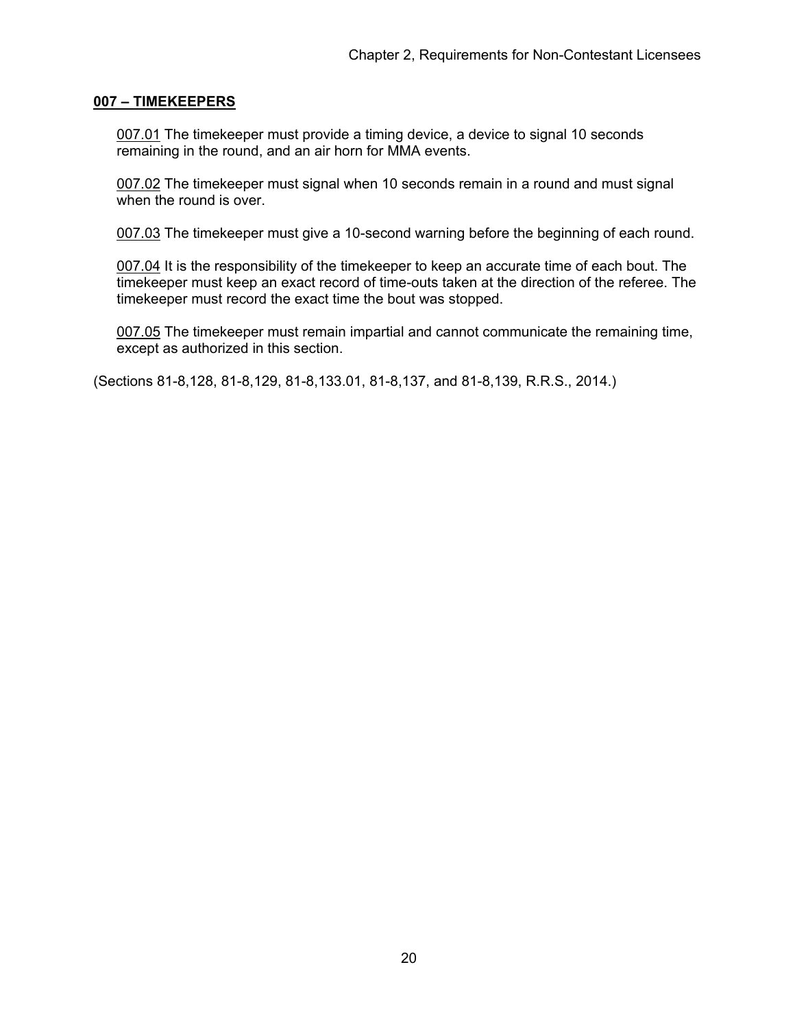## 007 – TIMEKEEPERS

007.01 The timekeeper must provide a timing device, a device to signal 10 seconds remaining in the round, and an air horn for MMA events.

007.02 The timekeeper must signal when 10 seconds remain in a round and must signal when the round is over.

007.03 The timekeeper must give a 10-second warning before the beginning of each round.

007.04 It is the responsibility of the timekeeper to keep an accurate time of each bout. The timekeeper must keep an exact record of time-outs taken at the direction of the referee. The timekeeper must record the exact time the bout was stopped.

007.05 The timekeeper must remain impartial and cannot communicate the remaining time, except as authorized in this section.

(Sections 81-8,128, 81-8,129, 81-8,133.01, 81-8,137, and 81-8,139, R.R.S., 2014.)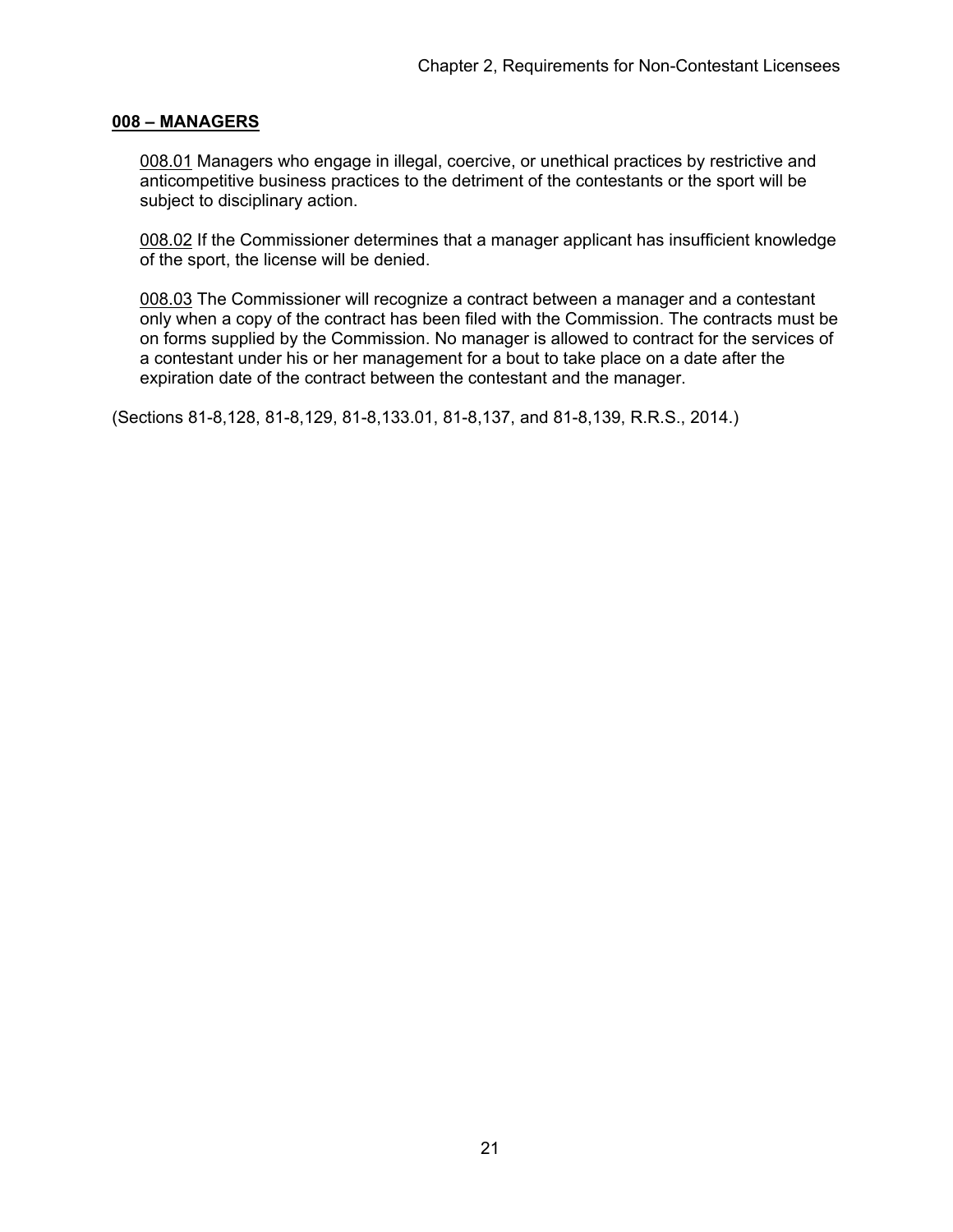## 008 – MANAGERS

008.01 Managers who engage in illegal, coercive, or unethical practices by restrictive and anticompetitive business practices to the detriment of the contestants or the sport will be subject to disciplinary action.

008.02 If the Commissioner determines that a manager applicant has insufficient knowledge of the sport, the license will be denied.

008.03 The Commissioner will recognize a contract between a manager and a contestant only when a copy of the contract has been filed with the Commission. The contracts must be on forms supplied by the Commission. No manager is allowed to contract for the services of a contestant under his or her management for a bout to take place on a date after the expiration date of the contract between the contestant and the manager.

(Sections 81-8,128, 81-8,129, 81-8,133.01, 81-8,137, and 81-8,139, R.R.S., 2014.)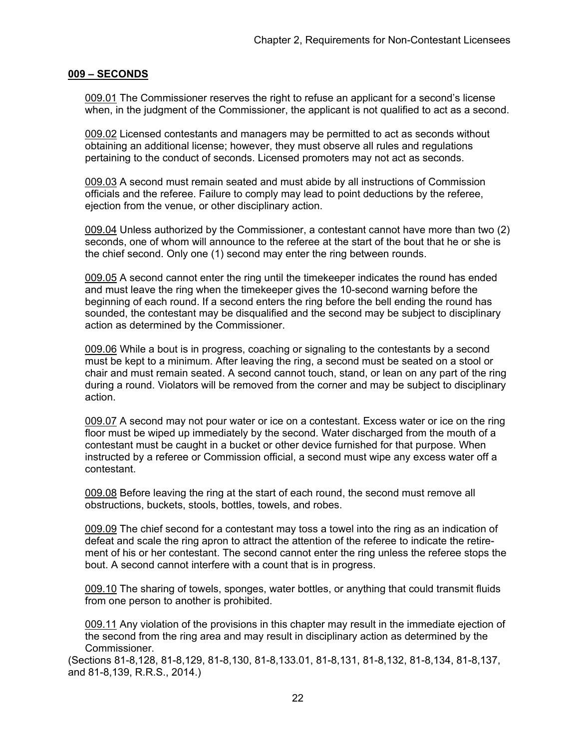## 009 – SECONDS

009.01 The Commissioner reserves the right to refuse an applicant for a second's license when, in the judgment of the Commissioner, the applicant is not qualified to act as a second.

009.02 Licensed contestants and managers may be permitted to act as seconds without obtaining an additional license; however, they must observe all rules and regulations pertaining to the conduct of seconds. Licensed promoters may not act as seconds.

009.03 A second must remain seated and must abide by all instructions of Commission officials and the referee. Failure to comply may lead to point deductions by the referee, ejection from the venue, or other disciplinary action.

009.04 Unless authorized by the Commissioner, a contestant cannot have more than two (2) seconds, one of whom will announce to the referee at the start of the bout that he or she is the chief second. Only one (1) second may enter the ring between rounds.

009.05 A second cannot enter the ring until the timekeeper indicates the round has ended and must leave the ring when the timekeeper gives the 10-second warning before the beginning of each round. If a second enters the ring before the bell ending the round has sounded, the contestant may be disqualified and the second may be subject to disciplinary action as determined by the Commissioner.

009.06 While a bout is in progress, coaching or signaling to the contestants by a second must be kept to a minimum. After leaving the ring, a second must be seated on a stool or chair and must remain seated. A second cannot touch, stand, or lean on any part of the ring during a round. Violators will be removed from the corner and may be subject to disciplinary action.

009.07 A second may not pour water or ice on a contestant. Excess water or ice on the ring floor must be wiped up immediately by the second. Water discharged from the mouth of a contestant must be caught in a bucket or other device furnished for that purpose. When instructed by a referee or Commission official, a second must wipe any excess water off a contestant.

009.08 Before leaving the ring at the start of each round, the second must remove all obstructions, buckets, stools, bottles, towels, and robes.

009.09 The chief second for a contestant may toss a towel into the ring as an indication of defeat and scale the ring apron to attract the attention of the referee to indicate the retirement of his or her contestant. The second cannot enter the ring unless the referee stops the bout. A second cannot interfere with a count that is in progress.

009.10 The sharing of towels, sponges, water bottles, or anything that could transmit fluids from one person to another is prohibited.

009.11 Any violation of the provisions in this chapter may result in the immediate ejection of the second from the ring area and may result in disciplinary action as determined by the Commissioner.

(Sections 81-8,128, 81-8,129, 81-8,130, 81-8,133.01, 81-8,131, 81-8,132, 81-8,134, 81-8,137, and 81-8,139, R.R.S., 2014.)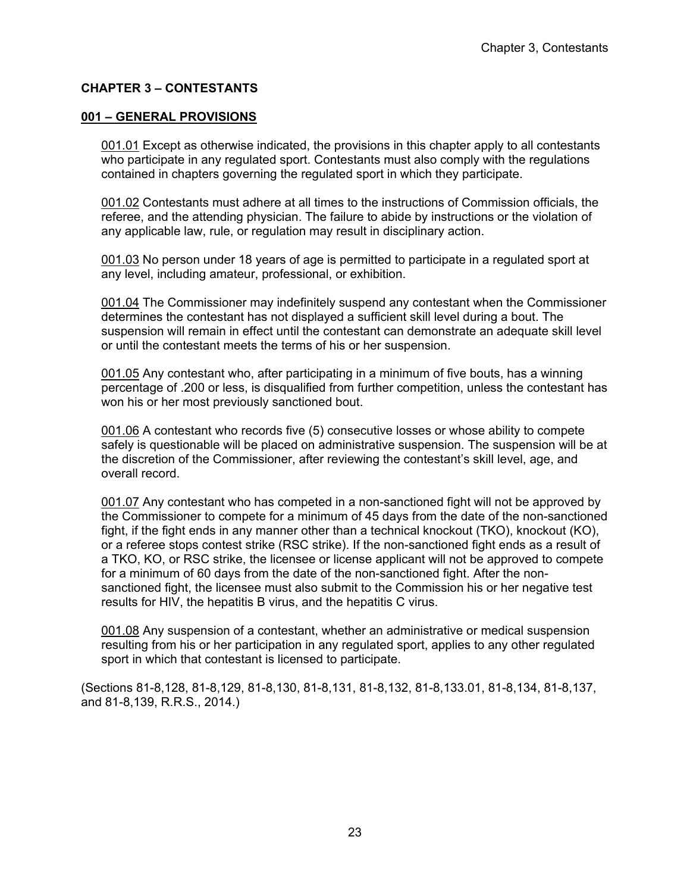# CHAPTER 3 – CONTESTANTS

## 001 – GENERAL PROVISIONS

001.01 Except as otherwise indicated, the provisions in this chapter apply to all contestants who participate in any regulated sport. Contestants must also comply with the regulations contained in chapters governing the regulated sport in which they participate.

001.02 Contestants must adhere at all times to the instructions of Commission officials, the referee, and the attending physician. The failure to abide by instructions or the violation of any applicable law, rule, or regulation may result in disciplinary action.

001.03 No person under 18 years of age is permitted to participate in a regulated sport at any level, including amateur, professional, or exhibition.

001.04 The Commissioner may indefinitely suspend any contestant when the Commissioner determines the contestant has not displayed a sufficient skill level during a bout. The suspension will remain in effect until the contestant can demonstrate an adequate skill level or until the contestant meets the terms of his or her suspension.

001.05 Any contestant who, after participating in a minimum of five bouts, has a winning percentage of .200 or less, is disqualified from further competition, unless the contestant has won his or her most previously sanctioned bout.

001.06 A contestant who records five (5) consecutive losses or whose ability to compete safely is questionable will be placed on administrative suspension. The suspension will be at the discretion of the Commissioner, after reviewing the contestant's skill level, age, and overall record.

001.07 Any contestant who has competed in a non-sanctioned fight will not be approved by the Commissioner to compete for a minimum of 45 days from the date of the non-sanctioned fight, if the fight ends in any manner other than a technical knockout (TKO), knockout (KO), or a referee stops contest strike (RSC strike). If the non-sanctioned fight ends as a result of a TKO, KO, or RSC strike, the licensee or license applicant will not be approved to compete for a minimum of 60 days from the date of the non-sanctioned fight. After the non-sanctioned fight, the licensee must also submit to the Commission his or her negative test results for HIV, the hepatitis B virus, and the hepatitis C virus.

001.08 Any suspension of a contestant, whether an administrative or medical suspension resulting from his or her participation in any regulated sport, applies to any other regulated sport in which that contestant is licensed to participate.

(Sections 81-8,128, 81-8,129, 81-8,130, 81-8,131, 81-8,132, 81-8,133.01, 81-8,134, 81-8,137, and 81-8,139, R.R.S., 2014.)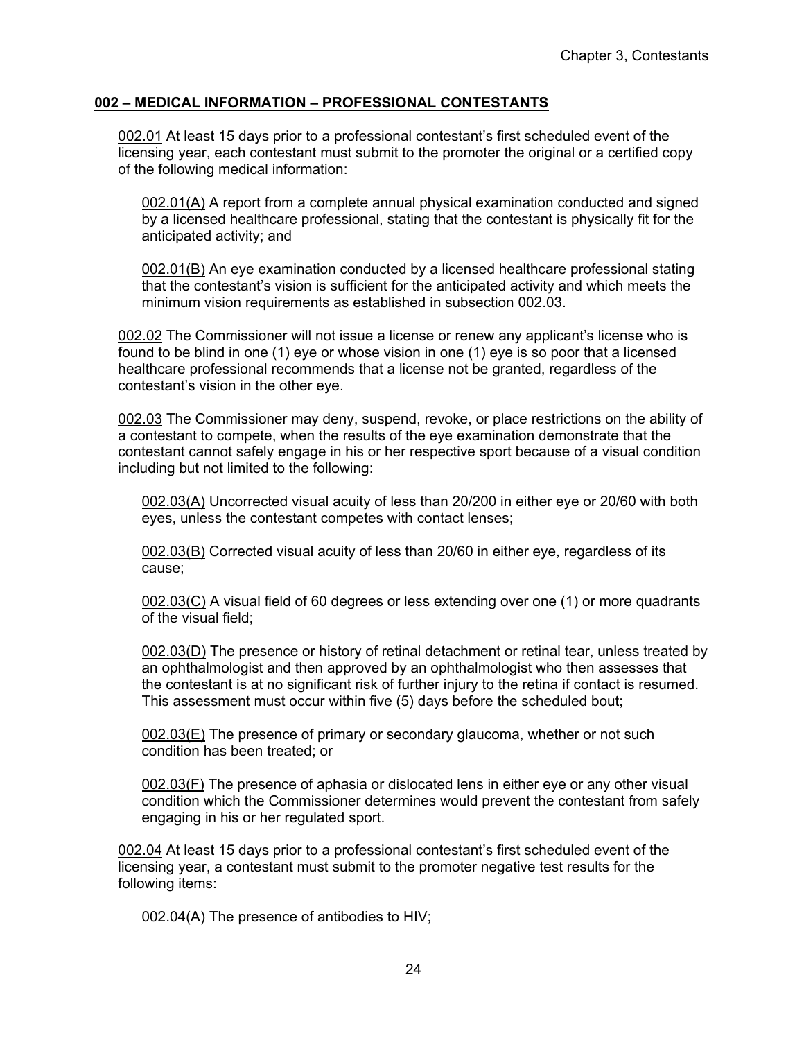**002 – MEDICAL INFORMATION – PROFESSIONAL CONTESTANTS**

002.01 At least 15 days prior to a professional contestant's first scheduled event of the licensing year, each contestant must submit to the promoter the original or a certified copy of the following medical information:

002.01(A) A report from a complete annual physical examination conducted and signed by a licensed healthcare professional, stating that the contestant is physically fit for the anticipated activity; and

002.01(B) An eye examination conducted by a licensed healthcare professional stating that the contestant's vision is sufficient for the anticipated activity and which meets the minimum vision requirements as established in subsection 002.03.

002.02 The Commissioner will not issue a license or renew any applicant's license who is found to be blind in one (1) eye or whose vision in one (1) eye is so poor that a licensed healthcare professional recommends that a license not be granted, regardless of the contestant's vision in the other eye.

002.03 The Commissioner may deny, suspend, revoke, or place restrictions on the ability of a contestant to compete, when the results of the eye examination demonstrate that the contestant cannot safely engage in his or her respective sport because of a visual condition including but not limited to the following:

002.03(A) Uncorrected visual acuity of less than 20/200 in either eye or 20/60 with both eyes, unless the contestant competes with contact lenses;

002.03(B) Corrected visual acuity of less than 20/60 in either eye, regardless of its cause;

002.03(C) A visual field of 60 degrees or less extending over one (1) or more quadrants of the visual field;

002.03(D) The presence or history of retinal detachment or retinal tear, unless treated by an ophthalmologist and then approved by an ophthalmologist who then assesses that the contestant is at no significant risk of further injury to the retina if contact is resumed. This assessment must occur within five (5) days before the scheduled bout;

002.03(E) The presence of primary or secondary glaucoma, whether or not such condition has been treated; or

002.03(F) The presence of aphasia or dislocated lens in either eye or any other visual condition which the Commissioner determines would prevent the contestant from safely engaging in his or her regulated sport.

002.04 At least 15 days prior to a professional contestant's first scheduled event of the licensing year, a contestant must submit to the promoter negative test results for the following items:

002.04(A) The presence of antibodies to HIV;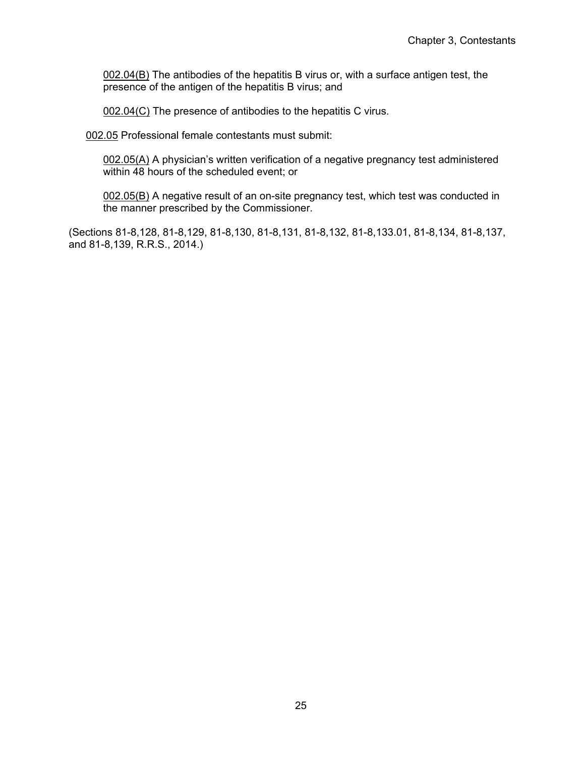002.04(B) The antibodies of the hepatitis B virus or, with a surface antigen test, the presence of the antigen of the hepatitis B virus; and

002.04(C) The presence of antibodies to the hepatitis C virus.

002.05 Professional female contestants must submit:

002.05(A) A physician's written verification of a negative pregnancy test administered within 48 hours of the scheduled event; or

002.05(B) A negative result of an on-site pregnancy test, which test was conducted in the manner prescribed by the Commissioner.

(Sections 81-8,128, 81-8,129, 81-8,130, 81-8,131, 81-8,132, 81-8,133.01, 81-8,134, 81-8,137, and 81-8,139, R.R.S., 2014.)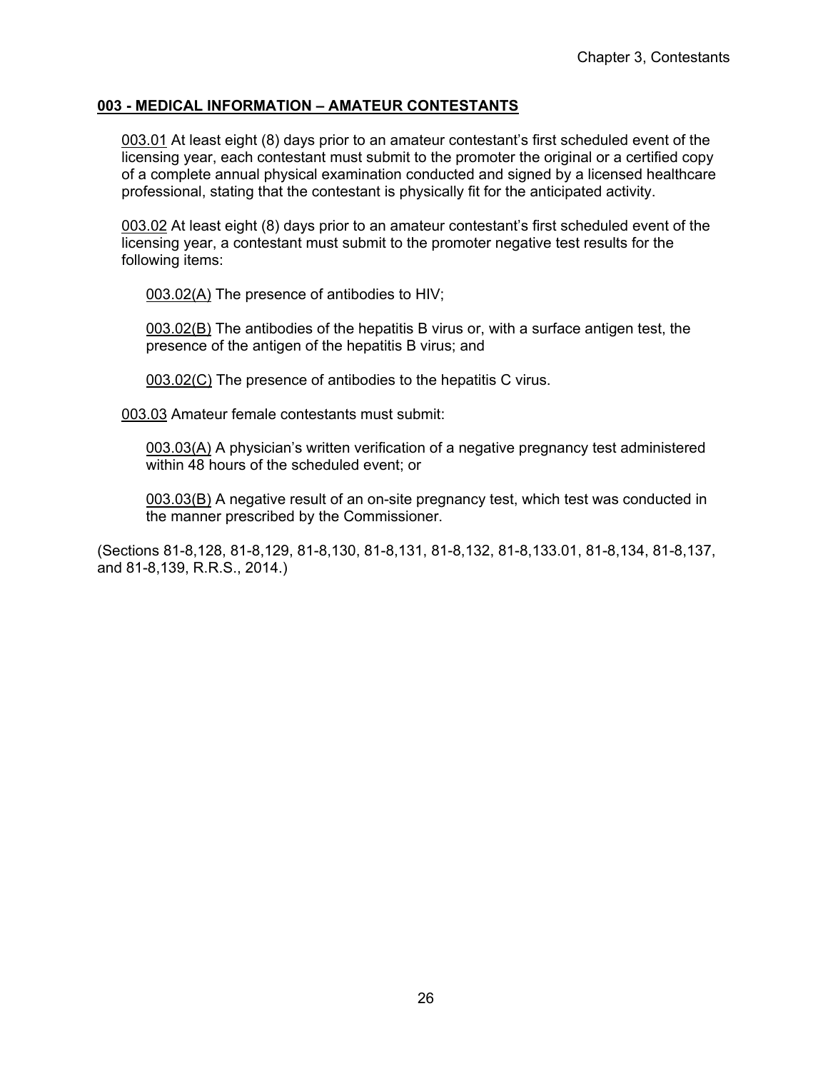## 003 - MEDICAL INFORMATION – AMATEUR CONTESTANTS

003.01 At least eight (8) days prior to an amateur contestant's first scheduled event of the licensing year, each contestant must submit to the promoter the original or a certified copy of a complete annual physical examination conducted and signed by a licensed healthcare professional, stating that the contestant is physically fit for the anticipated activity.

003.02 At least eight (8) days prior to an amateur contestant's first scheduled event of the licensing year, a contestant must submit to the promoter negative test results for the following items:

003.02(A) The presence of antibodies to HIV;

003.02(B) The antibodies of the hepatitis B virus or, with a surface antigen test, the presence of the antigen of the hepatitis B virus; and

003.02(C) The presence of antibodies to the hepatitis C virus.

003.03 Amateur female contestants must submit:

003.03(A) A physician's written verification of a negative pregnancy test administered within 48 hours of the scheduled event; or

003.03(B) A negative result of an on-site pregnancy test, which test was conducted in the manner prescribed by the Commissioner.

(Sections 81-8,128, 81-8,129, 81-8,130, 81-8,131, 81-8,132, 81-8,133.01, 81-8,134, 81-8,137, and 81-8,139, R.R.S., 2014.)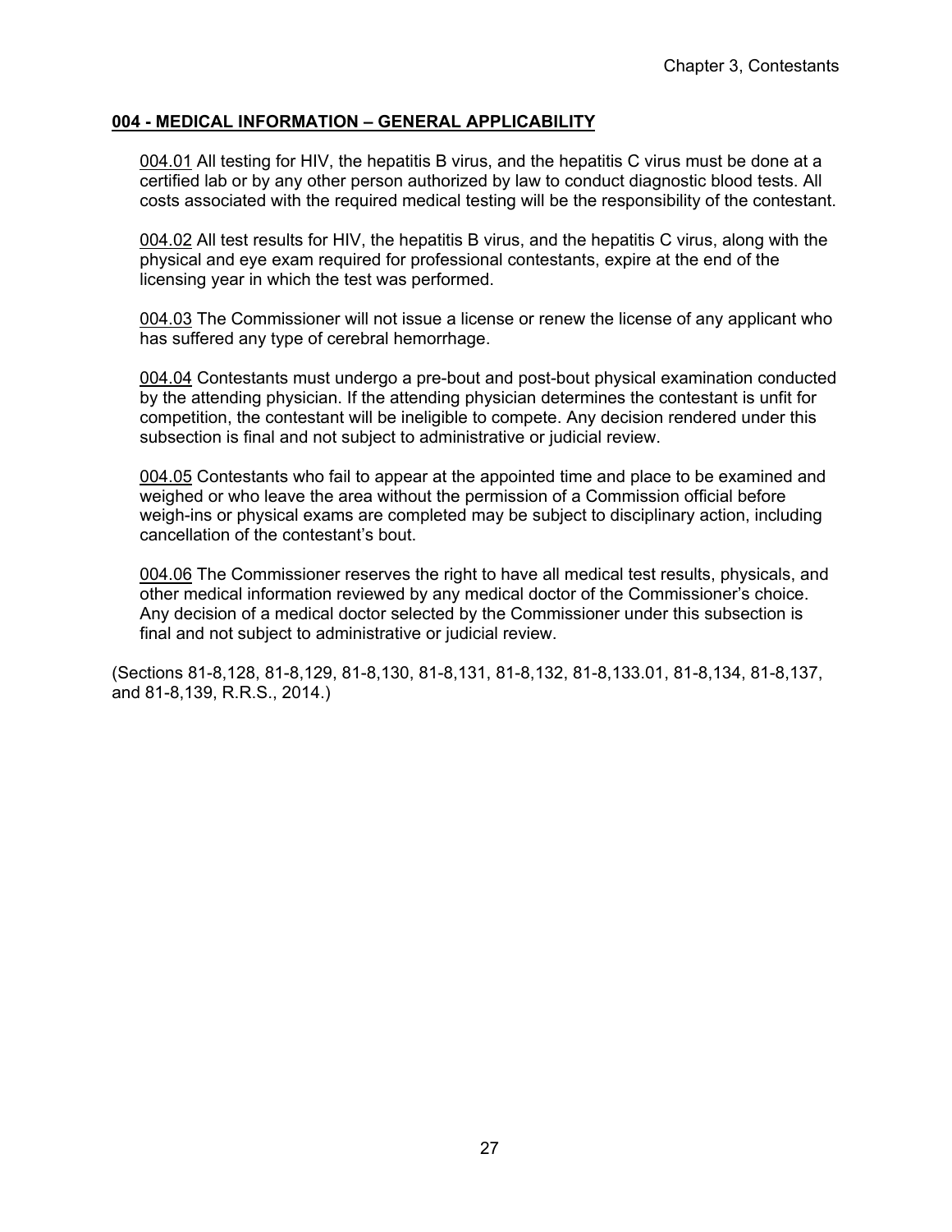## **004 - MEDICAL INFORMATION – GENERAL APPLICABILITY**

004.01 All testing for HIV, the hepatitis B virus, and the hepatitis C virus must be done at a certified lab or by any other person authorized by law to conduct diagnostic blood tests. All costs associated with the required medical testing will be the responsibility of the contestant.

004.02 All test results for HIV, the hepatitis B virus, and the hepatitis C virus, along with the physical and eye exam required for professional contestants, expire at the end of the licensing year in which the test was performed.

004.03 The Commissioner will not issue a license or renew the license of any applicant who has suffered any type of cerebral hemorrhage.

004.04 Contestants must undergo a pre-bout and post-bout physical examination conducted by the attending physician. If the attending physician determines the contestant is unfit for competition, the contestant will be ineligible to compete. Any decision rendered under this subsection is final and not subject to administrative or judicial review.

004.05 Contestants who fail to appear at the appointed time and place to be examined and weighed or who leave the area without the permission of a Commission official before weigh-ins or physical exams are completed may be subject to disciplinary action, including cancellation of the contestant's bout.

004.06 The Commissioner reserves the right to have all medical test results, physicals, and other medical information reviewed by any medical doctor of the Commissioner's choice. Any decision of a medical doctor selected by the Commissioner under this subsection is final and not subject to administrative or judicial review.

(Sections 81-8,128, 81-8,129, 81-8,130, 81-8,131, 81-8,132, 81-8,133.01, 81-8,134, 81-8,137, and 81-8,139, R.R.S., 2014.)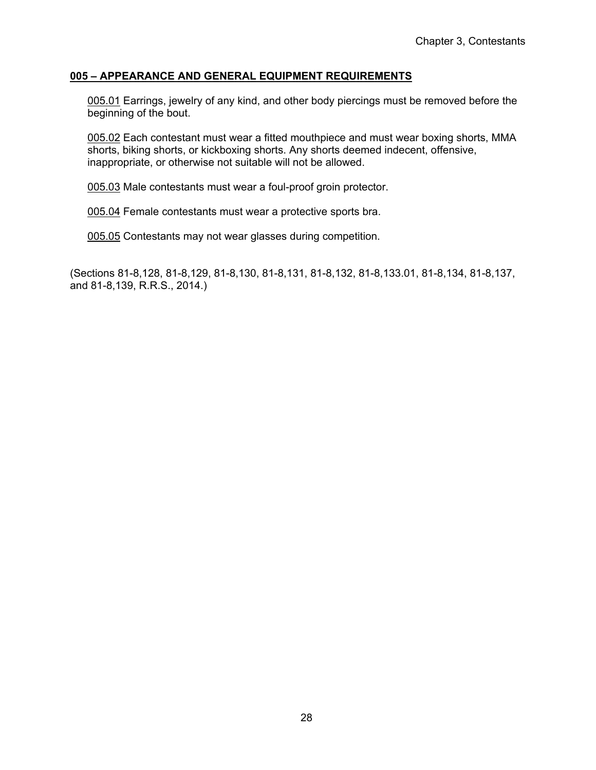## 005 – APPEARANCE AND GENERAL EQUIPMENT REQUIREMENTS

005.01 Earrings, jewelry of any kind, and other body piercings must be removed before the beginning of the bout.

005.02 Each contestant must wear a fitted mouthpiece and must wear boxing shorts, MMA shorts, biking shorts, or kickboxing shorts. Any shorts deemed indecent, offensive, inappropriate, or otherwise not suitable will not be allowed.

005.03 Male contestants must wear a foul-proof groin protector.

005.04 Female contestants must wear a protective sports bra.

005.05 Contestants may not wear glasses during competition.

(Sections 81-8,128, 81-8,129, 81-8,130, 81-8,131, 81-8,132, 81-8,133.01, 81-8,134, 81-8,137, and 81-8,139, R.R.S., 2014.)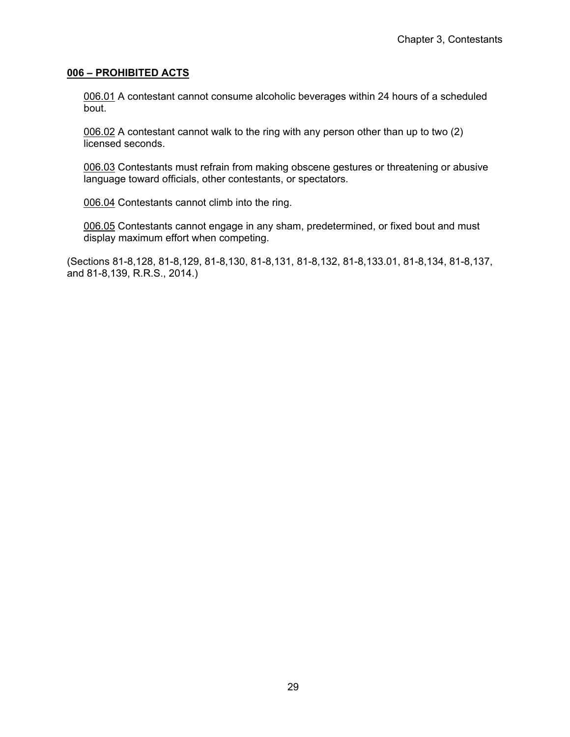**006 – PROHIBITED ACTS**

006.01 A contestant cannot consume alcoholic beverages within 24 hours of a scheduled bout.

006.02 A contestant cannot walk to the ring with any person other than up to two (2) licensed seconds.

006.03 Contestants must refrain from making obscene gestures or threatening or abusive language toward officials, other contestants, or spectators.

006.04 Contestants cannot climb into the ring.

006.05 Contestants cannot engage in any sham, predetermined, or fixed bout and must display maximum effort when competing.

(Sections 81-8,128, 81-8,129, 81-8,130, 81-8,131, 81-8,132, 81-8,133.01, 81-8,134, 81-8,137, and 81-8,139, R.R.S., 2014.)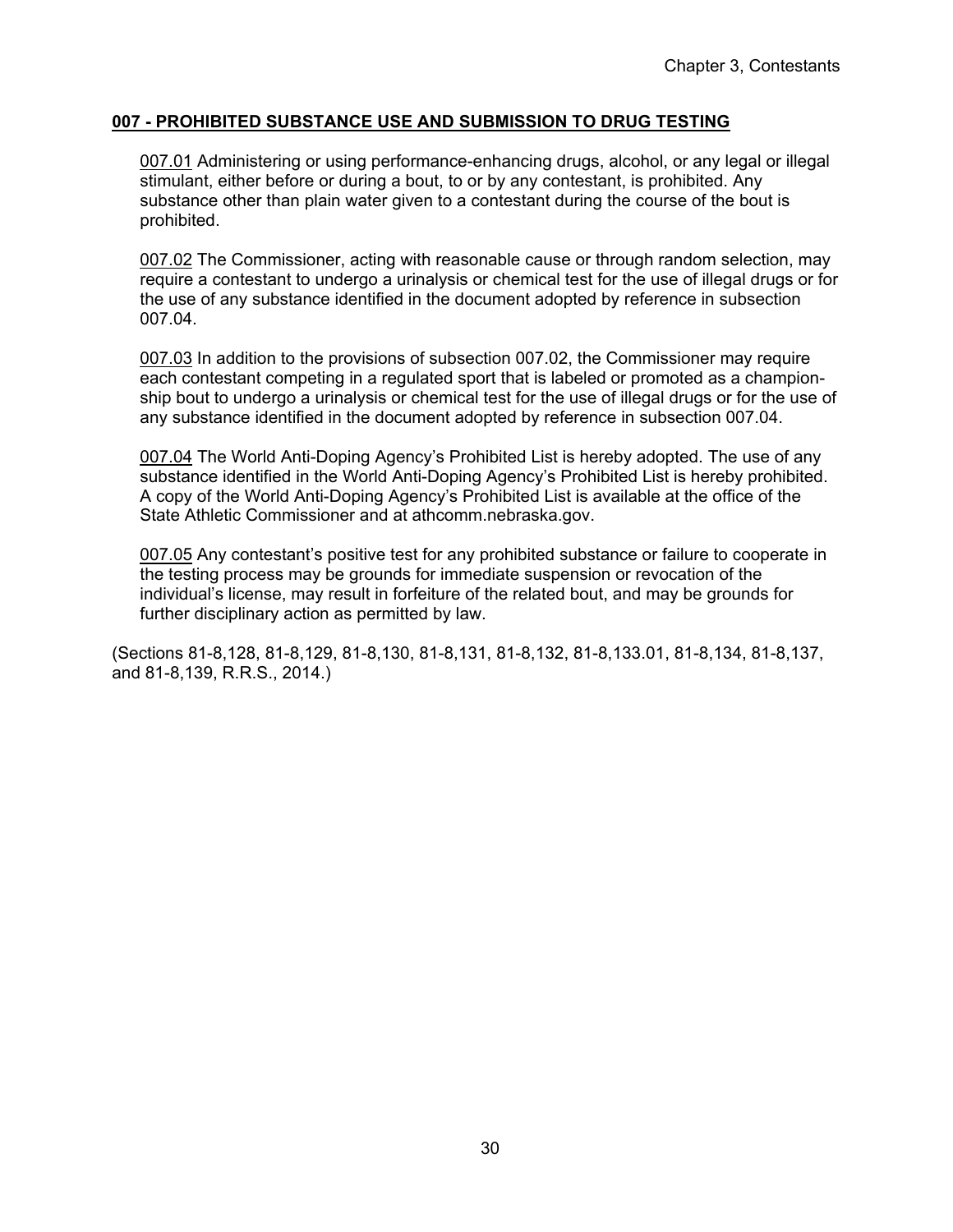## **007 - PROHIBITED SUBSTANCE USE AND SUBMISSION TO DRUG TESTING**

007.01 Administering or using performance-enhancing drugs, alcohol, or any legal or illegal stimulant, either before or during a bout, to or by any contestant, is prohibited. Any substance other than plain water given to a contestant during the course of the bout is prohibited.

007.02 The Commissioner, acting with reasonable cause or through random selection, may require a contestant to undergo a urinalysis or chemical test for the use of illegal drugs or for the use of any substance identified in the document adopted by reference in subsection 007.04.

007.03 In addition to the provisions of subsection 007.02, the Commissioner may require each contestant competing in a regulated sport that is labeled or promoted as a championship bout to undergo a urinalysis or chemical test for the use of illegal drugs or for the use of any substance identified in the document adopted by reference in subsection 007.04.

007.04 The World Anti-Doping Agency's Prohibited List is hereby adopted. The use of any substance identified in the World Anti-Doping Agency's Prohibited List is hereby prohibited. A copy of the World Anti-Doping Agency's Prohibited List is available at the office of the State Athletic Commissioner and at athcomm.nebraska.gov.

007.05 Any contestant's positive test for any prohibited substance or failure to cooperate in the testing process may be grounds for immediate suspension or revocation of the individual's license, may result in forfeiture of the related bout, and may be grounds for further disciplinary action as permitted by law.

(Sections 81-8,128, 81-8,129, 81-8,130, 81-8,131, 81-8,132, 81-8,133.01, 81-8,134, 81-8,137, and 81-8,139, R.R.S., 2014.)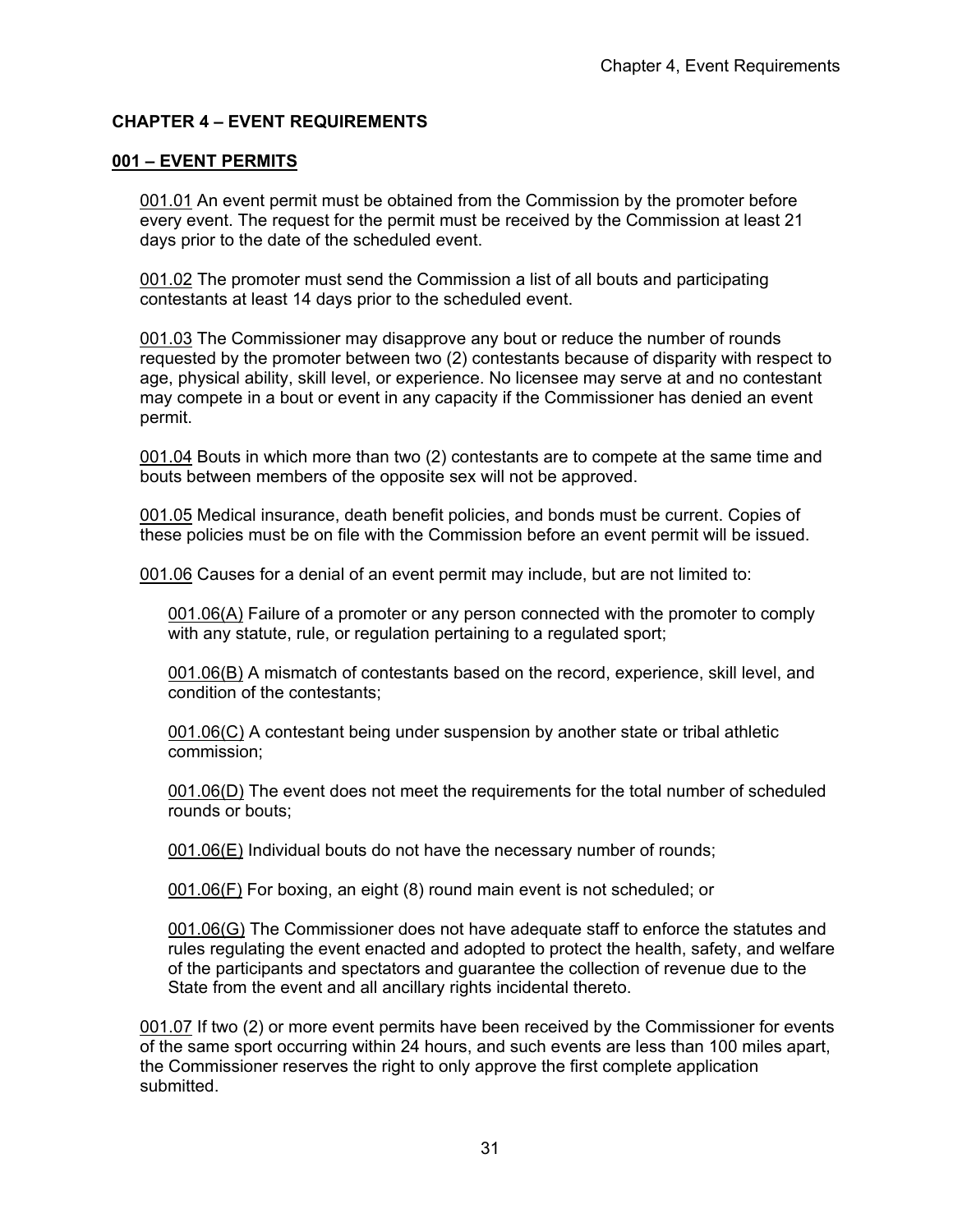# CHAPTER 4 – EVENT REQUIREMENTS

## 001 – EVENT PERMITS

001.01 An event permit must be obtained from the Commission by the promoter before every event. The request for the permit must be received by the Commission at least 21 days prior to the date of the scheduled event.

001.02 The promoter must send the Commission a list of all bouts and participating contestants at least 14 days prior to the scheduled event.

001.03 The Commissioner may disapprove any bout or reduce the number of rounds requested by the promoter between two (2) contestants because of disparity with respect to age, physical ability, skill level, or experience. No licensee may serve at and no contestant may compete in a bout or event in any capacity if the Commissioner has denied an event permit.

001.04 Bouts in which more than two (2) contestants are to compete at the same time and bouts between members of the opposite sex will not be approved.

001.05 Medical insurance, death benefit policies, and bonds must be current. Copies of these policies must be on file with the Commission before an event permit will be issued.

001.06 Causes for a denial of an event permit may include, but are not limited to:

001.06(A) Failure of a promoter or any person connected with the promoter to comply with any statute, rule, or regulation pertaining to a regulated sport;

001.06(B) A mismatch of contestants based on the record, experience, skill level, and condition of the contestants;

001.06(C) A contestant being under suspension by another state or tribal athletic commission;

001.06(D) The event does not meet the requirements for the total number of scheduled rounds or bouts;

001.06(E) Individual bouts do not have the necessary number of rounds;

001.06(F) For boxing, an eight (8) round main event is not scheduled; or

001.06(G) The Commissioner does not have adequate staff to enforce the statutes and rules regulating the event enacted and adopted to protect the health, safety, and welfare of the participants and spectators and guarantee the collection of revenue due to the State from the event and all ancillary rights incidental thereto.

001.07 If two (2) or more event permits have been received by the Commissioner for events of the same sport occurring within 24 hours, and such events are less than 100 miles apart, the Commissioner reserves the right to only approve the first complete application submitted.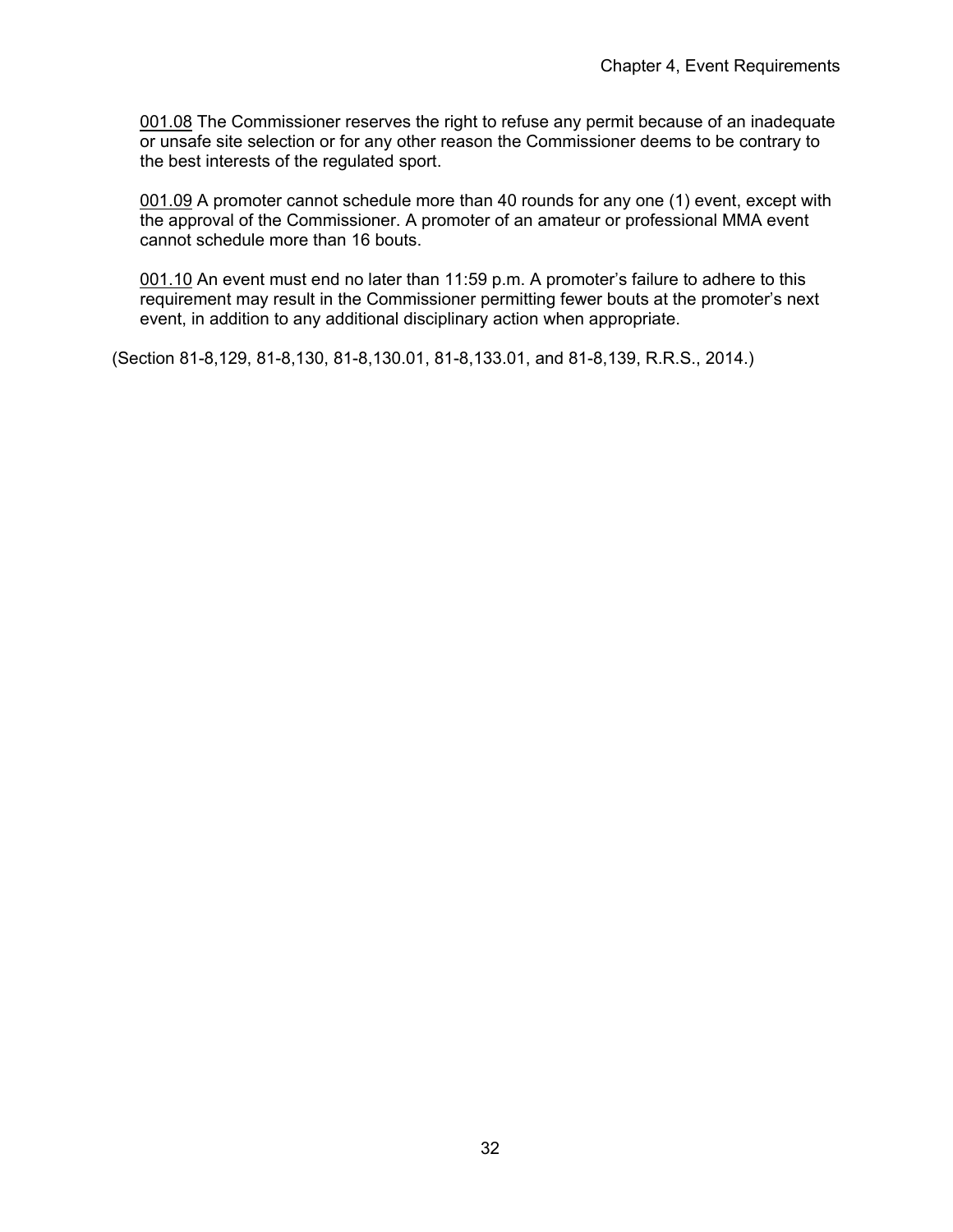001.08 The Commissioner reserves the right to refuse any permit because of an inadequate or unsafe site selection or for any other reason the Commissioner deems to be contrary to the best interests of the regulated sport.

001.09 A promoter cannot schedule more than 40 rounds for any one (1) event, except with the approval of the Commissioner. A promoter of an amateur or professional MMA event cannot schedule more than 16 bouts.

001.10 An event must end no later than 11:59 p.m. A promoter's failure to adhere to this requirement may result in the Commissioner permitting fewer bouts at the promoter's next event, in addition to any additional disciplinary action when appropriate.

(Section 81-8,129, 81-8,130, 81-8,130.01, 81-8,133.01, and 81-8,139, R.R.S., 2014.)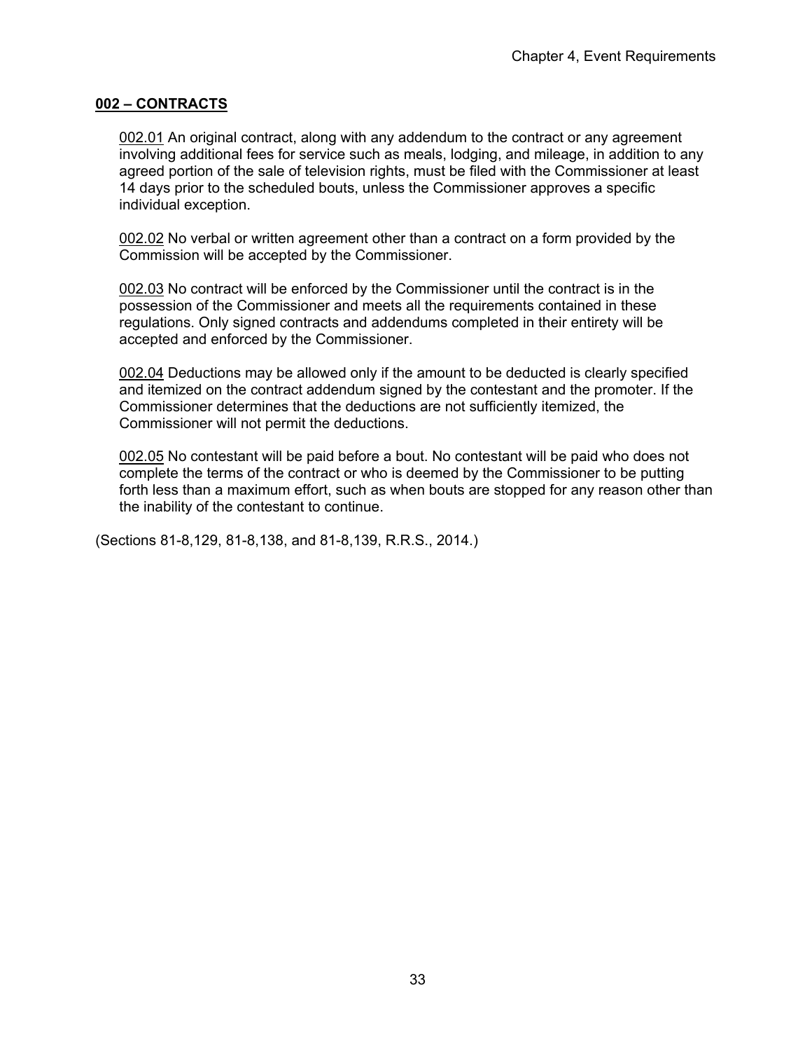## 002 – CONTRACTS

002.01 An original contract, along with any addendum to the contract or any agreement involving additional fees for service such as meals, lodging, and mileage, in addition to any agreed portion of the sale of television rights, must be filed with the Commissioner at least 14 days prior to the scheduled bouts, unless the Commissioner approves a specific individual exception.

002.02 No verbal or written agreement other than a contract on a form provided by the Commission will be accepted by the Commissioner.

002.03 No contract will be enforced by the Commissioner until the contract is in the possession of the Commissioner and meets all the requirements contained in these regulations. Only signed contracts and addendums completed in their entirety will be accepted and enforced by the Commissioner.

002.04 Deductions may be allowed only if the amount to be deducted is clearly specified and itemized on the contract addendum signed by the contestant and the promoter. If the Commissioner determines that the deductions are not sufficiently itemized, the Commissioner will not permit the deductions.

002.05 No contestant will be paid before a bout. No contestant will be paid who does not complete the terms of the contract or who is deemed by the Commissioner to be putting forth less than a maximum effort, such as when bouts are stopped for any reason other than the inability of the contestant to continue.

(Sections 81-8,129, 81-8,138, and 81-8,139, R.R.S., 2014.)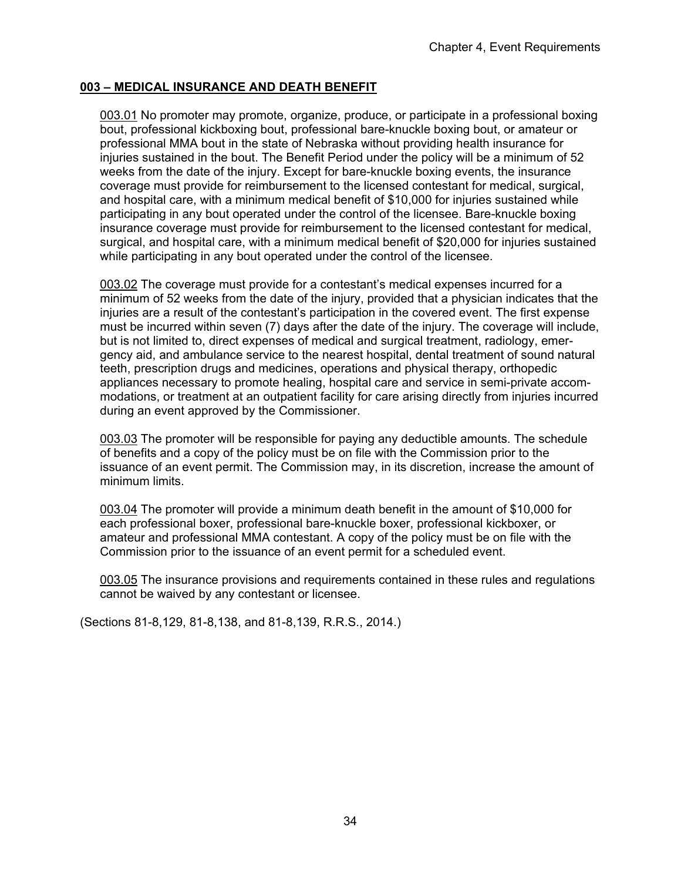## 003 – MEDICAL INSURANCE AND DEATH BENEFIT

003.01 No promoter may promote, organize, produce, or participate in a professional boxing bout, professional kickboxing bout, professional bare-knuckle boxing bout, or amateur or professional MMA bout in the state of Nebraska without providing health insurance for injuries sustained in the bout. The Benefit Period under the policy will be a minimum of 52 weeks from the date of the injury. Except for bare-knuckle boxing events, the insurance coverage must provide for reimbursement to the licensed contestant for medical, surgical, and hospital care, with a minimum medical benefit of $10,000 for injuries sustained while participating in any bout operated under the control of the licensee. Bare-knuckle boxing insurance coverage must provide for reimbursement to the licensed contestant for medical, surgical, and hospital care, with a minimum medical benefit of $20,000 for injuries sustained while participating in any bout operated under the control of the licensee.

003.02 The coverage must provide for a contestant's medical expenses incurred for a minimum of 52 weeks from the date of the injury, provided that a physician indicates that the injuries are a result of the contestant's participation in the covered event. The first expense must be incurred within seven (7) days after the date of the injury. The coverage will include, but is not limited to, direct expenses of medical and surgical treatment, radiology, emergency aid, and ambulance service to the nearest hospital, dental treatment of sound natural teeth, prescription drugs and medicines, operations and physical therapy, orthopedic appliances necessary to promote healing, hospital care and service in semi-private accommodations, or treatment at an outpatient facility for care arising directly from injuries incurred during an event approved by the Commissioner.

003.03 The promoter will be responsible for paying any deductible amounts. The schedule of benefits and a copy of the policy must be on file with the Commission prior to the issuance of an event permit. The Commission may, in its discretion, increase the amount of minimum limits.

003.04 The promoter will provide a minimum death benefit in the amount of $10,000 for each professional boxer, professional bare-knuckle boxer, professional kickboxer, or amateur and professional MMA contestant. A copy of the policy must be on file with the Commission prior to the issuance of an event permit for a scheduled event.

003.05 The insurance provisions and requirements contained in these rules and regulations cannot be waived by any contestant or licensee.

(Sections 81-8,129, 81-8,138, and 81-8,139, R.R.S., 2014.)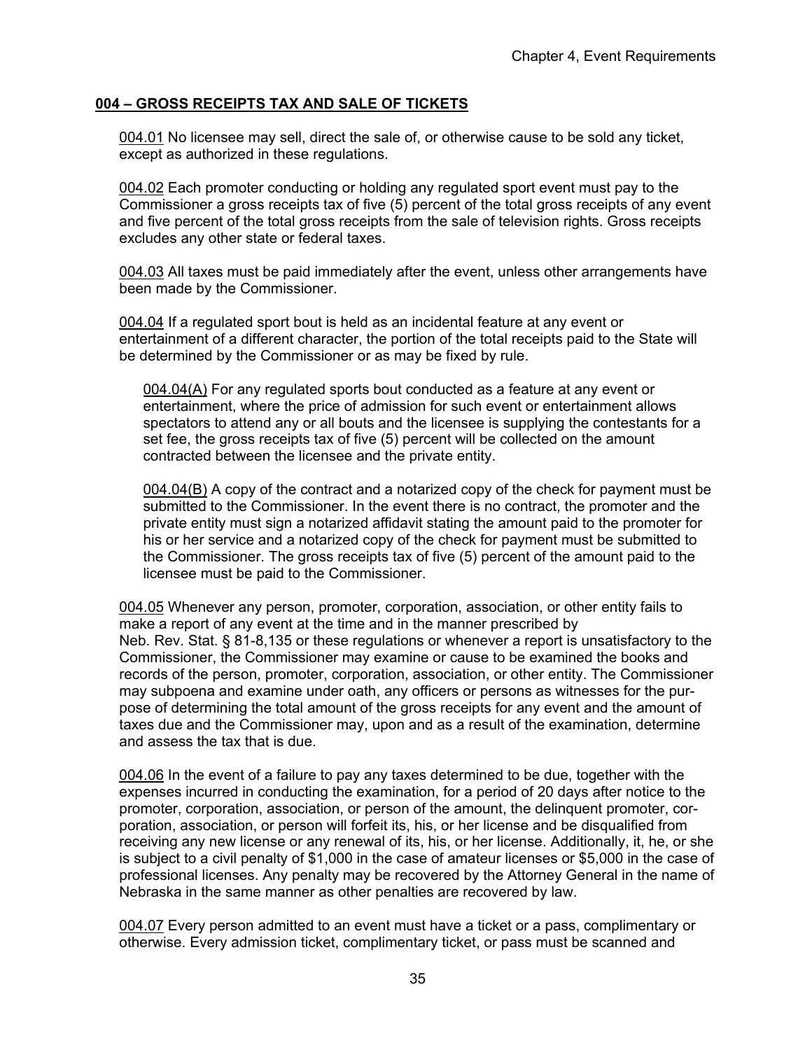## 004 – GROSS RECEIPTS TAX AND SALE OF TICKETS

004.01 No licensee may sell, direct the sale of, or otherwise cause to be sold any ticket, except as authorized in these regulations.

004.02 Each promoter conducting or holding any regulated sport event must pay to the Commissioner a gross receipts tax of five (5) percent of the total gross receipts of any event and five percent of the total gross receipts from the sale of television rights. Gross receipts excludes any other state or federal taxes.

004.03 All taxes must be paid immediately after the event, unless other arrangements have been made by the Commissioner.

004.04 If a regulated sport bout is held as an incidental feature at any event or entertainment of a different character, the portion of the total receipts paid to the State will be determined by the Commissioner or as may be fixed by rule.

> 004.04(A) For any regulated sports bout conducted as a feature at any event or entertainment, where the price of admission for such event or entertainment allows spectators to attend any or all bouts and the licensee is supplying the contestants for a set fee, the gross receipts tax of five (5) percent will be collected on the amount contracted between the licensee and the private entity.
>
> 004.04(B) A copy of the contract and a notarized copy of the check for payment must be submitted to the Commissioner. In the event there is no contract, the promoter and the private entity must sign a notarized affidavit stating the amount paid to the promoter for his or her service and a notarized copy of the check for payment must be submitted to the Commissioner. The gross receipts tax of five (5) percent of the amount paid to the licensee must be paid to the Commissioner.

004.05 Whenever any person, promoter, corporation, association, or other entity fails to make a report of any event at the time and in the manner prescribed by Neb. Rev. Stat. § 81-8,135 or these regulations or whenever a report is unsatisfactory to the Commissioner, the Commissioner may examine or cause to be examined the books and records of the person, promoter, corporation, association, or other entity. The Commissioner may subpoena and examine under oath, any officers or persons as witnesses for the purpose of determining the total amount of the gross receipts for any event and the amount of taxes due and the Commissioner may, upon and as a result of the examination, determine and assess the tax that is due.

004.06 In the event of a failure to pay any taxes determined to be due, together with the expenses incurred in conducting the examination, for a period of 20 days after notice to the promoter, corporation, association, or person of the amount, the delinquent promoter, corporation, association, or person will forfeit its, his, or her license and be disqualified from receiving any new license or any renewal of its, his, or her license. Additionally, it, he, or she is subject to a civil penalty of $1,000 in the case of amateur licenses or $5,000 in the case of professional licenses. Any penalty may be recovered by the Attorney General in the name of Nebraska in the same manner as other penalties are recovered by law.

004.07 Every person admitted to an event must have a ticket or a pass, complimentary or otherwise. Every admission ticket, complimentary ticket, or pass must be scanned and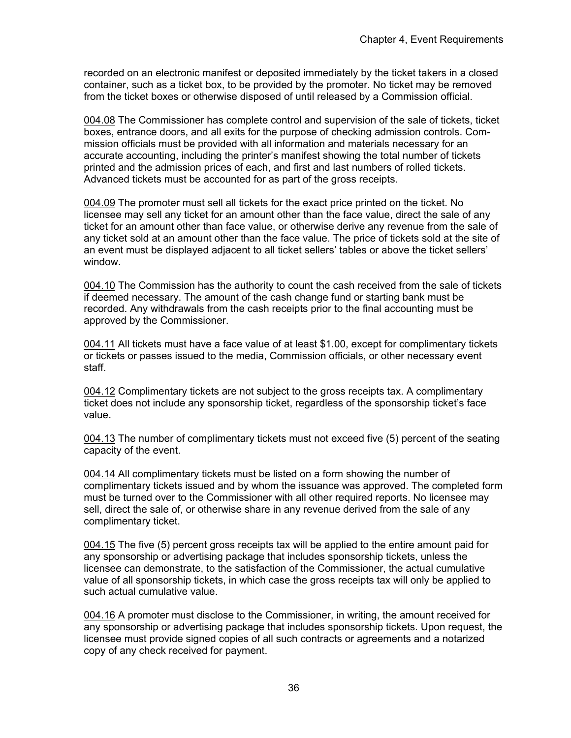recorded on an electronic manifest or deposited immediately by the ticket takers in a closed container, such as a ticket box, to be provided by the promoter. No ticket may be removed from the ticket boxes or otherwise disposed of until released by a Commission official.

004.08 The Commissioner has complete control and supervision of the sale of tickets, ticket boxes, entrance doors, and all exits for the purpose of checking admission controls. Commission officials must be provided with all information and materials necessary for an accurate accounting, including the printer's manifest showing the total number of tickets printed and the admission prices of each, and first and last numbers of rolled tickets. Advanced tickets must be accounted for as part of the gross receipts.

004.09 The promoter must sell all tickets for the exact price printed on the ticket. No licensee may sell any ticket for an amount other than the face value, direct the sale of any ticket for an amount other than face value, or otherwise derive any revenue from the sale of any ticket sold at an amount other than the face value. The price of tickets sold at the site of an event must be displayed adjacent to all ticket sellers' tables or above the ticket sellers' window.

004.10 The Commission has the authority to count the cash received from the sale of tickets if deemed necessary. The amount of the cash change fund or starting bank must be recorded. Any withdrawals from the cash receipts prior to the final accounting must be approved by the Commissioner.

004.11 All tickets must have a face value of at least $1.00, except for complimentary tickets or tickets or passes issued to the media, Commission officials, or other necessary event staff.

004.12 Complimentary tickets are not subject to the gross receipts tax. A complimentary ticket does not include any sponsorship ticket, regardless of the sponsorship ticket's face value.

004.13 The number of complimentary tickets must not exceed five (5) percent of the seating capacity of the event.

004.14 All complimentary tickets must be listed on a form showing the number of complimentary tickets issued and by whom the issuance was approved. The completed form must be turned over to the Commissioner with all other required reports. No licensee may sell, direct the sale of, or otherwise share in any revenue derived from the sale of any complimentary ticket.

004.15 The five (5) percent gross receipts tax will be applied to the entire amount paid for any sponsorship or advertising package that includes sponsorship tickets, unless the licensee can demonstrate, to the satisfaction of the Commissioner, the actual cumulative value of all sponsorship tickets, in which case the gross receipts tax will only be applied to such actual cumulative value.

004.16 A promoter must disclose to the Commissioner, in writing, the amount received for any sponsorship or advertising package that includes sponsorship tickets. Upon request, the licensee must provide signed copies of all such contracts or agreements and a notarized copy of any check received for payment.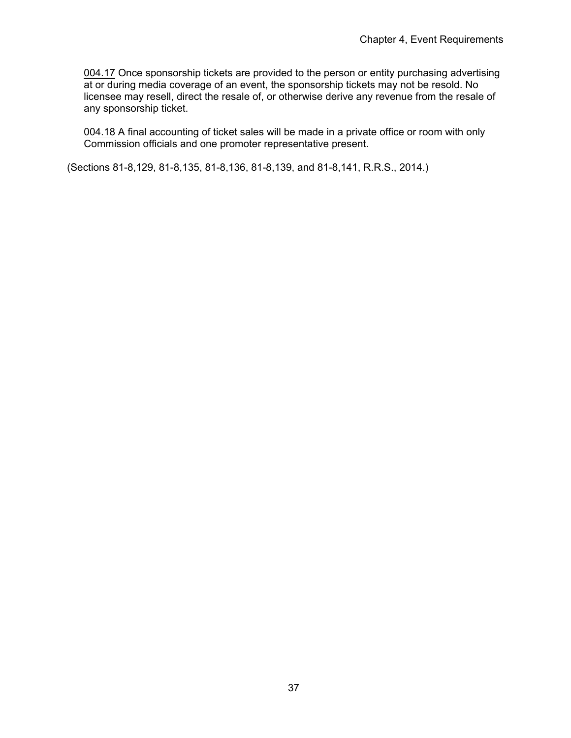004.17 Once sponsorship tickets are provided to the person or entity purchasing advertising at or during media coverage of an event, the sponsorship tickets may not be resold. No licensee may resell, direct the resale of, or otherwise derive any revenue from the resale of any sponsorship ticket.

004.18 A final accounting of ticket sales will be made in a private office or room with only Commission officials and one promoter representative present.

(Sections 81-8,129, 81-8,135, 81-8,136, 81-8,139, and 81-8,141, R.R.S., 2014.)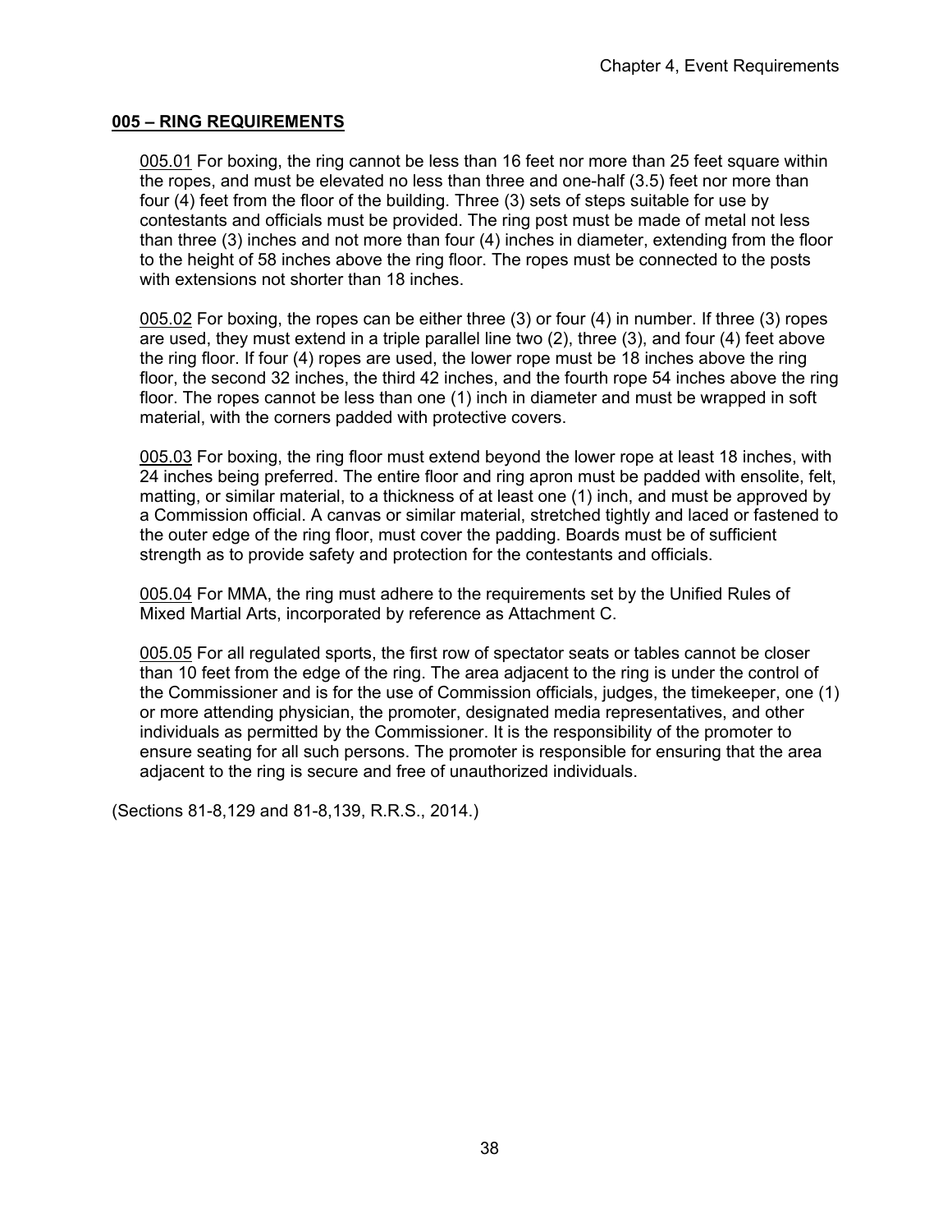**005 – RING REQUIREMENTS**

005.01 For boxing, the ring cannot be less than 16 feet nor more than 25 feet square within the ropes, and must be elevated no less than three and one-half (3.5) feet nor more than four (4) feet from the floor of the building. Three (3) sets of steps suitable for use by contestants and officials must be provided. The ring post must be made of metal not less than three (3) inches and not more than four (4) inches in diameter, extending from the floor to the height of 58 inches above the ring floor. The ropes must be connected to the posts with extensions not shorter than 18 inches.

005.02 For boxing, the ropes can be either three (3) or four (4) in number. If three (3) ropes are used, they must extend in a triple parallel line two (2), three (3), and four (4) feet above the ring floor. If four (4) ropes are used, the lower rope must be 18 inches above the ring floor, the second 32 inches, the third 42 inches, and the fourth rope 54 inches above the ring floor. The ropes cannot be less than one (1) inch in diameter and must be wrapped in soft material, with the corners padded with protective covers.

005.03 For boxing, the ring floor must extend beyond the lower rope at least 18 inches, with 24 inches being preferred. The entire floor and ring apron must be padded with ensolite, felt, matting, or similar material, to a thickness of at least one (1) inch, and must be approved by a Commission official. A canvas or similar material, stretched tightly and laced or fastened to the outer edge of the ring floor, must cover the padding. Boards must be of sufficient strength as to provide safety and protection for the contestants and officials.

005.04 For MMA, the ring must adhere to the requirements set by the Unified Rules of Mixed Martial Arts, incorporated by reference as Attachment C.

005.05 For all regulated sports, the first row of spectator seats or tables cannot be closer than 10 feet from the edge of the ring. The area adjacent to the ring is under the control of the Commissioner and is for the use of Commission officials, judges, the timekeeper, one (1) or more attending physician, the promoter, designated media representatives, and other individuals as permitted by the Commissioner. It is the responsibility of the promoter to ensure seating for all such persons. The promoter is responsible for ensuring that the area adjacent to the ring is secure and free of unauthorized individuals.

(Sections 81-8,129 and 81-8,139, R.R.S., 2014.)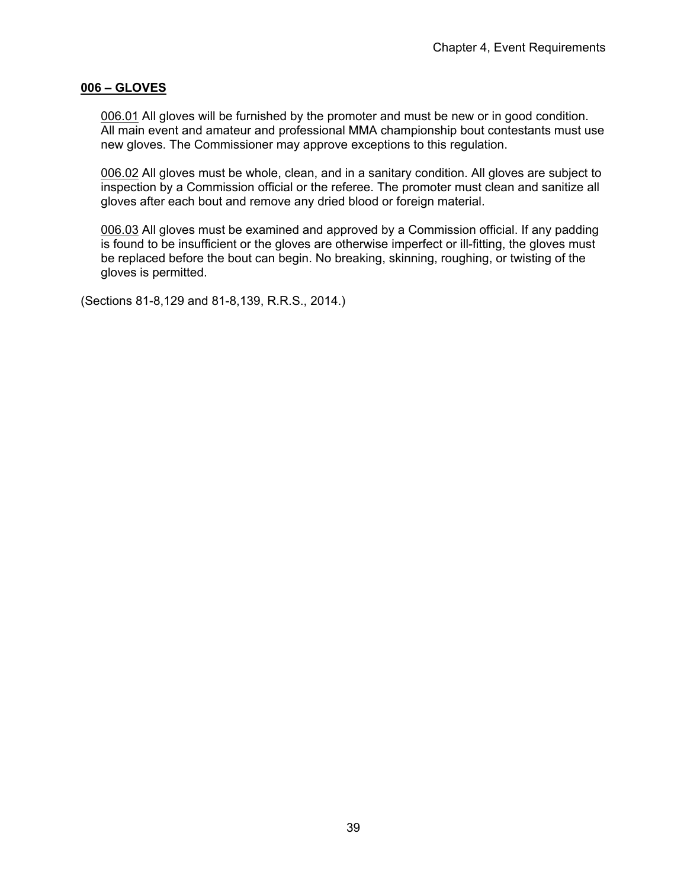## 006 – GLOVES

006.01 All gloves will be furnished by the promoter and must be new or in good condition. All main event and amateur and professional MMA championship bout contestants must use new gloves. The Commissioner may approve exceptions to this regulation.

006.02 All gloves must be whole, clean, and in a sanitary condition. All gloves are subject to inspection by a Commission official or the referee. The promoter must clean and sanitize all gloves after each bout and remove any dried blood or foreign material.

006.03 All gloves must be examined and approved by a Commission official. If any padding is found to be insufficient or the gloves are otherwise imperfect or ill-fitting, the gloves must be replaced before the bout can begin. No breaking, skinning, roughing, or twisting of the gloves is permitted.

(Sections 81-8,129 and 81-8,139, R.R.S., 2014.)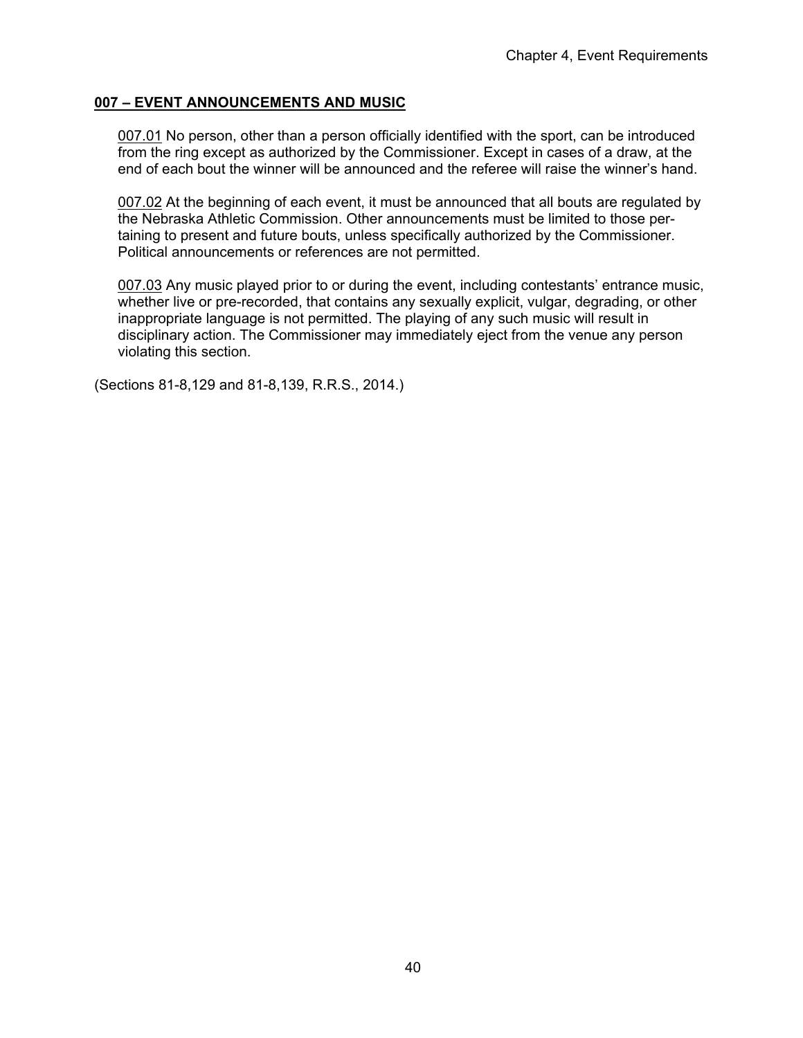## 007 – EVENT ANNOUNCEMENTS AND MUSIC

007.01 No person, other than a person officially identified with the sport, can be introduced from the ring except as authorized by the Commissioner. Except in cases of a draw, at the end of each bout the winner will be announced and the referee will raise the winner's hand.

007.02 At the beginning of each event, it must be announced that all bouts are regulated by the Nebraska Athletic Commission. Other announcements must be limited to those pertaining to present and future bouts, unless specifically authorized by the Commissioner. Political announcements or references are not permitted.

007.03 Any music played prior to or during the event, including contestants' entrance music, whether live or pre-recorded, that contains any sexually explicit, vulgar, degrading, or other inappropriate language is not permitted. The playing of any such music will result in disciplinary action. The Commissioner may immediately eject from the venue any person violating this section.

(Sections 81-8,129 and 81-8,139, R.R.S., 2014.)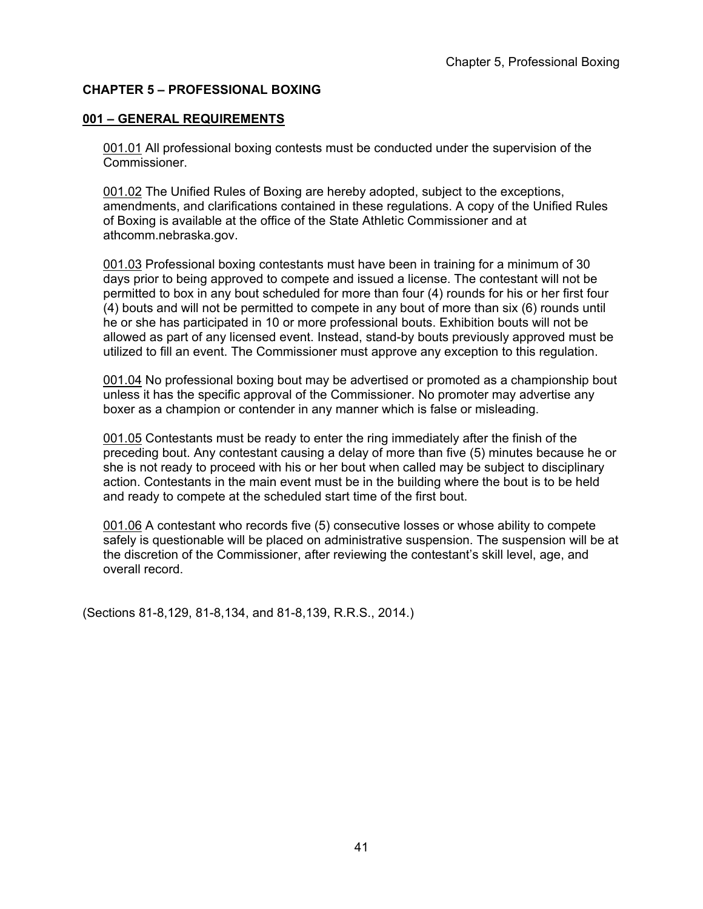# CHAPTER 5 – PROFESSIONAL BOXING

## 001 – GENERAL REQUIREMENTS

001.01 All professional boxing contests must be conducted under the supervision of the Commissioner.

001.02 The Unified Rules of Boxing are hereby adopted, subject to the exceptions, amendments, and clarifications contained in these regulations. A copy of the Unified Rules of Boxing is available at the office of the State Athletic Commissioner and at athcomm.nebraska.gov.

001.03 Professional boxing contestants must have been in training for a minimum of 30 days prior to being approved to compete and issued a license. The contestant will not be permitted to box in any bout scheduled for more than four (4) rounds for his or her first four (4) bouts and will not be permitted to compete in any bout of more than six (6) rounds until he or she has participated in 10 or more professional bouts. Exhibition bouts will not be allowed as part of any licensed event. Instead, stand-by bouts previously approved must be utilized to fill an event. The Commissioner must approve any exception to this regulation.

001.04 No professional boxing bout may be advertised or promoted as a championship bout unless it has the specific approval of the Commissioner. No promoter may advertise any boxer as a champion or contender in any manner which is false or misleading.

001.05 Contestants must be ready to enter the ring immediately after the finish of the preceding bout. Any contestant causing a delay of more than five (5) minutes because he or she is not ready to proceed with his or her bout when called may be subject to disciplinary action. Contestants in the main event must be in the building where the bout is to be held and ready to compete at the scheduled start time of the first bout.

001.06 A contestant who records five (5) consecutive losses or whose ability to compete safely is questionable will be placed on administrative suspension. The suspension will be at the discretion of the Commissioner, after reviewing the contestant's skill level, age, and overall record.

(Sections 81-8,129, 81-8,134, and 81-8,139, R.R.S., 2014.)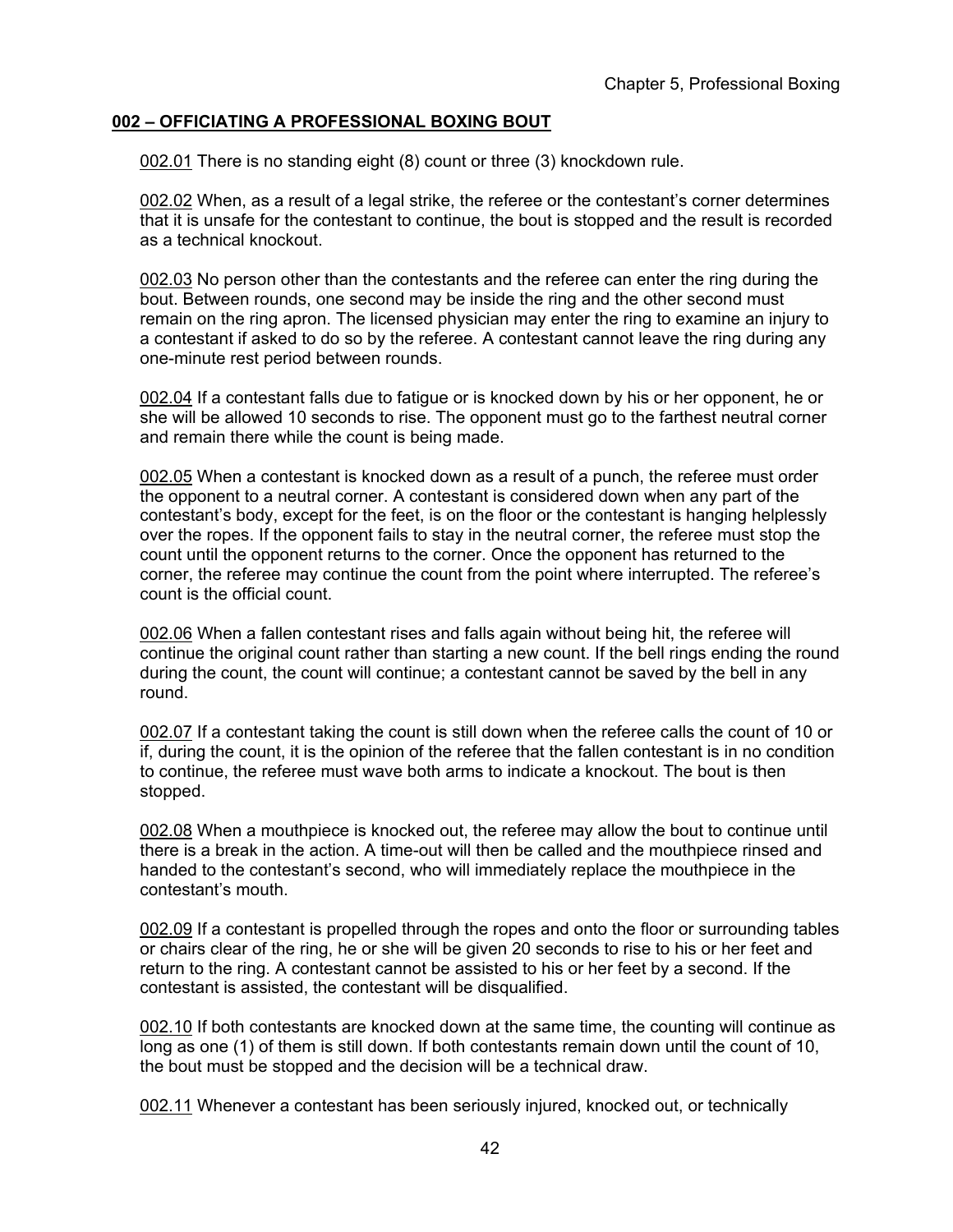## 002 – OFFICIATING A PROFESSIONAL BOXING BOUT

002.01 There is no standing eight (8) count or three (3) knockdown rule.

002.02 When, as a result of a legal strike, the referee or the contestant's corner determines that it is unsafe for the contestant to continue, the bout is stopped and the result is recorded as a technical knockout.

002.03 No person other than the contestants and the referee can enter the ring during the bout. Between rounds, one second may be inside the ring and the other second must remain on the ring apron. The licensed physician may enter the ring to examine an injury to a contestant if asked to do so by the referee. A contestant cannot leave the ring during any one-minute rest period between rounds.

002.04 If a contestant falls due to fatigue or is knocked down by his or her opponent, he or she will be allowed 10 seconds to rise. The opponent must go to the farthest neutral corner and remain there while the count is being made.

002.05 When a contestant is knocked down as a result of a punch, the referee must order the opponent to a neutral corner. A contestant is considered down when any part of the contestant's body, except for the feet, is on the floor or the contestant is hanging helplessly over the ropes. If the opponent fails to stay in the neutral corner, the referee must stop the count until the opponent returns to the corner. Once the opponent has returned to the corner, the referee may continue the count from the point where interrupted. The referee's count is the official count.

002.06 When a fallen contestant rises and falls again without being hit, the referee will continue the original count rather than starting a new count. If the bell rings ending the round during the count, the count will continue; a contestant cannot be saved by the bell in any round.

002.07 If a contestant taking the count is still down when the referee calls the count of 10 or if, during the count, it is the opinion of the referee that the fallen contestant is in no condition to continue, the referee must wave both arms to indicate a knockout. The bout is then stopped.

002.08 When a mouthpiece is knocked out, the referee may allow the bout to continue until there is a break in the action. A time-out will then be called and the mouthpiece rinsed and handed to the contestant's second, who will immediately replace the mouthpiece in the contestant's mouth.

002.09 If a contestant is propelled through the ropes and onto the floor or surrounding tables or chairs clear of the ring, he or she will be given 20 seconds to rise to his or her feet and return to the ring. A contestant cannot be assisted to his or her feet by a second. If the contestant is assisted, the contestant will be disqualified.

002.10 If both contestants are knocked down at the same time, the counting will continue as long as one (1) of them is still down. If both contestants remain down until the count of 10, the bout must be stopped and the decision will be a technical draw.

002.11 Whenever a contestant has been seriously injured, knocked out, or technically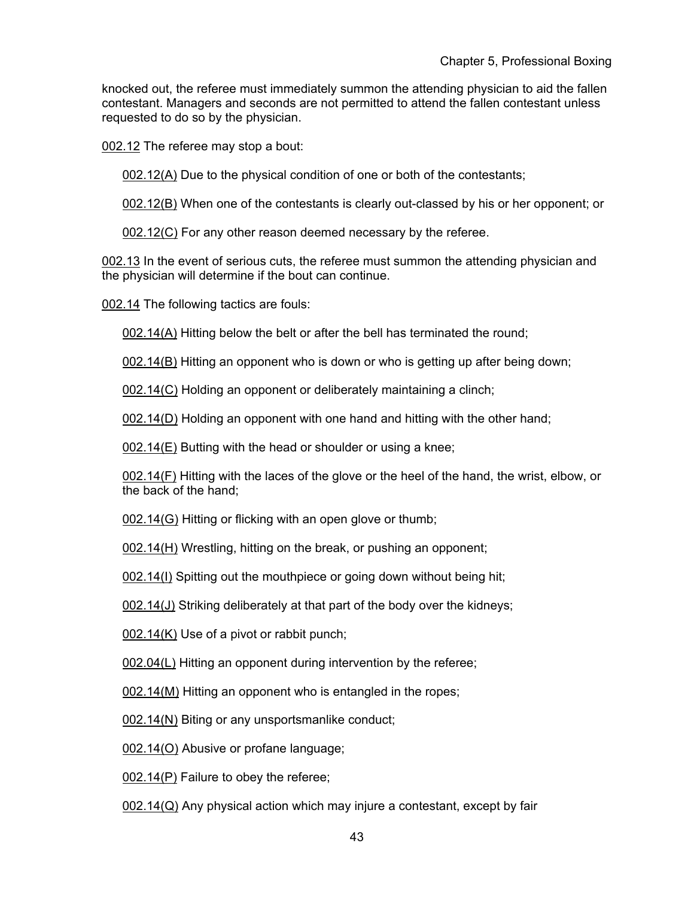knocked out, the referee must immediately summon the attending physician to aid the fallen contestant. Managers and seconds are not permitted to attend the fallen contestant unless requested to do so by the physician.

002.12 The referee may stop a bout:

002.12(A) Due to the physical condition of one or both of the contestants;

002.12(B) When one of the contestants is clearly out-classed by his or her opponent; or

002.12(C) For any other reason deemed necessary by the referee.

002.13 In the event of serious cuts, the referee must summon the attending physician and the physician will determine if the bout can continue.

002.14 The following tactics are fouls:

002.14(A) Hitting below the belt or after the bell has terminated the round;

002.14(B) Hitting an opponent who is down or who is getting up after being down;

002.14(C) Holding an opponent or deliberately maintaining a clinch;

002.14(D) Holding an opponent with one hand and hitting with the other hand;

002.14(E) Butting with the head or shoulder or using a knee;

002.14(F) Hitting with the laces of the glove or the heel of the hand, the wrist, elbow, or the back of the hand;

002.14(G) Hitting or flicking with an open glove or thumb;

002.14(H) Wrestling, hitting on the break, or pushing an opponent;

002.14(I) Spitting out the mouthpiece or going down without being hit;

002.14(J) Striking deliberately at that part of the body over the kidneys;

002.14(K) Use of a pivot or rabbit punch;

002.04(L) Hitting an opponent during intervention by the referee;

002.14(M) Hitting an opponent who is entangled in the ropes;

002.14(N) Biting or any unsportsmanlike conduct;

002.14(O) Abusive or profane language;

002.14(P) Failure to obey the referee;

002.14(Q) Any physical action which may injure a contestant, except by fair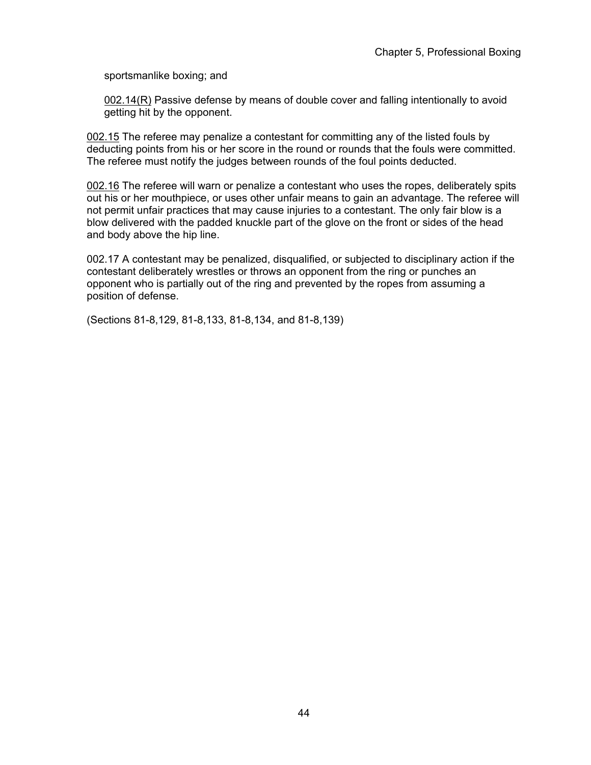sportsmanlike boxing; and

002.14(R) Passive defense by means of double cover and falling intentionally to avoid getting hit by the opponent.

002.15 The referee may penalize a contestant for committing any of the listed fouls by deducting points from his or her score in the round or rounds that the fouls were committed. The referee must notify the judges between rounds of the foul points deducted.

002.16 The referee will warn or penalize a contestant who uses the ropes, deliberately spits out his or her mouthpiece, or uses other unfair means to gain an advantage. The referee will not permit unfair practices that may cause injuries to a contestant. The only fair blow is a blow delivered with the padded knuckle part of the glove on the front or sides of the head and body above the hip line.

002.17 A contestant may be penalized, disqualified, or subjected to disciplinary action if the contestant deliberately wrestles or throws an opponent from the ring or punches an opponent who is partially out of the ring and prevented by the ropes from assuming a position of defense.

(Sections 81-8,129, 81-8,133, 81-8,134, and 81-8,139)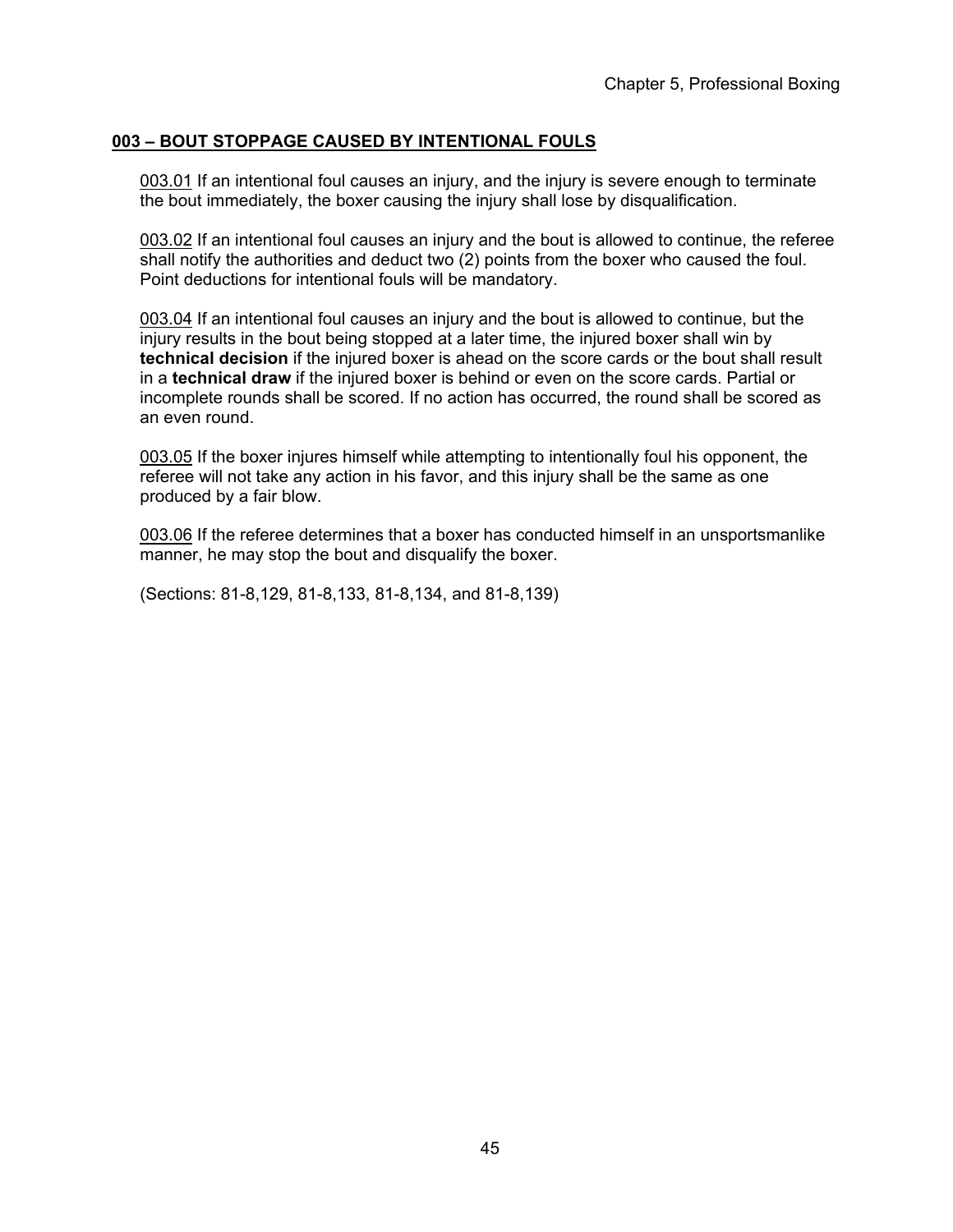## 003 – BOUT STOPPAGE CAUSED BY INTENTIONAL FOULS

003.01 If an intentional foul causes an injury, and the injury is severe enough to terminate the bout immediately, the boxer causing the injury shall lose by disqualification.

003.02 If an intentional foul causes an injury and the bout is allowed to continue, the referee shall notify the authorities and deduct two (2) points from the boxer who caused the foul. Point deductions for intentional fouls will be mandatory.

003.04 If an intentional foul causes an injury and the bout is allowed to continue, but the injury results in the bout being stopped at a later time, the injured boxer shall win by **technical decision** if the injured boxer is ahead on the score cards or the bout shall result in a **technical draw** if the injured boxer is behind or even on the score cards. Partial or incomplete rounds shall be scored. If no action has occurred, the round shall be scored as an even round.

003.05 If the boxer injures himself while attempting to intentionally foul his opponent, the referee will not take any action in his favor, and this injury shall be the same as one produced by a fair blow.

003.06 If the referee determines that a boxer has conducted himself in an unsportsmanlike manner, he may stop the bout and disqualify the boxer.

(Sections: 81-8,129, 81-8,133, 81-8,134, and 81-8,139)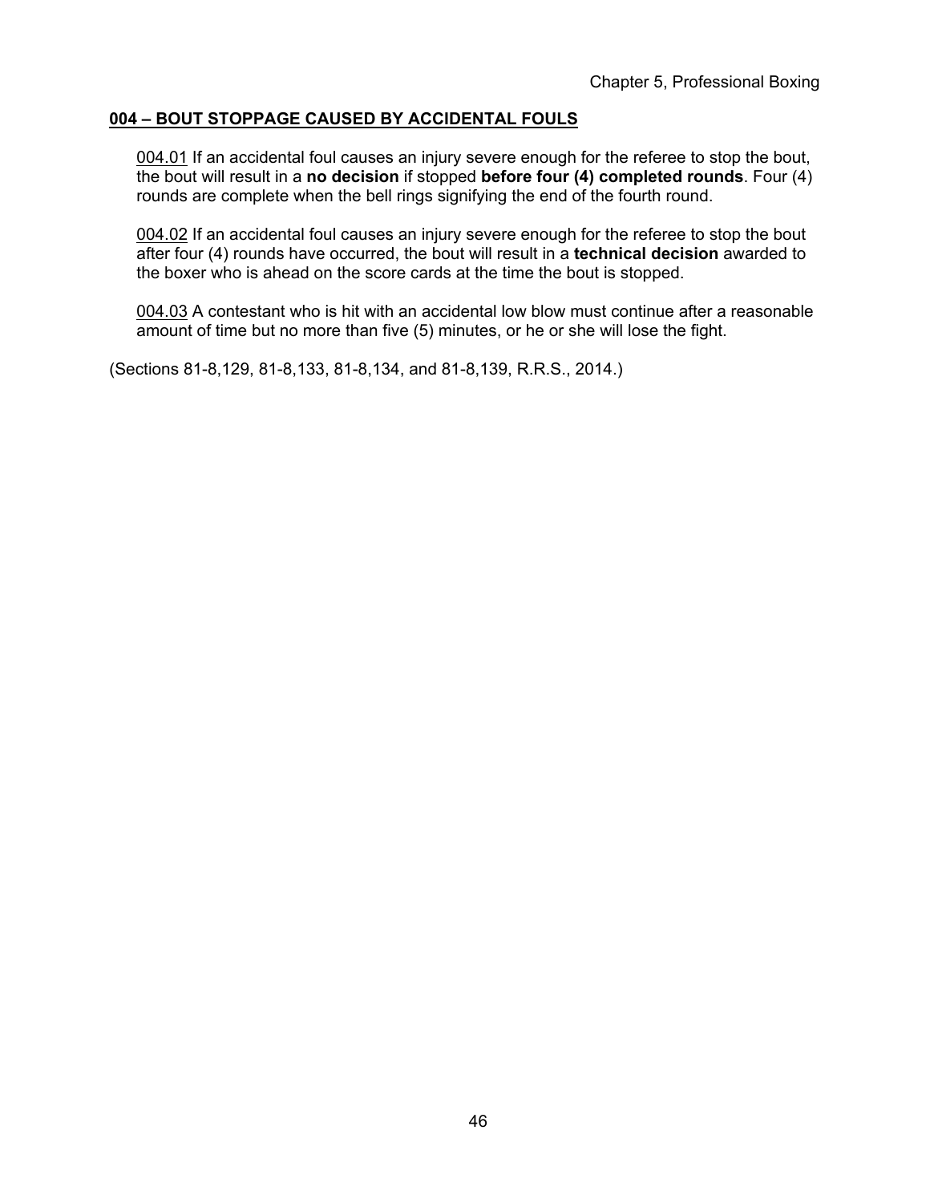## 004 – BOUT STOPPAGE CAUSED BY ACCIDENTAL FOULS

004.01 If an accidental foul causes an injury severe enough for the referee to stop the bout, the bout will result in a **no decision** if stopped **before four (4) completed rounds**. Four (4) rounds are complete when the bell rings signifying the end of the fourth round.

004.02 If an accidental foul causes an injury severe enough for the referee to stop the bout after four (4) rounds have occurred, the bout will result in a **technical decision** awarded to the boxer who is ahead on the score cards at the time the bout is stopped.

004.03 A contestant who is hit with an accidental low blow must continue after a reasonable amount of time but no more than five (5) minutes, or he or she will lose the fight.

(Sections 81-8,129, 81-8,133, 81-8,134, and 81-8,139, R.R.S., 2014.)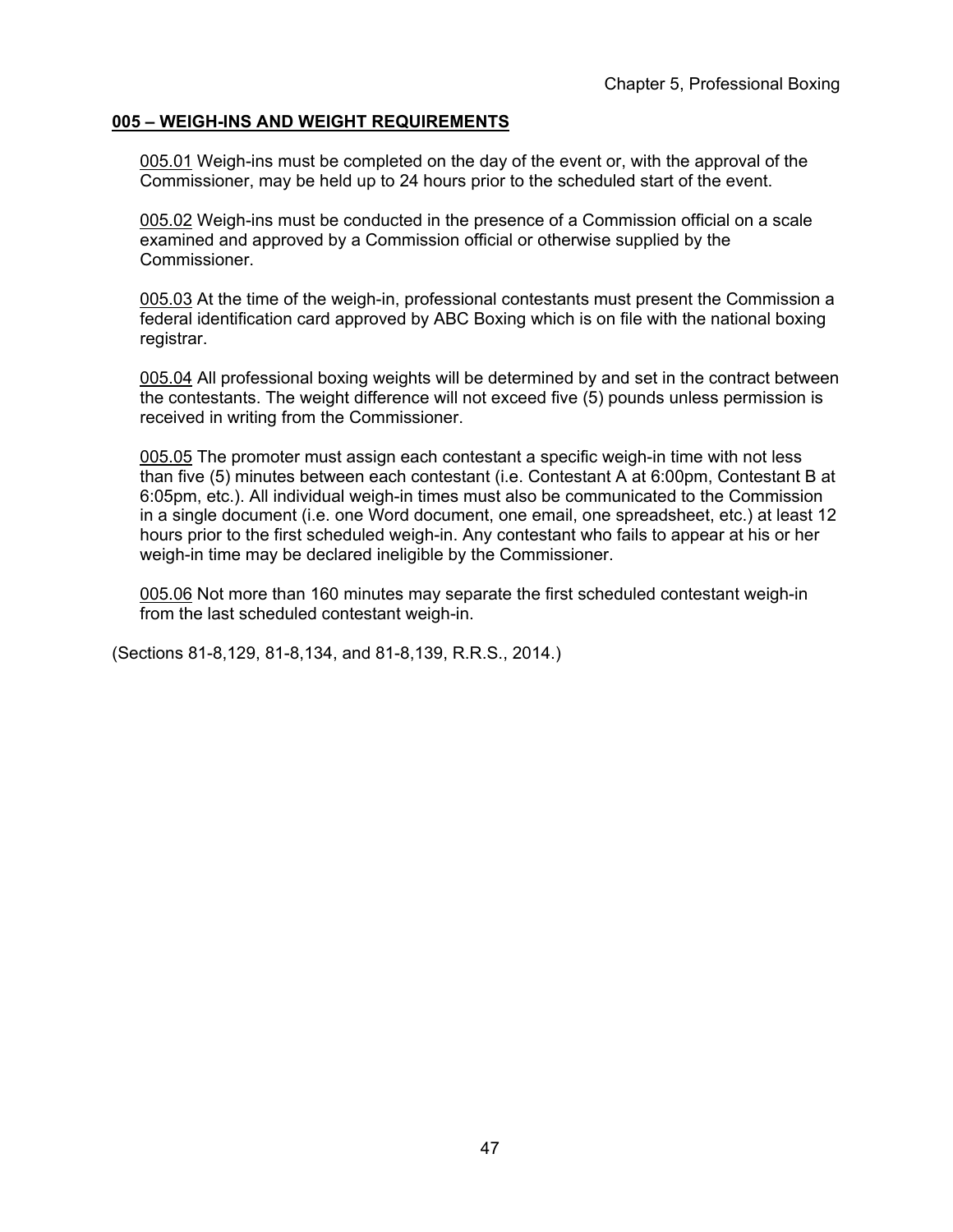## 005 – WEIGH-INS AND WEIGHT REQUIREMENTS

005.01 Weigh-ins must be completed on the day of the event or, with the approval of the Commissioner, may be held up to 24 hours prior to the scheduled start of the event.

005.02 Weigh-ins must be conducted in the presence of a Commission official on a scale examined and approved by a Commission official or otherwise supplied by the Commissioner.

005.03 At the time of the weigh-in, professional contestants must present the Commission a federal identification card approved by ABC Boxing which is on file with the national boxing registrar.

005.04 All professional boxing weights will be determined by and set in the contract between the contestants. The weight difference will not exceed five (5) pounds unless permission is received in writing from the Commissioner.

005.05 The promoter must assign each contestant a specific weigh-in time with not less than five (5) minutes between each contestant (i.e. Contestant A at 6:00pm, Contestant B at 6:05pm, etc.). All individual weigh-in times must also be communicated to the Commission in a single document (i.e. one Word document, one email, one spreadsheet, etc.) at least 12 hours prior to the first scheduled weigh-in. Any contestant who fails to appear at his or her weigh-in time may be declared ineligible by the Commissioner.

005.06 Not more than 160 minutes may separate the first scheduled contestant weigh-in from the last scheduled contestant weigh-in.

(Sections 81-8,129, 81-8,134, and 81-8,139, R.R.S., 2014.)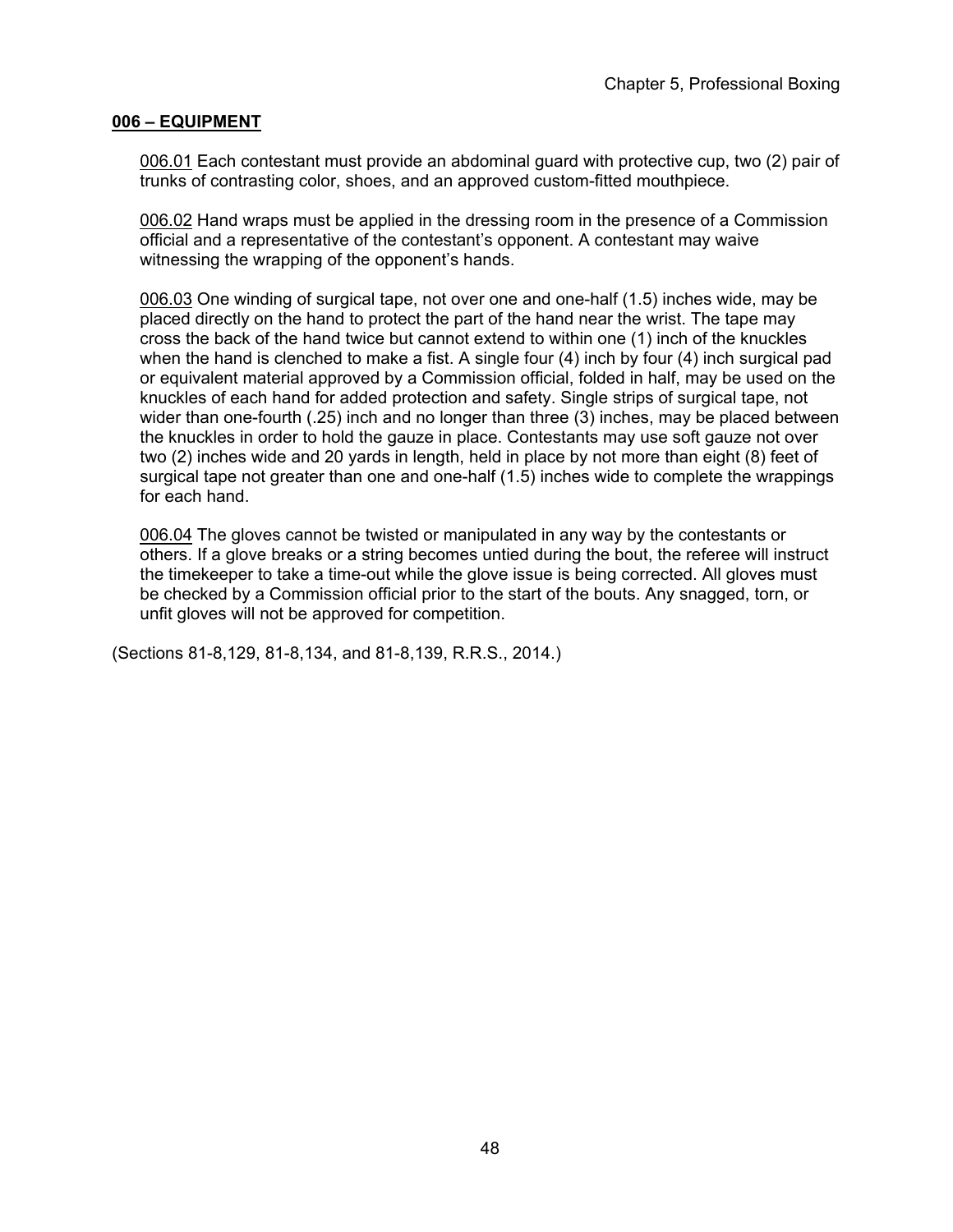## 006 – EQUIPMENT

006.01 Each contestant must provide an abdominal guard with protective cup, two (2) pair of trunks of contrasting color, shoes, and an approved custom-fitted mouthpiece.

006.02 Hand wraps must be applied in the dressing room in the presence of a Commission official and a representative of the contestant's opponent. A contestant may waive witnessing the wrapping of the opponent's hands.

006.03 One winding of surgical tape, not over one and one-half (1.5) inches wide, may be placed directly on the hand to protect the part of the hand near the wrist. The tape may cross the back of the hand twice but cannot extend to within one (1) inch of the knuckles when the hand is clenched to make a fist. A single four (4) inch by four (4) inch surgical pad or equivalent material approved by a Commission official, folded in half, may be used on the knuckles of each hand for added protection and safety. Single strips of surgical tape, not wider than one-fourth (.25) inch and no longer than three (3) inches, may be placed between the knuckles in order to hold the gauze in place. Contestants may use soft gauze not over two (2) inches wide and 20 yards in length, held in place by not more than eight (8) feet of surgical tape not greater than one and one-half (1.5) inches wide to complete the wrappings for each hand.

006.04 The gloves cannot be twisted or manipulated in any way by the contestants or others. If a glove breaks or a string becomes untied during the bout, the referee will instruct the timekeeper to take a time-out while the glove issue is being corrected. All gloves must be checked by a Commission official prior to the start of the bouts. Any snagged, torn, or unfit gloves will not be approved for competition.

(Sections 81-8,129, 81-8,134, and 81-8,139, R.R.S., 2014.)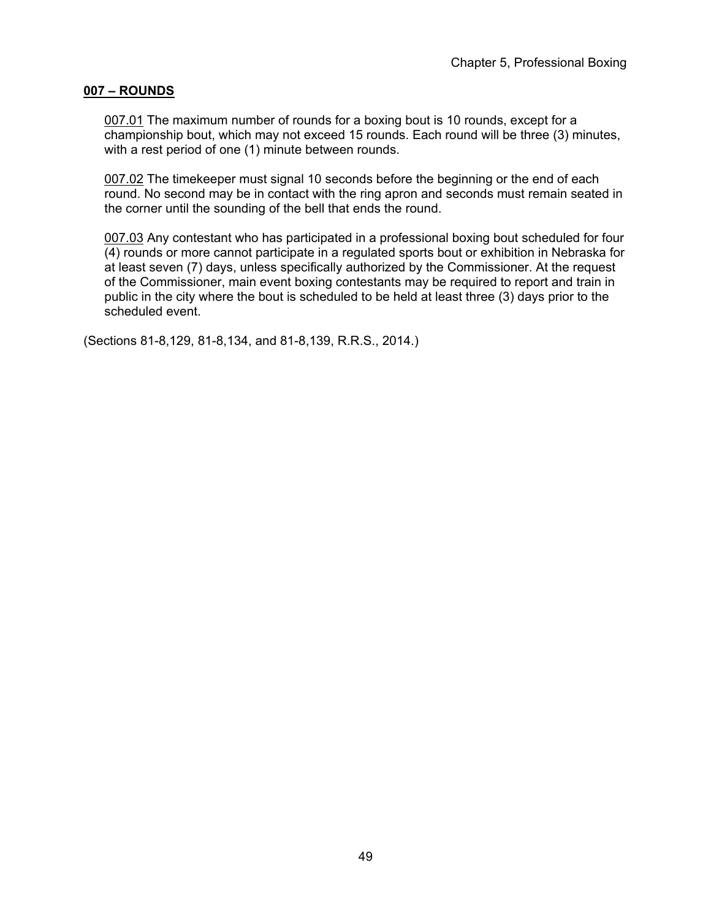## **007 – ROUNDS**

007.01 The maximum number of rounds for a boxing bout is 10 rounds, except for a championship bout, which may not exceed 15 rounds. Each round will be three (3) minutes, with a rest period of one (1) minute between rounds.

007.02 The timekeeper must signal 10 seconds before the beginning or the end of each round. No second may be in contact with the ring apron and seconds must remain seated in the corner until the sounding of the bell that ends the round.

007.03 Any contestant who has participated in a professional boxing bout scheduled for four (4) rounds or more cannot participate in a regulated sports bout or exhibition in Nebraska for at least seven (7) days, unless specifically authorized by the Commissioner. At the request of the Commissioner, main event boxing contestants may be required to report and train in public in the city where the bout is scheduled to be held at least three (3) days prior to the scheduled event.

(Sections 81-8,129, 81-8,134, and 81-8,139, R.R.S., 2014.)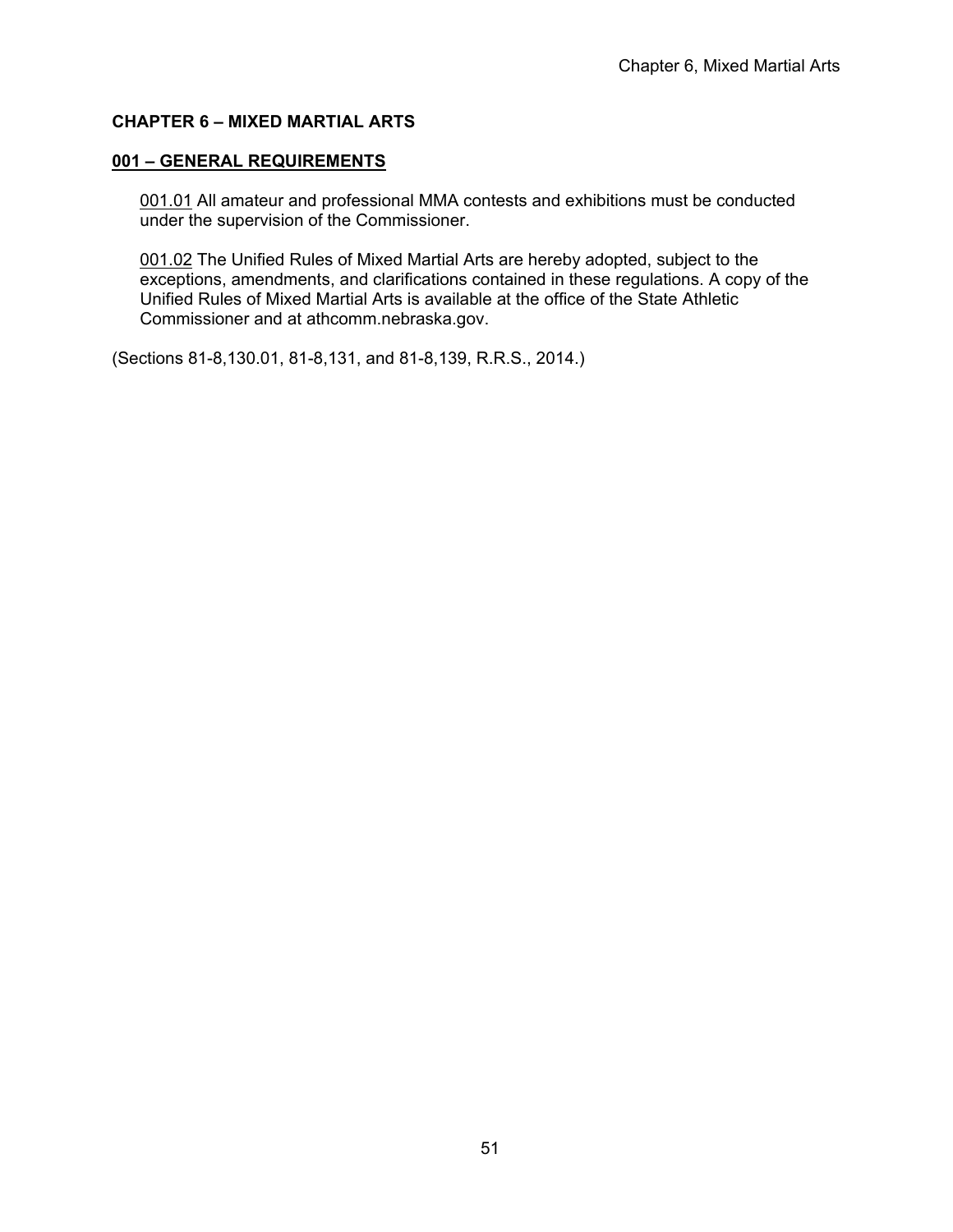## CHAPTER 6 – MIXED MARTIAL ARTS

### 001 – GENERAL REQUIREMENTS

001.01 All amateur and professional MMA contests and exhibitions must be conducted under the supervision of the Commissioner.

001.02 The Unified Rules of Mixed Martial Arts are hereby adopted, subject to the exceptions, amendments, and clarifications contained in these regulations. A copy of the Unified Rules of Mixed Martial Arts is available at the office of the State Athletic Commissioner and at athcomm.nebraska.gov.

(Sections 81-8,130.01, 81-8,131, and 81-8,139, R.R.S., 2014.)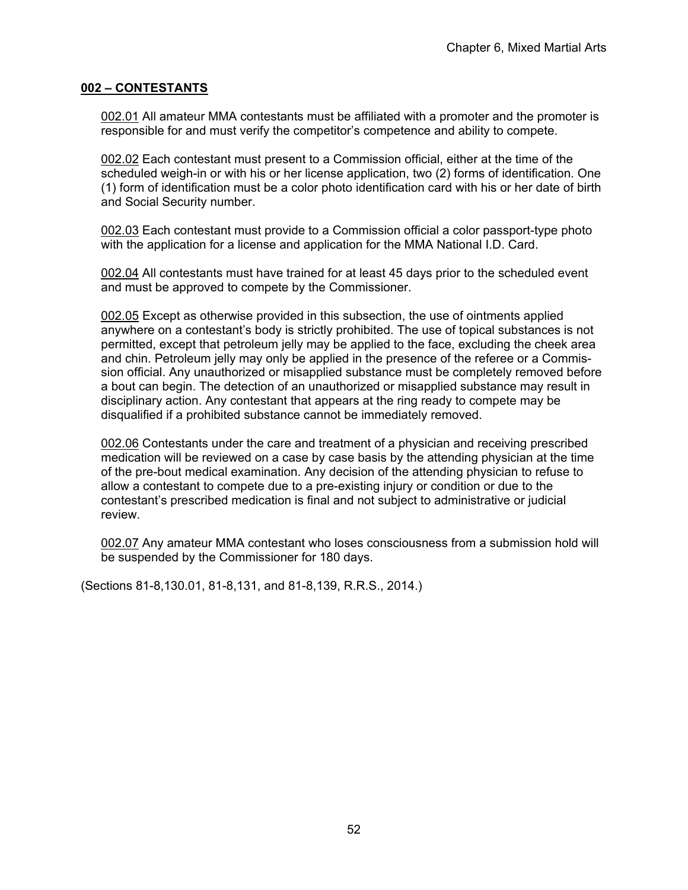## 002 – CONTESTANTS

002.01 All amateur MMA contestants must be affiliated with a promoter and the promoter is responsible for and must verify the competitor's competence and ability to compete.

002.02 Each contestant must present to a Commission official, either at the time of the scheduled weigh-in or with his or her license application, two (2) forms of identification. One (1) form of identification must be a color photo identification card with his or her date of birth and Social Security number.

002.03 Each contestant must provide to a Commission official a color passport-type photo with the application for a license and application for the MMA National I.D. Card.

002.04 All contestants must have trained for at least 45 days prior to the scheduled event and must be approved to compete by the Commissioner.

002.05 Except as otherwise provided in this subsection, the use of ointments applied anywhere on a contestant's body is strictly prohibited. The use of topical substances is not permitted, except that petroleum jelly may be applied to the face, excluding the cheek area and chin. Petroleum jelly may only be applied in the presence of the referee or a Commission official. Any unauthorized or misapplied substance must be completely removed before a bout can begin. The detection of an unauthorized or misapplied substance may result in disciplinary action. Any contestant that appears at the ring ready to compete may be disqualified if a prohibited substance cannot be immediately removed.

002.06 Contestants under the care and treatment of a physician and receiving prescribed medication will be reviewed on a case by case basis by the attending physician at the time of the pre-bout medical examination. Any decision of the attending physician to refuse to allow a contestant to compete due to a pre-existing injury or condition or due to the contestant's prescribed medication is final and not subject to administrative or judicial review.

002.07 Any amateur MMA contestant who loses consciousness from a submission hold will be suspended by the Commissioner for 180 days.

(Sections 81-8,130.01, 81-8,131, and 81-8,139, R.R.S., 2014.)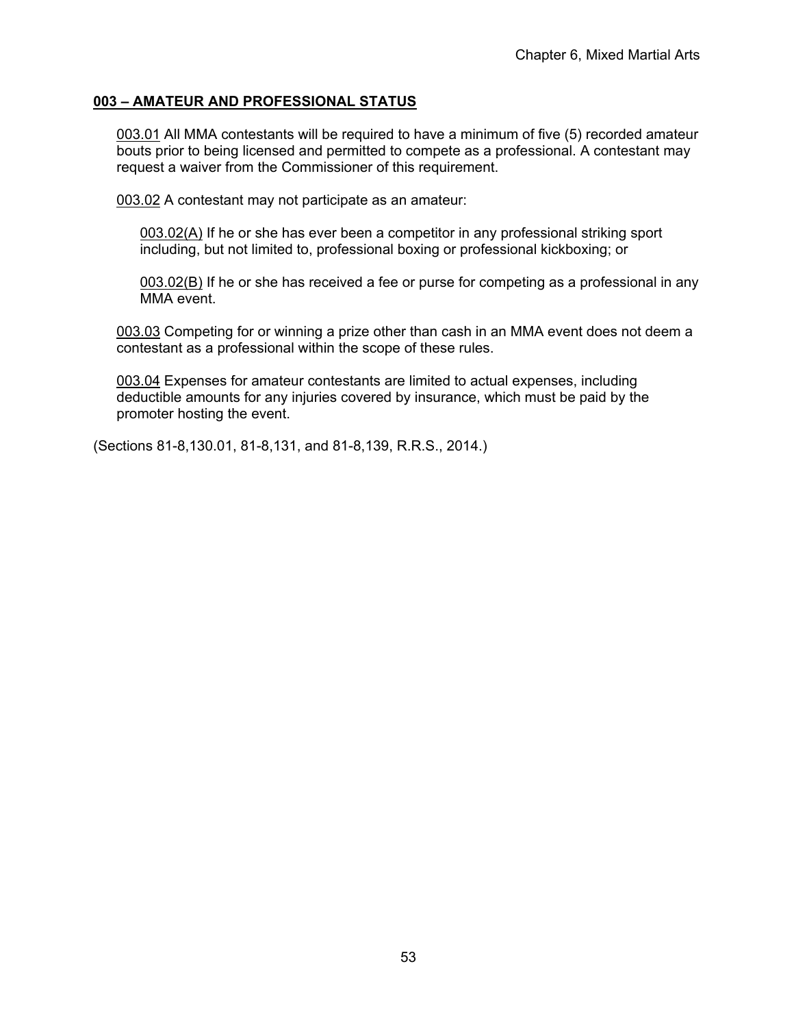## 003 – AMATEUR AND PROFESSIONAL STATUS

003.01 All MMA contestants will be required to have a minimum of five (5) recorded amateur bouts prior to being licensed and permitted to compete as a professional. A contestant may request a waiver from the Commissioner of this requirement.

003.02 A contestant may not participate as an amateur:

003.02(A) If he or she has ever been a competitor in any professional striking sport including, but not limited to, professional boxing or professional kickboxing; or

003.02(B) If he or she has received a fee or purse for competing as a professional in any MMA event.

003.03 Competing for or winning a prize other than cash in an MMA event does not deem a contestant as a professional within the scope of these rules.

003.04 Expenses for amateur contestants are limited to actual expenses, including deductible amounts for any injuries covered by insurance, which must be paid by the promoter hosting the event.

(Sections 81-8,130.01, 81-8,131, and 81-8,139, R.R.S., 2014.)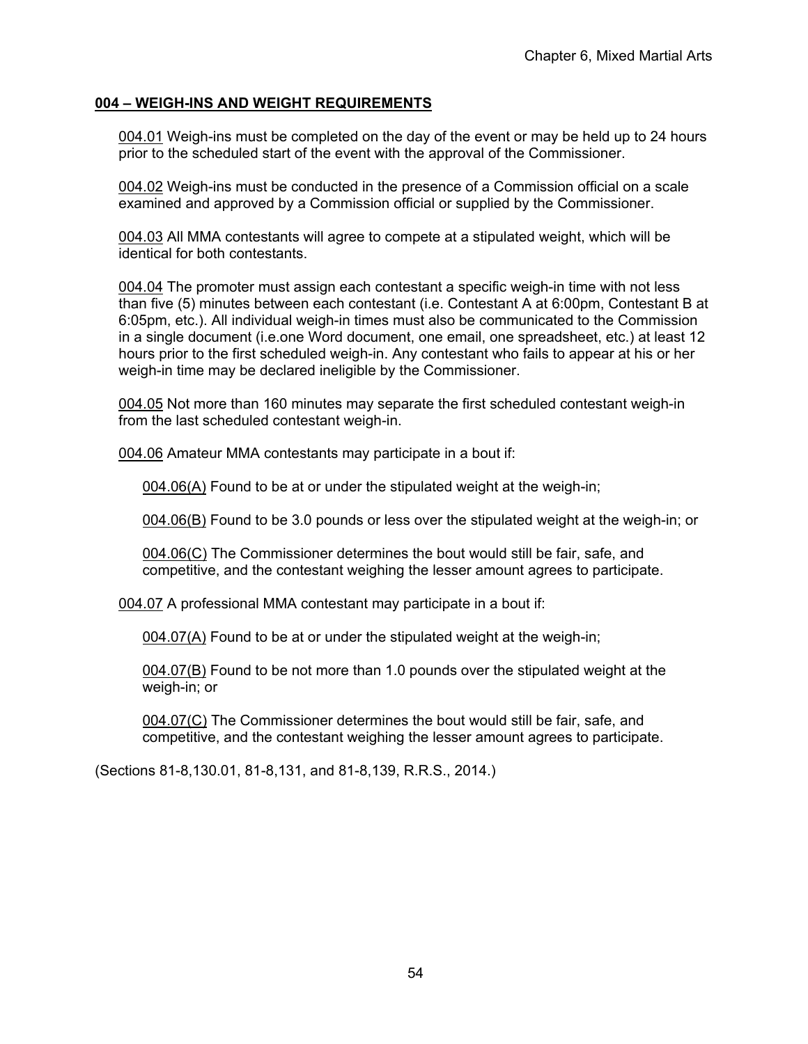**004 – WEIGH-INS AND WEIGHT REQUIREMENTS**

004.01 Weigh-ins must be completed on the day of the event or may be held up to 24 hours prior to the scheduled start of the event with the approval of the Commissioner.

004.02 Weigh-ins must be conducted in the presence of a Commission official on a scale examined and approved by a Commission official or supplied by the Commissioner.

004.03 All MMA contestants will agree to compete at a stipulated weight, which will be identical for both contestants.

004.04 The promoter must assign each contestant a specific weigh-in time with not less than five (5) minutes between each contestant (i.e. Contestant A at 6:00pm, Contestant B at 6:05pm, etc.). All individual weigh-in times must also be communicated to the Commission in a single document (i.e.one Word document, one email, one spreadsheet, etc.) at least 12 hours prior to the first scheduled weigh-in. Any contestant who fails to appear at his or her weigh-in time may be declared ineligible by the Commissioner.

004.05 Not more than 160 minutes may separate the first scheduled contestant weigh-in from the last scheduled contestant weigh-in.

004.06 Amateur MMA contestants may participate in a bout if:

004.06(A) Found to be at or under the stipulated weight at the weigh-in;

004.06(B) Found to be 3.0 pounds or less over the stipulated weight at the weigh-in; or

004.06(C) The Commissioner determines the bout would still be fair, safe, and competitive, and the contestant weighing the lesser amount agrees to participate.

004.07 A professional MMA contestant may participate in a bout if:

004.07(A) Found to be at or under the stipulated weight at the weigh-in;

004.07(B) Found to be not more than 1.0 pounds over the stipulated weight at the weigh-in; or

004.07(C) The Commissioner determines the bout would still be fair, safe, and competitive, and the contestant weighing the lesser amount agrees to participate.

(Sections 81-8,130.01, 81-8,131, and 81-8,139, R.R.S., 2014.)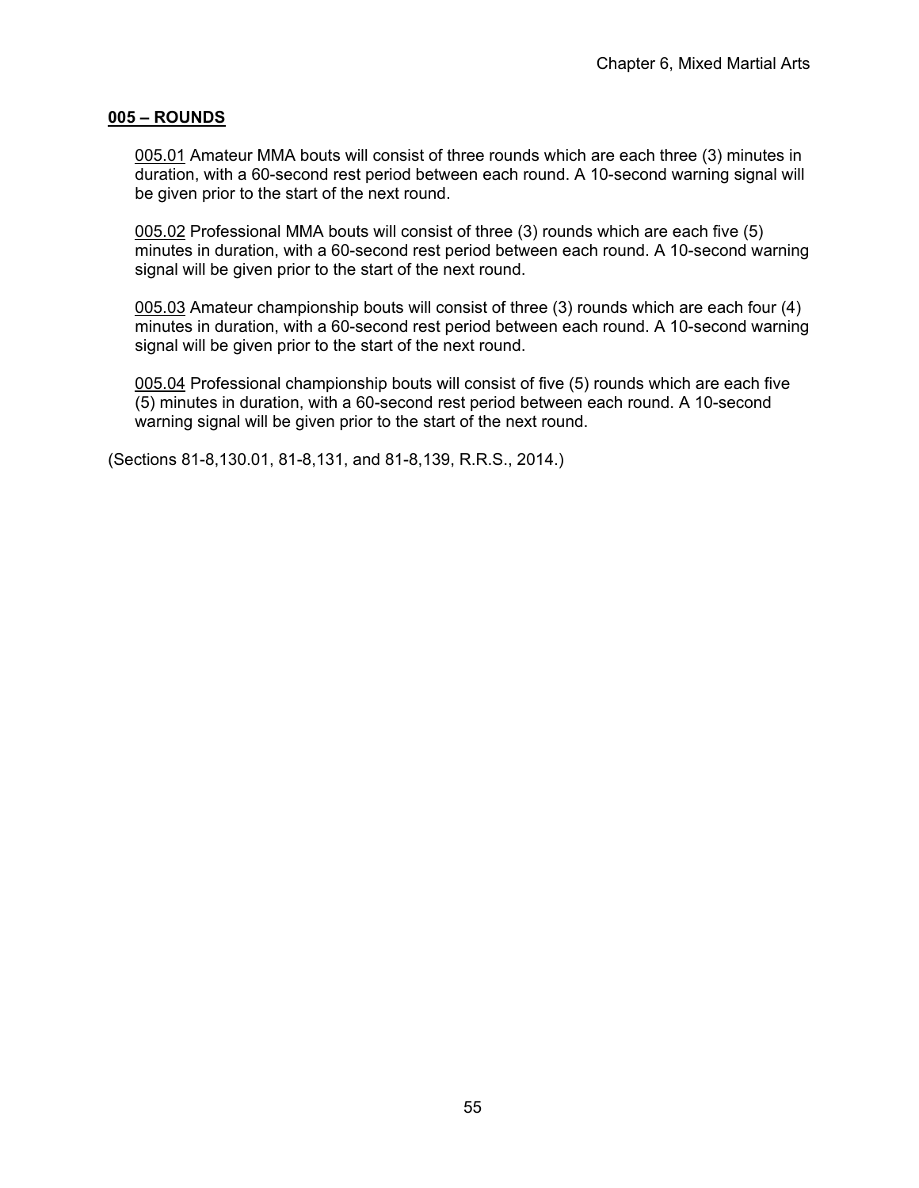## 005 – ROUNDS

005.01 Amateur MMA bouts will consist of three rounds which are each three (3) minutes in duration, with a 60-second rest period between each round. A 10-second warning signal will be given prior to the start of the next round.

005.02 Professional MMA bouts will consist of three (3) rounds which are each five (5) minutes in duration, with a 60-second rest period between each round. A 10-second warning signal will be given prior to the start of the next round.

005.03 Amateur championship bouts will consist of three (3) rounds which are each four (4) minutes in duration, with a 60-second rest period between each round. A 10-second warning signal will be given prior to the start of the next round.

005.04 Professional championship bouts will consist of five (5) rounds which are each five (5) minutes in duration, with a 60-second rest period between each round. A 10-second warning signal will be given prior to the start of the next round.

(Sections 81-8,130.01, 81-8,131, and 81-8,139, R.R.S., 2014.)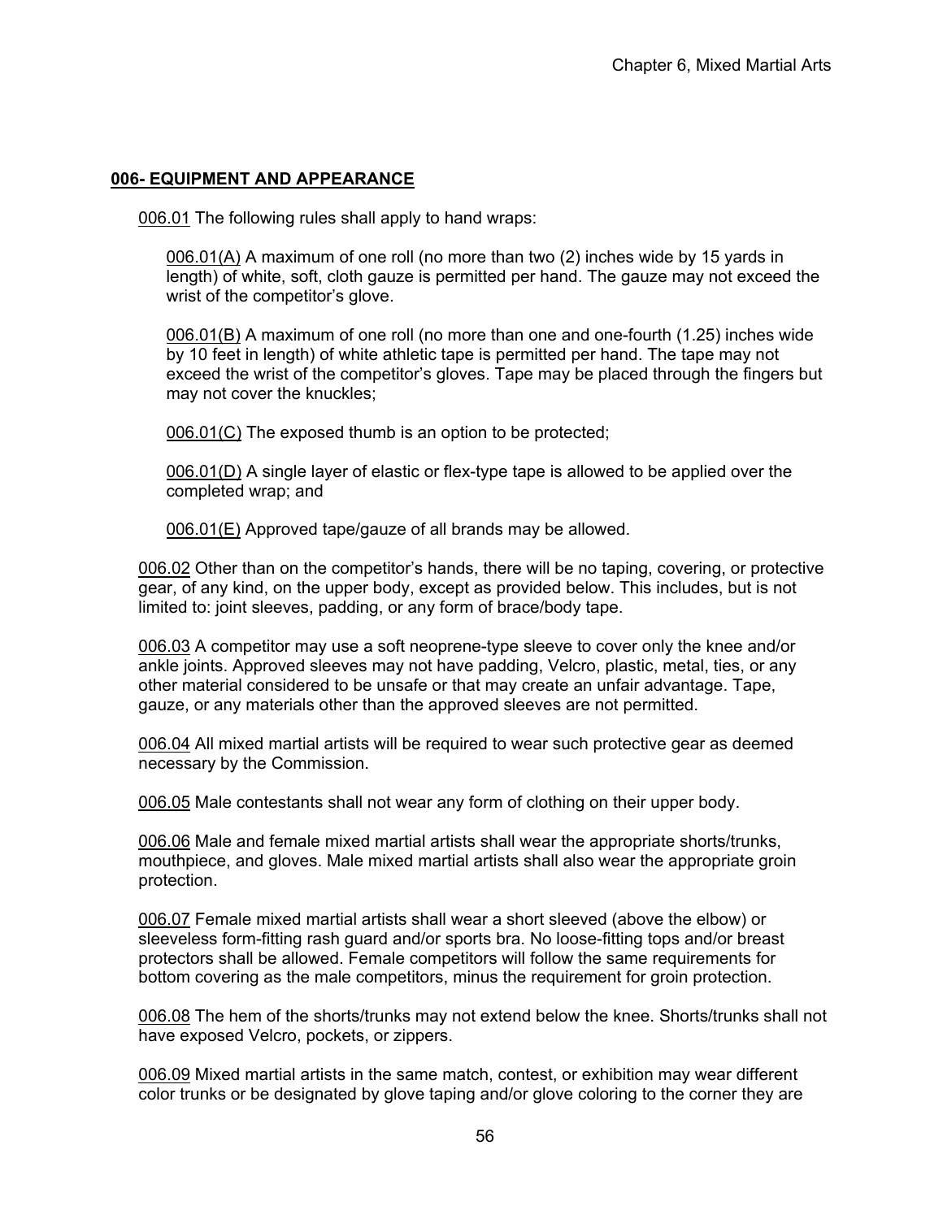**006- EQUIPMENT AND APPEARANCE**

006.01 The following rules shall apply to hand wraps:

006.01(A) A maximum of one roll (no more than two (2) inches wide by 15 yards in length) of white, soft, cloth gauze is permitted per hand. The gauze may not exceed the wrist of the competitor's glove.

006.01(B) A maximum of one roll (no more than one and one-fourth (1.25) inches wide by 10 feet in length) of white athletic tape is permitted per hand. The tape may not exceed the wrist of the competitor's gloves. Tape may be placed through the fingers but may not cover the knuckles;

006.01(C) The exposed thumb is an option to be protected;

006.01(D) A single layer of elastic or flex-type tape is allowed to be applied over the completed wrap; and

006.01(E) Approved tape/gauze of all brands may be allowed.

006.02 Other than on the competitor's hands, there will be no taping, covering, or protective gear, of any kind, on the upper body, except as provided below. This includes, but is not limited to: joint sleeves, padding, or any form of brace/body tape.

006.03 A competitor may use a soft neoprene-type sleeve to cover only the knee and/or ankle joints. Approved sleeves may not have padding, Velcro, plastic, metal, ties, or any other material considered to be unsafe or that may create an unfair advantage. Tape, gauze, or any materials other than the approved sleeves are not permitted.

006.04 All mixed martial artists will be required to wear such protective gear as deemed necessary by the Commission.

006.05 Male contestants shall not wear any form of clothing on their upper body.

006.06 Male and female mixed martial artists shall wear the appropriate shorts/trunks, mouthpiece, and gloves. Male mixed martial artists shall also wear the appropriate groin protection.

006.07 Female mixed martial artists shall wear a short sleeved (above the elbow) or sleeveless form-fitting rash guard and/or sports bra. No loose-fitting tops and/or breast protectors shall be allowed. Female competitors will follow the same requirements for bottom covering as the male competitors, minus the requirement for groin protection.

006.08 The hem of the shorts/trunks may not extend below the knee. Shorts/trunks shall not have exposed Velcro, pockets, or zippers.

006.09 Mixed martial artists in the same match, contest, or exhibition may wear different color trunks or be designated by glove taping and/or glove coloring to the corner they are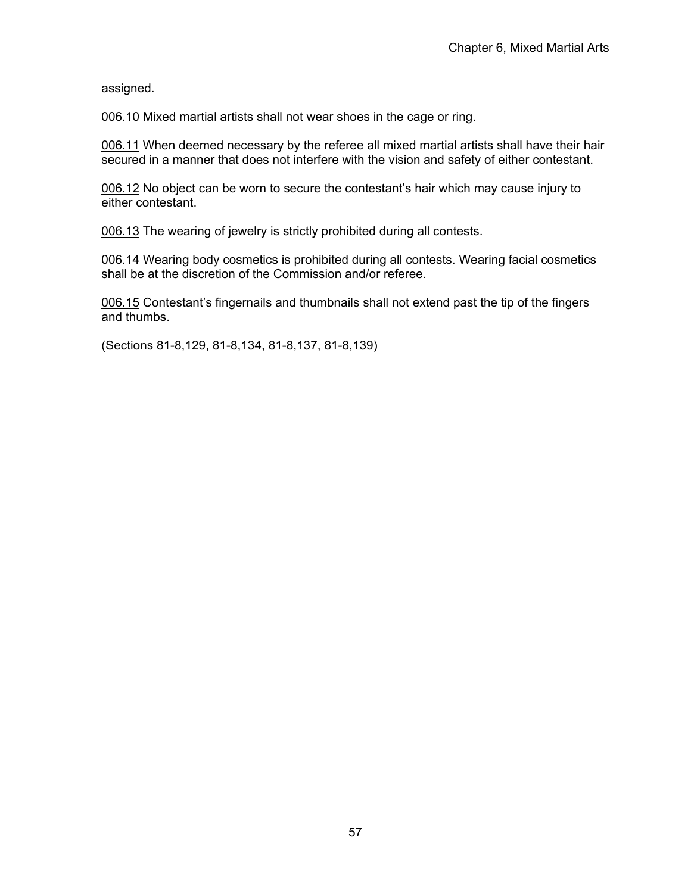assigned.

006.10 Mixed martial artists shall not wear shoes in the cage or ring.

006.11 When deemed necessary by the referee all mixed martial artists shall have their hair secured in a manner that does not interfere with the vision and safety of either contestant.

006.12 No object can be worn to secure the contestant's hair which may cause injury to either contestant.

006.13 The wearing of jewelry is strictly prohibited during all contests.

006.14 Wearing body cosmetics is prohibited during all contests. Wearing facial cosmetics shall be at the discretion of the Commission and/or referee.

006.15 Contestant's fingernails and thumbnails shall not extend past the tip of the fingers and thumbs.

(Sections 81-8,129, 81-8,134, 81-8,137, 81-8,139)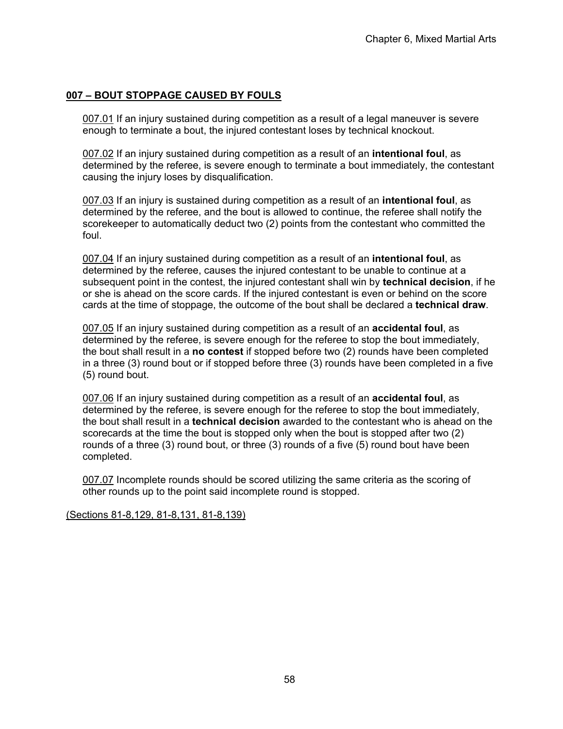## 007 – BOUT STOPPAGE CAUSED BY FOULS

007.01 If an injury sustained during competition as a result of a legal maneuver is severe enough to terminate a bout, the injured contestant loses by technical knockout.

007.02 If an injury sustained during competition as a result of an **intentional foul**, as determined by the referee, is severe enough to terminate a bout immediately, the contestant causing the injury loses by disqualification.

007.03 If an injury is sustained during competition as a result of an **intentional foul**, as determined by the referee, and the bout is allowed to continue, the referee shall notify the scorekeeper to automatically deduct two (2) points from the contestant who committed the foul.

007.04 If an injury sustained during competition as a result of an **intentional foul**, as determined by the referee, causes the injured contestant to be unable to continue at a subsequent point in the contest, the injured contestant shall win by **technical decision**, if he or she is ahead on the score cards. If the injured contestant is even or behind on the score cards at the time of stoppage, the outcome of the bout shall be declared a **technical draw**.

007.05 If an injury sustained during competition as a result of an **accidental foul**, as determined by the referee, is severe enough for the referee to stop the bout immediately, the bout shall result in a **no contest** if stopped before two (2) rounds have been completed in a three (3) round bout or if stopped before three (3) rounds have been completed in a five (5) round bout.

007.06 If an injury sustained during competition as a result of an **accidental foul**, as determined by the referee, is severe enough for the referee to stop the bout immediately, the bout shall result in a **technical decision** awarded to the contestant who is ahead on the scorecards at the time the bout is stopped only when the bout is stopped after two (2) rounds of a three (3) round bout, or three (3) rounds of a five (5) round bout have been completed.

007.07 Incomplete rounds should be scored utilizing the same criteria as the scoring of other rounds up to the point said incomplete round is stopped.

(Sections 81-8,129, 81-8,131, 81-8,139)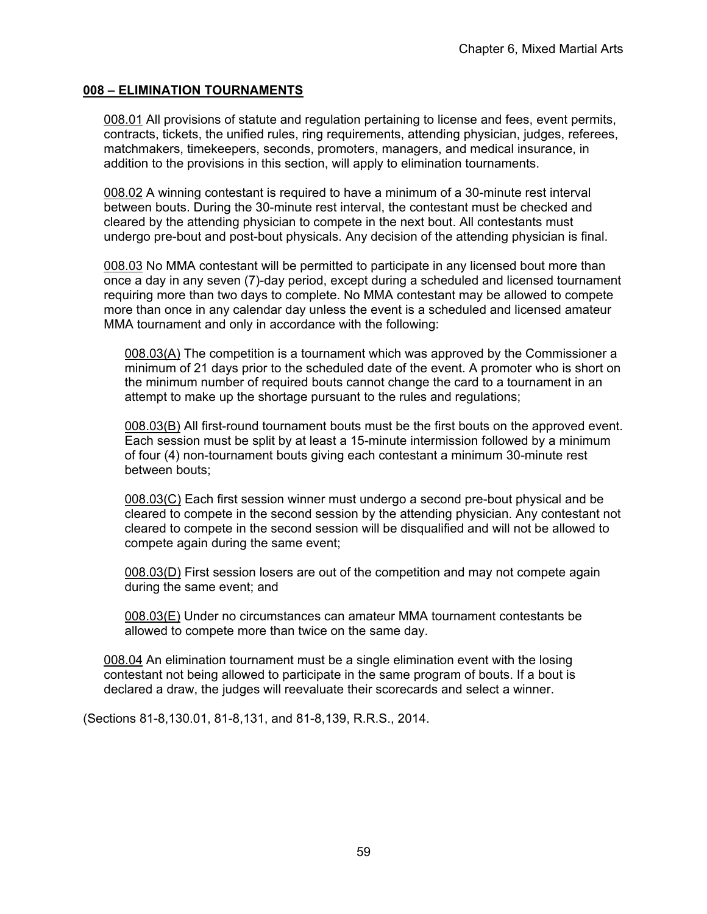## 008 – ELIMINATION TOURNAMENTS

008.01 All provisions of statute and regulation pertaining to license and fees, event permits, contracts, tickets, the unified rules, ring requirements, attending physician, judges, referees, matchmakers, timekeepers, seconds, promoters, managers, and medical insurance, in addition to the provisions in this section, will apply to elimination tournaments.

008.02 A winning contestant is required to have a minimum of a 30-minute rest interval between bouts. During the 30-minute rest interval, the contestant must be checked and cleared by the attending physician to compete in the next bout. All contestants must undergo pre-bout and post-bout physicals. Any decision of the attending physician is final.

008.03 No MMA contestant will be permitted to participate in any licensed bout more than once a day in any seven (7)-day period, except during a scheduled and licensed tournament requiring more than two days to complete. No MMA contestant may be allowed to compete more than once in any calendar day unless the event is a scheduled and licensed amateur MMA tournament and only in accordance with the following:

008.03(A) The competition is a tournament which was approved by the Commissioner a minimum of 21 days prior to the scheduled date of the event. A promoter who is short on the minimum number of required bouts cannot change the card to a tournament in an attempt to make up the shortage pursuant to the rules and regulations;

008.03(B) All first-round tournament bouts must be the first bouts on the approved event. Each session must be split by at least a 15-minute intermission followed by a minimum of four (4) non-tournament bouts giving each contestant a minimum 30-minute rest between bouts;

008.03(C) Each first session winner must undergo a second pre-bout physical and be cleared to compete in the second session by the attending physician. Any contestant not cleared to compete in the second session will be disqualified and will not be allowed to compete again during the same event;

008.03(D) First session losers are out of the competition and may not compete again during the same event; and

008.03(E) Under no circumstances can amateur MMA tournament contestants be allowed to compete more than twice on the same day.

008.04 An elimination tournament must be a single elimination event with the losing contestant not being allowed to participate in the same program of bouts. If a bout is declared a draw, the judges will reevaluate their scorecards and select a winner.

(Sections 81-8,130.01, 81-8,131, and 81-8,139, R.R.S., 2014.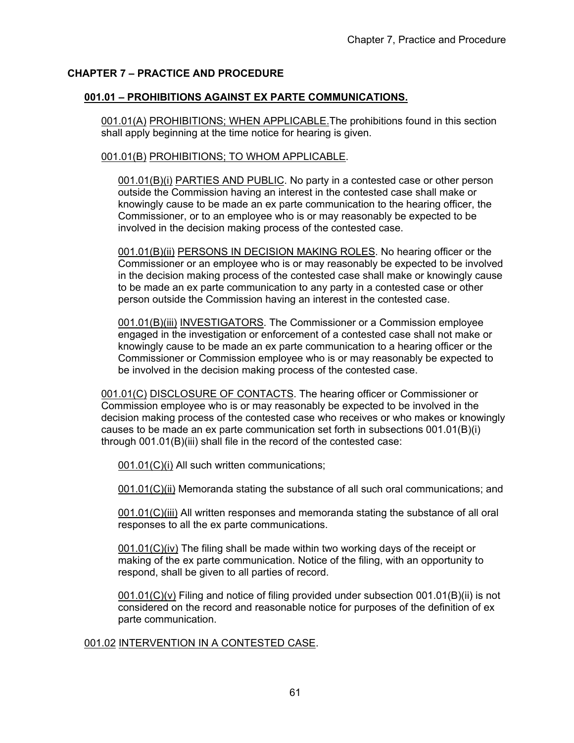# CHAPTER 7 – PRACTICE AND PROCEDURE

## 001.01 – PROHIBITIONS AGAINST EX PARTE COMMUNICATIONS.

001.01(A) PROHIBITIONS; WHEN APPLICABLE.The prohibitions found in this section shall apply beginning at the time notice for hearing is given.

001.01(B) PROHIBITIONS; TO WHOM APPLICABLE.

001.01(B)(i) PARTIES AND PUBLIC. No party in a contested case or other person outside the Commission having an interest in the contested case shall make or knowingly cause to be made an ex parte communication to the hearing officer, the Commissioner, or to an employee who is or may reasonably be expected to be involved in the decision making process of the contested case.

001.01(B)(ii) PERSONS IN DECISION MAKING ROLES. No hearing officer or the Commissioner or an employee who is or may reasonably be expected to be involved in the decision making process of the contested case shall make or knowingly cause to be made an ex parte communication to any party in a contested case or other person outside the Commission having an interest in the contested case.

001.01(B)(iii) INVESTIGATORS. The Commissioner or a Commission employee engaged in the investigation or enforcement of a contested case shall not make or knowingly cause to be made an ex parte communication to a hearing officer or the Commissioner or Commission employee who is or may reasonably be expected to be involved in the decision making process of the contested case.

001.01(C) DISCLOSURE OF CONTACTS. The hearing officer or Commissioner or Commission employee who is or may reasonably be expected to be involved in the decision making process of the contested case who receives or who makes or knowingly causes to be made an ex parte communication set forth in subsections 001.01(B)(i) through 001.01(B)(iii) shall file in the record of the contested case:

001.01(C)(i) All such written communications;

001.01(C)(ii) Memoranda stating the substance of all such oral communications; and

001.01(C)(iii) All written responses and memoranda stating the substance of all oral responses to all the ex parte communications.

001.01(C)(iv) The filing shall be made within two working days of the receipt or making of the ex parte communication. Notice of the filing, with an opportunity to respond, shall be given to all parties of record.

001.01(C)(v) Filing and notice of filing provided under subsection 001.01(B)(ii) is not considered on the record and reasonable notice for purposes of the definition of ex parte communication.

001.02 INTERVENTION IN A CONTESTED CASE.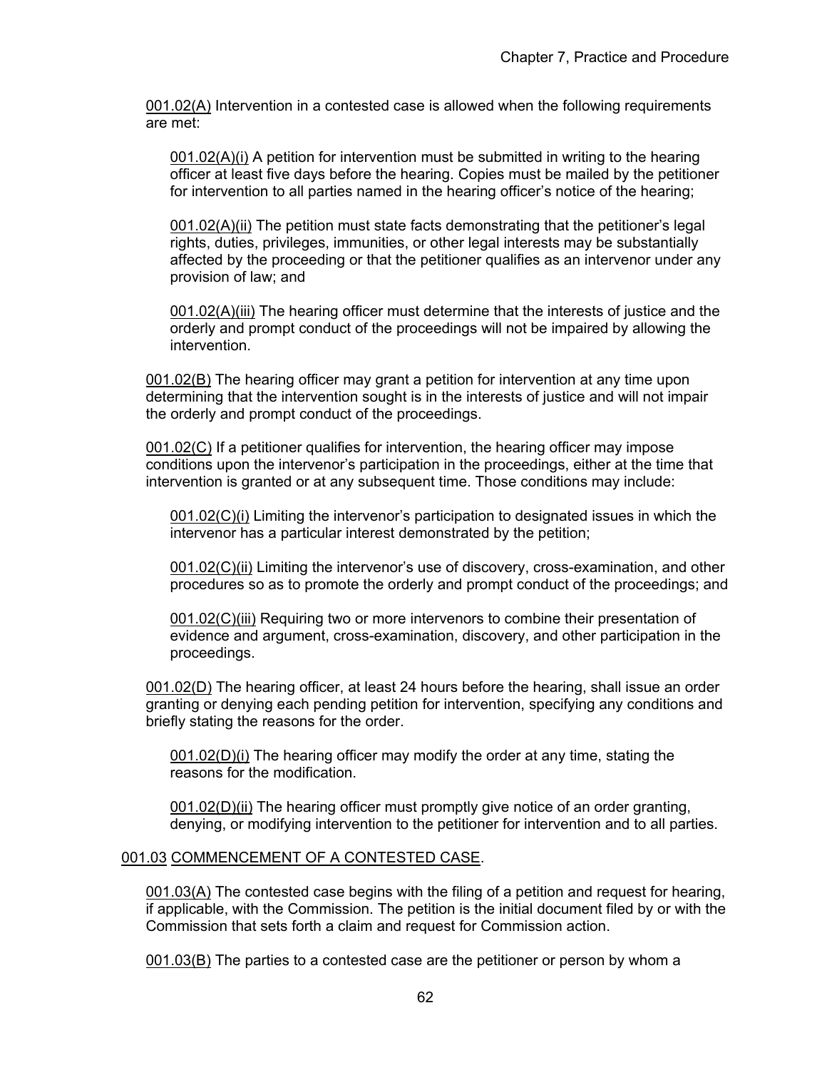001.02(A) Intervention in a contested case is allowed when the following requirements are met:

001.02(A)(i) A petition for intervention must be submitted in writing to the hearing officer at least five days before the hearing. Copies must be mailed by the petitioner for intervention to all parties named in the hearing officer's notice of the hearing;

001.02(A)(ii) The petition must state facts demonstrating that the petitioner's legal rights, duties, privileges, immunities, or other legal interests may be substantially affected by the proceeding or that the petitioner qualifies as an intervenor under any provision of law; and

001.02(A)(iii) The hearing officer must determine that the interests of justice and the orderly and prompt conduct of the proceedings will not be impaired by allowing the intervention.

001.02(B) The hearing officer may grant a petition for intervention at any time upon determining that the intervention sought is in the interests of justice and will not impair the orderly and prompt conduct of the proceedings.

001.02(C) If a petitioner qualifies for intervention, the hearing officer may impose conditions upon the intervenor's participation in the proceedings, either at the time that intervention is granted or at any subsequent time. Those conditions may include:

001.02(C)(i) Limiting the intervenor's participation to designated issues in which the intervenor has a particular interest demonstrated by the petition;

001.02(C)(ii) Limiting the intervenor's use of discovery, cross-examination, and other procedures so as to promote the orderly and prompt conduct of the proceedings; and

001.02(C)(iii) Requiring two or more intervenors to combine their presentation of evidence and argument, cross-examination, discovery, and other participation in the proceedings.

001.02(D) The hearing officer, at least 24 hours before the hearing, shall issue an order granting or denying each pending petition for intervention, specifying any conditions and briefly stating the reasons for the order.

001.02(D)(i) The hearing officer may modify the order at any time, stating the reasons for the modification.

001.02(D)(ii) The hearing officer must promptly give notice of an order granting, denying, or modifying intervention to the petitioner for intervention and to all parties.

001.03 COMMENCEMENT OF A CONTESTED CASE.

001.03(A) The contested case begins with the filing of a petition and request for hearing, if applicable, with the Commission. The petition is the initial document filed by or with the Commission that sets forth a claim and request for Commission action.

001.03(B) The parties to a contested case are the petitioner or person by whom a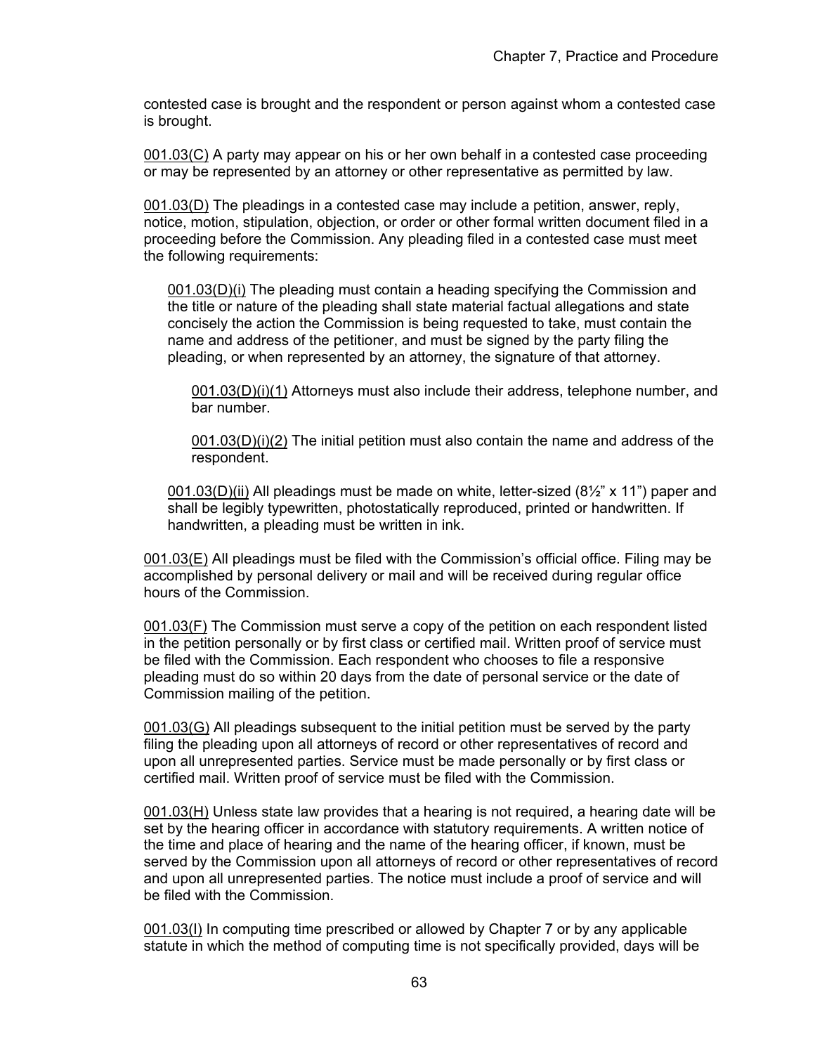contested case is brought and the respondent or person against whom a contested case is brought.

001.03(C) A party may appear on his or her own behalf in a contested case proceeding or may be represented by an attorney or other representative as permitted by law.

001.03(D) The pleadings in a contested case may include a petition, answer, reply, notice, motion, stipulation, objection, or order or other formal written document filed in a proceeding before the Commission. Any pleading filed in a contested case must meet the following requirements:

001.03(D)(i) The pleading must contain a heading specifying the Commission and the title or nature of the pleading shall state material factual allegations and state concisely the action the Commission is being requested to take, must contain the name and address of the petitioner, and must be signed by the party filing the pleading, or when represented by an attorney, the signature of that attorney.

001.03(D)(i)(1) Attorneys must also include their address, telephone number, and bar number.

001.03(D)(i)(2) The initial petition must also contain the name and address of the respondent.

001.03(D)(ii) All pleadings must be made on white, letter-sized (8½" x 11") paper and shall be legibly typewritten, photostatically reproduced, printed or handwritten. If handwritten, a pleading must be written in ink.

001.03(E) All pleadings must be filed with the Commission's official office. Filing may be accomplished by personal delivery or mail and will be received during regular office hours of the Commission.

001.03(F) The Commission must serve a copy of the petition on each respondent listed in the petition personally or by first class or certified mail. Written proof of service must be filed with the Commission. Each respondent who chooses to file a responsive pleading must do so within 20 days from the date of personal service or the date of Commission mailing of the petition.

001.03(G) All pleadings subsequent to the initial petition must be served by the party filing the pleading upon all attorneys of record or other representatives of record and upon all unrepresented parties. Service must be made personally or by first class or certified mail. Written proof of service must be filed with the Commission.

001.03(H) Unless state law provides that a hearing is not required, a hearing date will be set by the hearing officer in accordance with statutory requirements. A written notice of the time and place of hearing and the name of the hearing officer, if known, must be served by the Commission upon all attorneys of record or other representatives of record and upon all unrepresented parties. The notice must include a proof of service and will be filed with the Commission.

001.03(I) In computing time prescribed or allowed by Chapter 7 or by any applicable statute in which the method of computing time is not specifically provided, days will be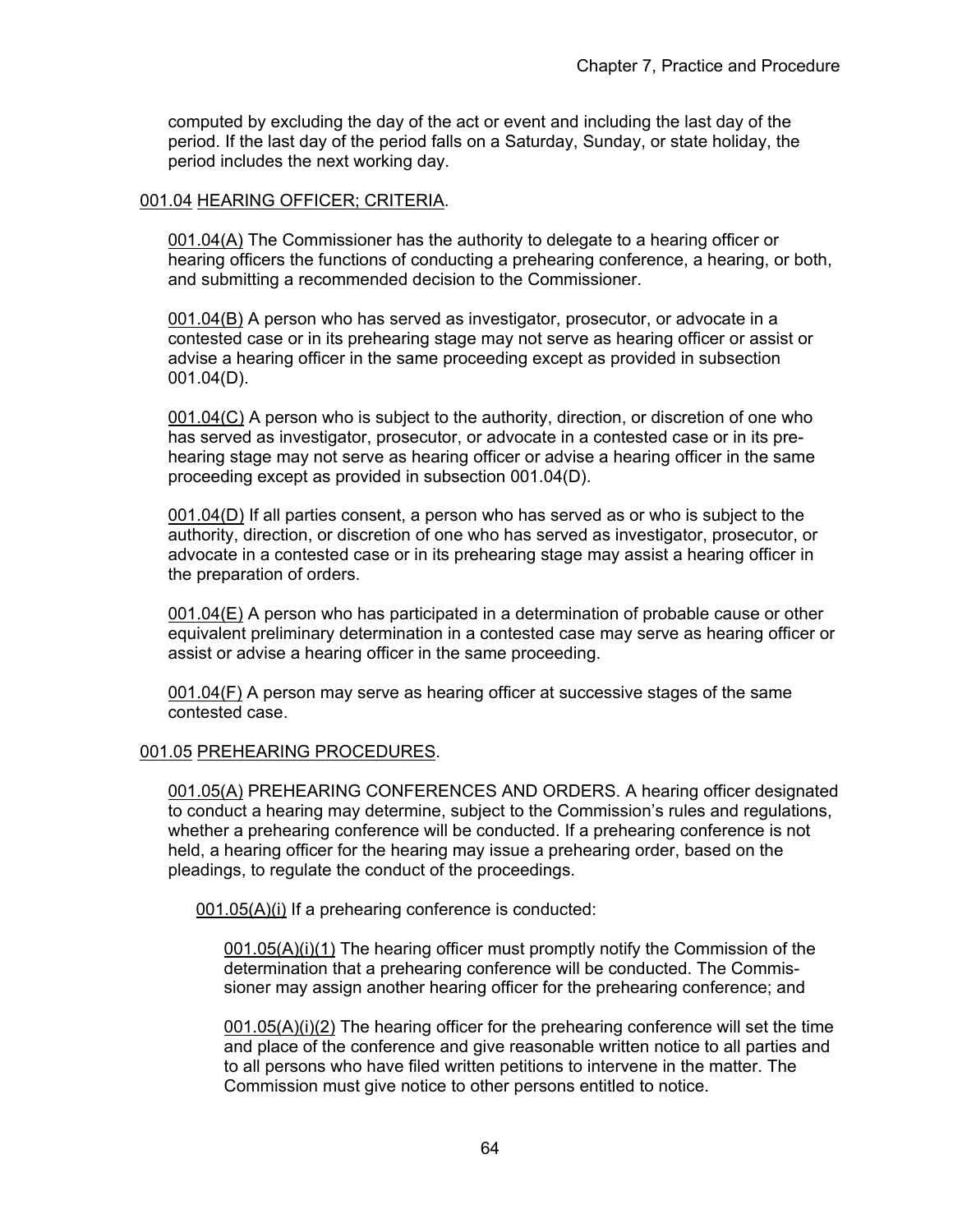computed by excluding the day of the act or event and including the last day of the period. If the last day of the period falls on a Saturday, Sunday, or state holiday, the period includes the next working day.

001.04 HEARING OFFICER; CRITERIA.

001.04(A) The Commissioner has the authority to delegate to a hearing officer or hearing officers the functions of conducting a prehearing conference, a hearing, or both, and submitting a recommended decision to the Commissioner.

001.04(B) A person who has served as investigator, prosecutor, or advocate in a contested case or in its prehearing stage may not serve as hearing officer or assist or advise a hearing officer in the same proceeding except as provided in subsection 001.04(D).

001.04(C) A person who is subject to the authority, direction, or discretion of one who has served as investigator, prosecutor, or advocate in a contested case or in its prehearing stage may not serve as hearing officer or advise a hearing officer in the same proceeding except as provided in subsection 001.04(D).

001.04(D) If all parties consent, a person who has served as or who is subject to the authority, direction, or discretion of one who has served as investigator, prosecutor, or advocate in a contested case or in its prehearing stage may assist a hearing officer in the preparation of orders.

001.04(E) A person who has participated in a determination of probable cause or other equivalent preliminary determination in a contested case may serve as hearing officer or assist or advise a hearing officer in the same proceeding.

001.04(F) A person may serve as hearing officer at successive stages of the same contested case.

001.05 PREHEARING PROCEDURES.

001.05(A) PREHEARING CONFERENCES AND ORDERS. A hearing officer designated to conduct a hearing may determine, subject to the Commission's rules and regulations, whether a prehearing conference will be conducted. If a prehearing conference is not held, a hearing officer for the hearing may issue a prehearing order, based on the pleadings, to regulate the conduct of the proceedings.

001.05(A)(i) If a prehearing conference is conducted:

001.05(A)(i)(1) The hearing officer must promptly notify the Commission of the determination that a prehearing conference will be conducted. The Commissioner may assign another hearing officer for the prehearing conference; and

001.05(A)(i)(2) The hearing officer for the prehearing conference will set the time and place of the conference and give reasonable written notice to all parties and to all persons who have filed written petitions to intervene in the matter. The Commission must give notice to other persons entitled to notice.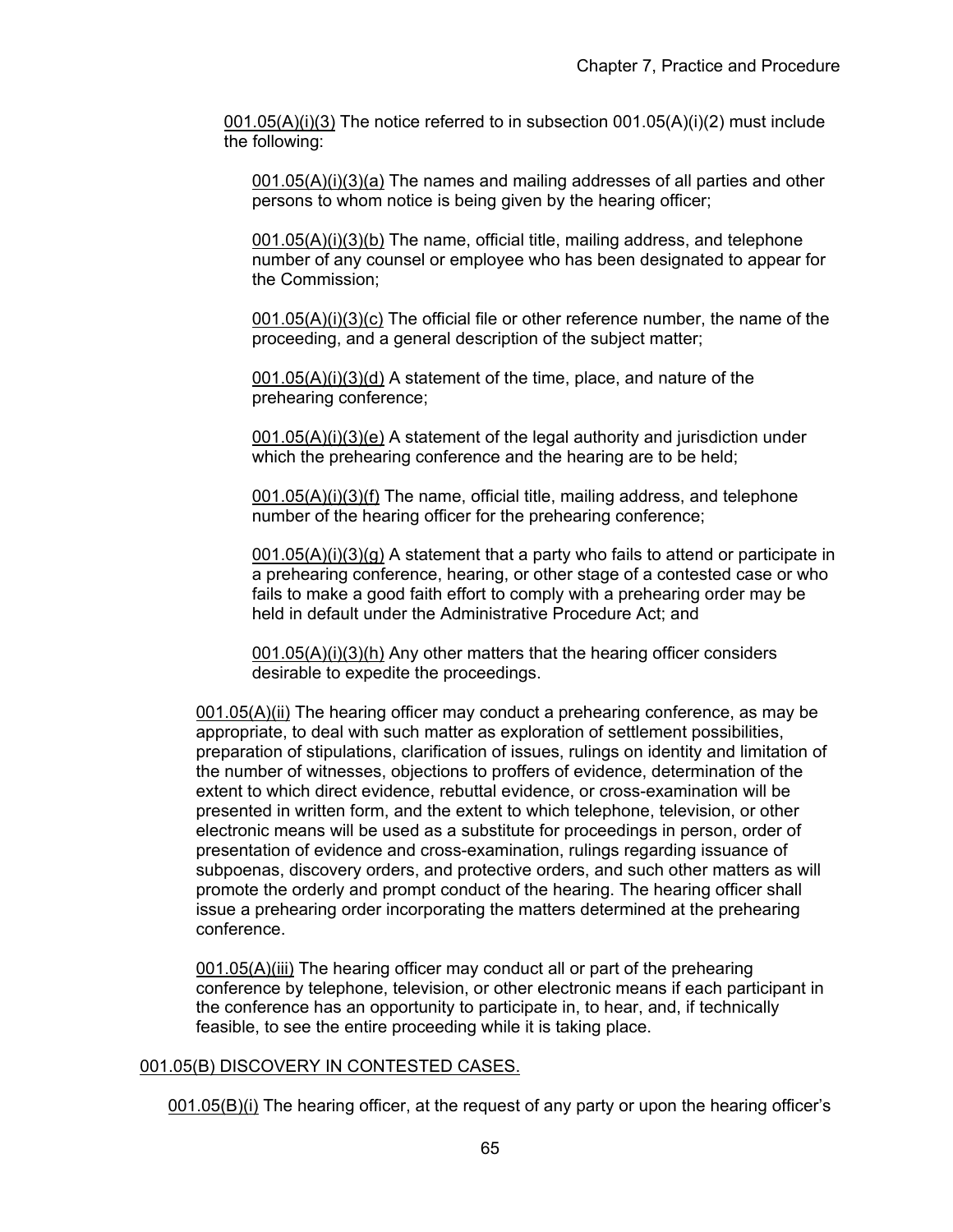001.05(A)(i)(3) The notice referred to in subsection 001.05(A)(i)(2) must include the following:

001.05(A)(i)(3)(a) The names and mailing addresses of all parties and other persons to whom notice is being given by the hearing officer;

001.05(A)(i)(3)(b) The name, official title, mailing address, and telephone number of any counsel or employee who has been designated to appear for the Commission;

001.05(A)(i)(3)(c) The official file or other reference number, the name of the proceeding, and a general description of the subject matter;

001.05(A)(i)(3)(d) A statement of the time, place, and nature of the prehearing conference;

001.05(A)(i)(3)(e) A statement of the legal authority and jurisdiction under which the prehearing conference and the hearing are to be held;

001.05(A)(i)(3)(f) The name, official title, mailing address, and telephone number of the hearing officer for the prehearing conference;

001.05(A)(i)(3)(g) A statement that a party who fails to attend or participate in a prehearing conference, hearing, or other stage of a contested case or who fails to make a good faith effort to comply with a prehearing order may be held in default under the Administrative Procedure Act; and

001.05(A)(i)(3)(h) Any other matters that the hearing officer considers desirable to expedite the proceedings.

001.05(A)(ii) The hearing officer may conduct a prehearing conference, as may be appropriate, to deal with such matter as exploration of settlement possibilities, preparation of stipulations, clarification of issues, rulings on identity and limitation of the number of witnesses, objections to proffers of evidence, determination of the extent to which direct evidence, rebuttal evidence, or cross-examination will be presented in written form, and the extent to which telephone, television, or other electronic means will be used as a substitute for proceedings in person, order of presentation of evidence and cross-examination, rulings regarding issuance of subpoenas, discovery orders, and protective orders, and such other matters as will promote the orderly and prompt conduct of the hearing. The hearing officer shall issue a prehearing order incorporating the matters determined at the prehearing conference.

001.05(A)(iii) The hearing officer may conduct all or part of the prehearing conference by telephone, television, or other electronic means if each participant in the conference has an opportunity to participate in, to hear, and, if technically feasible, to see the entire proceeding while it is taking place.

001.05(B) DISCOVERY IN CONTESTED CASES.

001.05(B)(i) The hearing officer, at the request of any party or upon the hearing officer's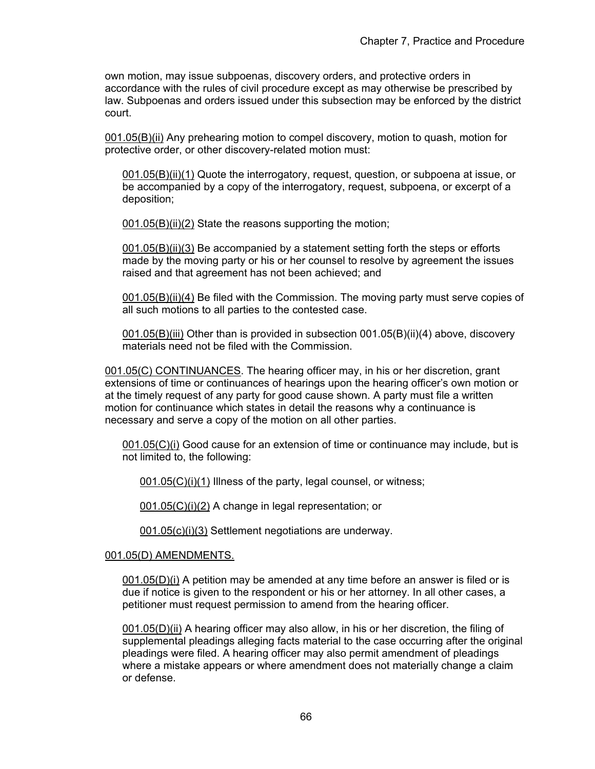own motion, may issue subpoenas, discovery orders, and protective orders in accordance with the rules of civil procedure except as may otherwise be prescribed by law. Subpoenas and orders issued under this subsection may be enforced by the district court.

001.05(B)(ii) Any prehearing motion to compel discovery, motion to quash, motion for protective order, or other discovery-related motion must:

001.05(B)(ii)(1) Quote the interrogatory, request, question, or subpoena at issue, or be accompanied by a copy of the interrogatory, request, subpoena, or excerpt of a deposition;

001.05(B)(ii)(2) State the reasons supporting the motion;

001.05(B)(ii)(3) Be accompanied by a statement setting forth the steps or efforts made by the moving party or his or her counsel to resolve by agreement the issues raised and that agreement has not been achieved; and

001.05(B)(ii)(4) Be filed with the Commission. The moving party must serve copies of all such motions to all parties to the contested case.

001.05(B)(iii) Other than is provided in subsection 001.05(B)(ii)(4) above, discovery materials need not be filed with the Commission.

001.05(C) CONTINUANCES. The hearing officer may, in his or her discretion, grant extensions of time or continuances of hearings upon the hearing officer's own motion or at the timely request of any party for good cause shown. A party must file a written motion for continuance which states in detail the reasons why a continuance is necessary and serve a copy of the motion on all other parties.

001.05(C)(i) Good cause for an extension of time or continuance may include, but is not limited to, the following:

001.05(C)(i)(1) Illness of the party, legal counsel, or witness;

001.05(C)(i)(2) A change in legal representation; or

001.05(c)(i)(3) Settlement negotiations are underway.

001.05(D) AMENDMENTS.

001.05(D)(i) A petition may be amended at any time before an answer is filed or is due if notice is given to the respondent or his or her attorney. In all other cases, a petitioner must request permission to amend from the hearing officer.

001.05(D)(ii) A hearing officer may also allow, in his or her discretion, the filing of supplemental pleadings alleging facts material to the case occurring after the original pleadings were filed. A hearing officer may also permit amendment of pleadings where a mistake appears or where amendment does not materially change a claim or defense.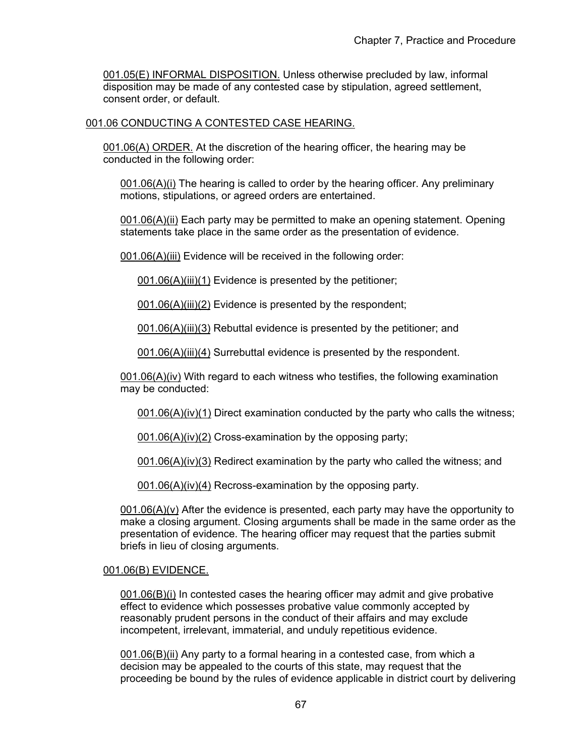001.05(E) INFORMAL DISPOSITION. Unless otherwise precluded by law, informal disposition may be made of any contested case by stipulation, agreed settlement, consent order, or default.

001.06 CONDUCTING A CONTESTED CASE HEARING.

001.06(A) ORDER. At the discretion of the hearing officer, the hearing may be conducted in the following order:

001.06(A)(i) The hearing is called to order by the hearing officer. Any preliminary motions, stipulations, or agreed orders are entertained.

001.06(A)(ii) Each party may be permitted to make an opening statement. Opening statements take place in the same order as the presentation of evidence.

001.06(A)(iii) Evidence will be received in the following order:

001.06(A)(iii)(1) Evidence is presented by the petitioner;

001.06(A)(iii)(2) Evidence is presented by the respondent;

001.06(A)(iii)(3) Rebuttal evidence is presented by the petitioner; and

001.06(A)(iii)(4) Surrebuttal evidence is presented by the respondent.

001.06(A)(iv) With regard to each witness who testifies, the following examination may be conducted:

001.06(A)(iv)(1) Direct examination conducted by the party who calls the witness;

001.06(A)(iv)(2) Cross-examination by the opposing party;

001.06(A)(iv)(3) Redirect examination by the party who called the witness; and

001.06(A)(iv)(4) Recross-examination by the opposing party.

001.06(A)(v) After the evidence is presented, each party may have the opportunity to make a closing argument. Closing arguments shall be made in the same order as the presentation of evidence. The hearing officer may request that the parties submit briefs in lieu of closing arguments.

001.06(B) EVIDENCE.

001.06(B)(i) In contested cases the hearing officer may admit and give probative effect to evidence which possesses probative value commonly accepted by reasonably prudent persons in the conduct of their affairs and may exclude incompetent, irrelevant, immaterial, and unduly repetitious evidence.

001.06(B)(ii) Any party to a formal hearing in a contested case, from which a decision may be appealed to the courts of this state, may request that the proceeding be bound by the rules of evidence applicable in district court by delivering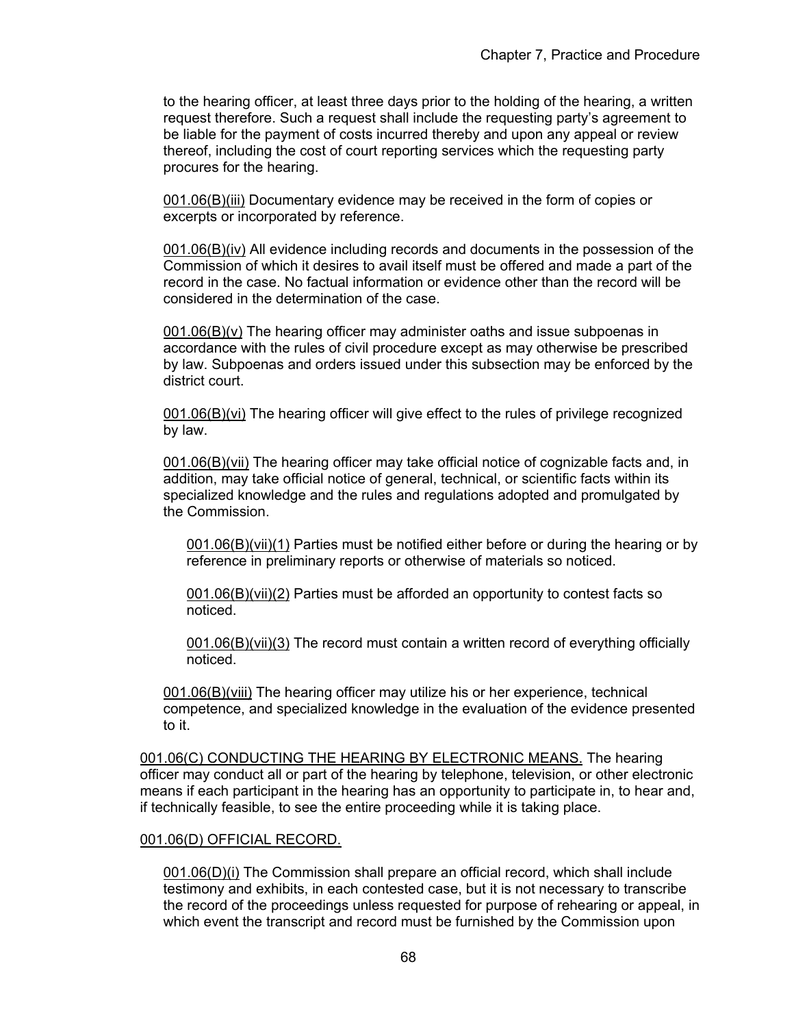to the hearing officer, at least three days prior to the holding of the hearing, a written request therefore. Such a request shall include the requesting party's agreement to be liable for the payment of costs incurred thereby and upon any appeal or review thereof, including the cost of court reporting services which the requesting party procures for the hearing.

001.06(B)(iii) Documentary evidence may be received in the form of copies or excerpts or incorporated by reference.

001.06(B)(iv) All evidence including records and documents in the possession of the Commission of which it desires to avail itself must be offered and made a part of the record in the case. No factual information or evidence other than the record will be considered in the determination of the case.

001.06(B)(v) The hearing officer may administer oaths and issue subpoenas in accordance with the rules of civil procedure except as may otherwise be prescribed by law. Subpoenas and orders issued under this subsection may be enforced by the district court.

001.06(B)(vi) The hearing officer will give effect to the rules of privilege recognized by law.

001.06(B)(vii) The hearing officer may take official notice of cognizable facts and, in addition, may take official notice of general, technical, or scientific facts within its specialized knowledge and the rules and regulations adopted and promulgated by the Commission.

001.06(B)(vii)(1) Parties must be notified either before or during the hearing or by reference in preliminary reports or otherwise of materials so noticed.

001.06(B)(vii)(2) Parties must be afforded an opportunity to contest facts so noticed.

001.06(B)(vii)(3) The record must contain a written record of everything officially noticed.

001.06(B)(viii) The hearing officer may utilize his or her experience, technical competence, and specialized knowledge in the evaluation of the evidence presented to it.

001.06(C) CONDUCTING THE HEARING BY ELECTRONIC MEANS. The hearing officer may conduct all or part of the hearing by telephone, television, or other electronic means if each participant in the hearing has an opportunity to participate in, to hear and, if technically feasible, to see the entire proceeding while it is taking place.

001.06(D) OFFICIAL RECORD.

001.06(D)(i) The Commission shall prepare an official record, which shall include testimony and exhibits, in each contested case, but it is not necessary to transcribe the record of the proceedings unless requested for purpose of rehearing or appeal, in which event the transcript and record must be furnished by the Commission upon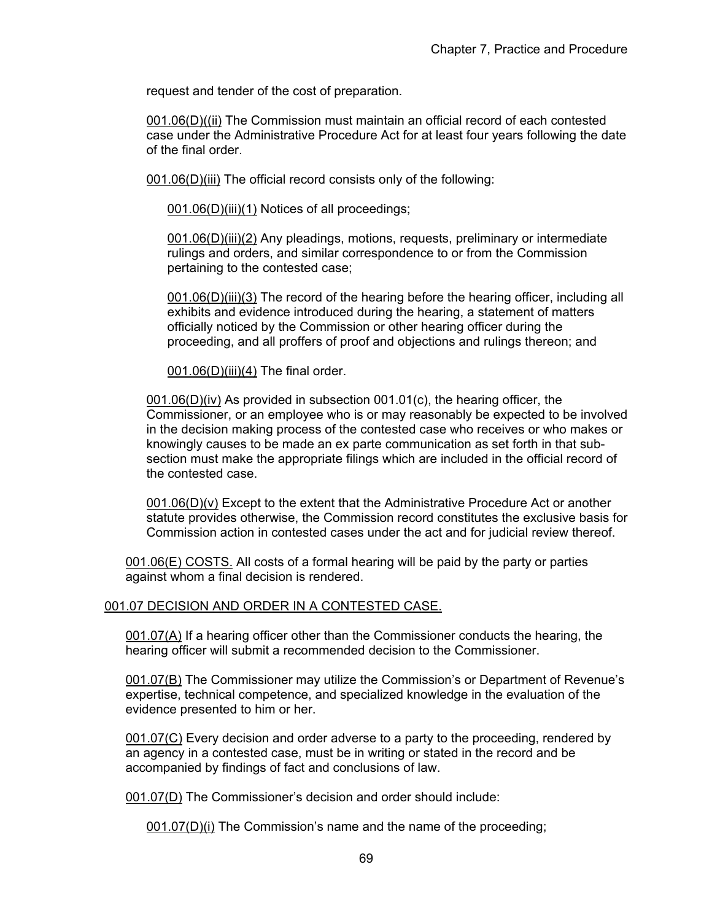request and tender of the cost of preparation.

001.06(D)((ii) The Commission must maintain an official record of each contested case under the Administrative Procedure Act for at least four years following the date of the final order.

001.06(D)(iii) The official record consists only of the following:

001.06(D)(iii)(1) Notices of all proceedings;

001.06(D)(iii)(2) Any pleadings, motions, requests, preliminary or intermediate rulings and orders, and similar correspondence to or from the Commission pertaining to the contested case;

001.06(D)(iii)(3) The record of the hearing before the hearing officer, including all exhibits and evidence introduced during the hearing, a statement of matters officially noticed by the Commission or other hearing officer during the proceeding, and all proffers of proof and objections and rulings thereon; and

001.06(D)(iii)(4) The final order.

001.06(D)(iv) As provided in subsection 001.01(c), the hearing officer, the Commissioner, or an employee who is or may reasonably be expected to be involved in the decision making process of the contested case who receives or who makes or knowingly causes to be made an ex parte communication as set forth in that sub-section must make the appropriate filings which are included in the official record of the contested case.

001.06(D)(v) Except to the extent that the Administrative Procedure Act or another statute provides otherwise, the Commission record constitutes the exclusive basis for Commission action in contested cases under the act and for judicial review thereof.

001.06(E) COSTS. All costs of a formal hearing will be paid by the party or parties against whom a final decision is rendered.

001.07 DECISION AND ORDER IN A CONTESTED CASE.

001.07(A) If a hearing officer other than the Commissioner conducts the hearing, the hearing officer will submit a recommended decision to the Commissioner.

001.07(B) The Commissioner may utilize the Commission's or Department of Revenue's expertise, technical competence, and specialized knowledge in the evaluation of the evidence presented to him or her.

001.07(C) Every decision and order adverse to a party to the proceeding, rendered by an agency in a contested case, must be in writing or stated in the record and be accompanied by findings of fact and conclusions of law.

001.07(D) The Commissioner's decision and order should include:

001.07(D)(i) The Commission's name and the name of the proceeding;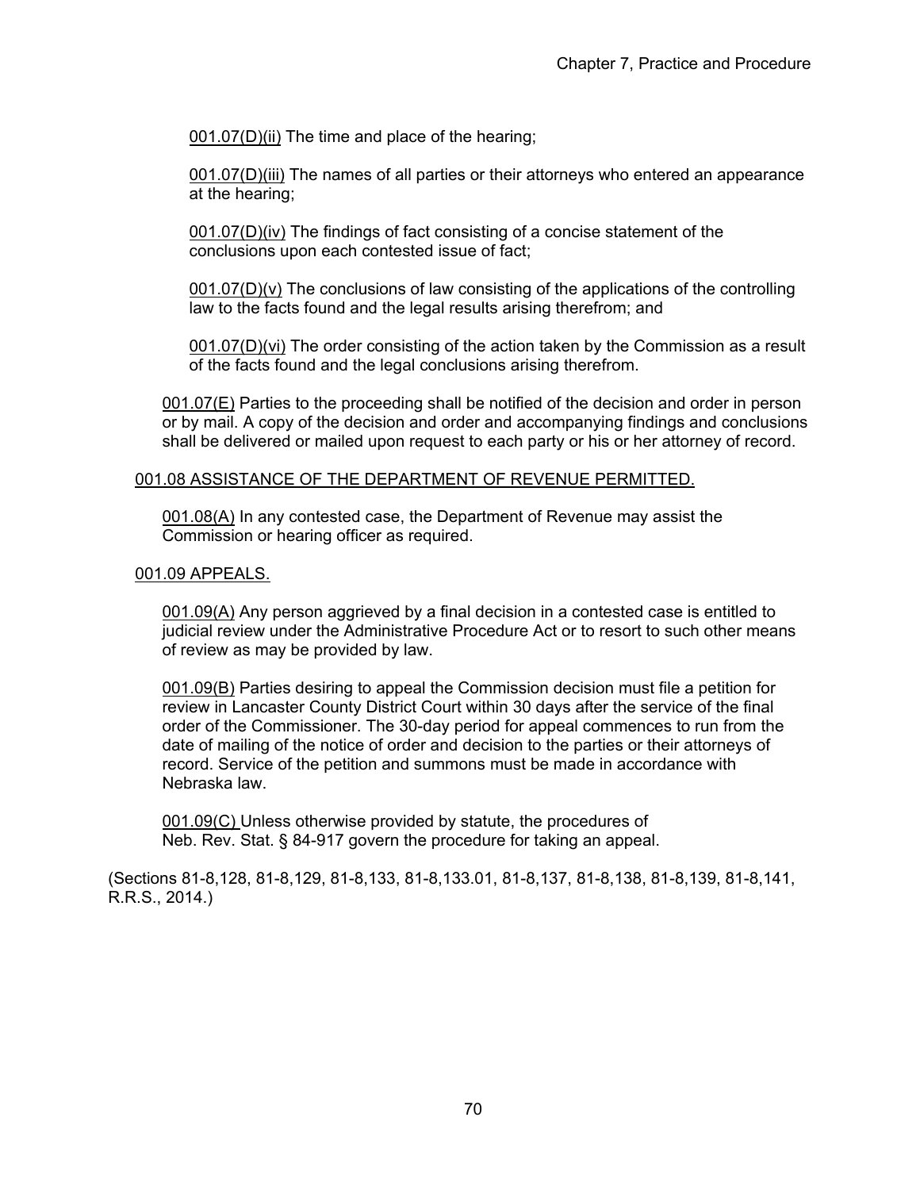001.07(D)(ii) The time and place of the hearing;

001.07(D)(iii) The names of all parties or their attorneys who entered an appearance at the hearing;

001.07(D)(iv) The findings of fact consisting of a concise statement of the conclusions upon each contested issue of fact;

001.07(D)(v) The conclusions of law consisting of the applications of the controlling law to the facts found and the legal results arising therefrom; and

001.07(D)(vi) The order consisting of the action taken by the Commission as a result of the facts found and the legal conclusions arising therefrom.

001.07(E) Parties to the proceeding shall be notified of the decision and order in person or by mail. A copy of the decision and order and accompanying findings and conclusions shall be delivered or mailed upon request to each party or his or her attorney of record.

001.08 ASSISTANCE OF THE DEPARTMENT OF REVENUE PERMITTED.

001.08(A) In any contested case, the Department of Revenue may assist the Commission or hearing officer as required.

001.09 APPEALS.

001.09(A) Any person aggrieved by a final decision in a contested case is entitled to judicial review under the Administrative Procedure Act or to resort to such other means of review as may be provided by law.

001.09(B) Parties desiring to appeal the Commission decision must file a petition for review in Lancaster County District Court within 30 days after the service of the final order of the Commissioner. The 30-day period for appeal commences to run from the date of mailing of the notice of order and decision to the parties or their attorneys of record. Service of the petition and summons must be made in accordance with Nebraska law.

001.09(C) Unless otherwise provided by statute, the procedures of Neb. Rev. Stat. § 84-917 govern the procedure for taking an appeal.

(Sections 81-8,128, 81-8,129, 81-8,133, 81-8,133.01, 81-8,137, 81-8,138, 81-8,139, 81-8,141, R.R.S., 2014.)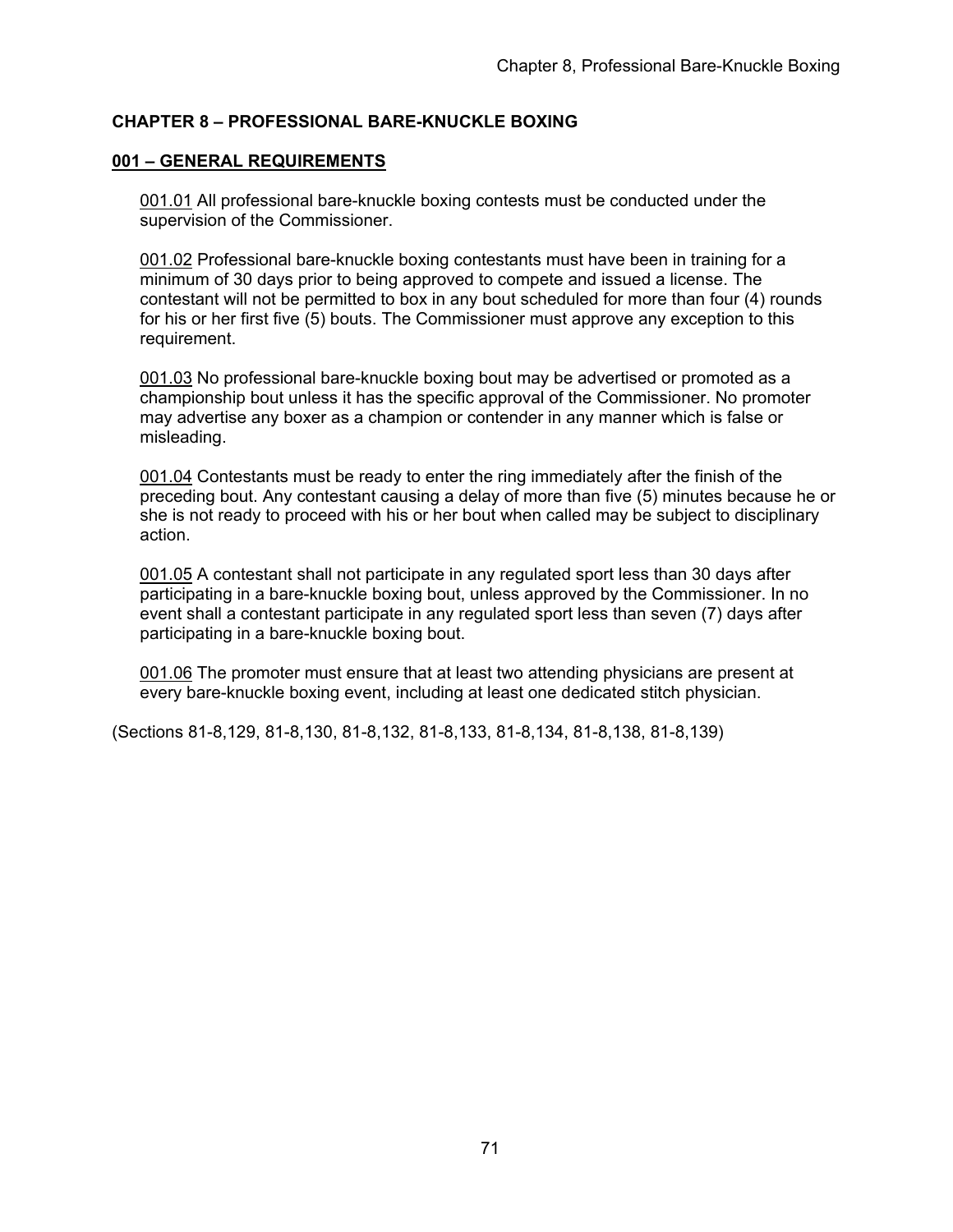# CHAPTER 8 – PROFESSIONAL BARE-KNUCKLE BOXING

## 001 – GENERAL REQUIREMENTS

001.01 All professional bare-knuckle boxing contests must be conducted under the supervision of the Commissioner.

001.02 Professional bare-knuckle boxing contestants must have been in training for a minimum of 30 days prior to being approved to compete and issued a license. The contestant will not be permitted to box in any bout scheduled for more than four (4) rounds for his or her first five (5) bouts. The Commissioner must approve any exception to this requirement.

001.03 No professional bare-knuckle boxing bout may be advertised or promoted as a championship bout unless it has the specific approval of the Commissioner. No promoter may advertise any boxer as a champion or contender in any manner which is false or misleading.

001.04 Contestants must be ready to enter the ring immediately after the finish of the preceding bout. Any contestant causing a delay of more than five (5) minutes because he or she is not ready to proceed with his or her bout when called may be subject to disciplinary action.

001.05 A contestant shall not participate in any regulated sport less than 30 days after participating in a bare-knuckle boxing bout, unless approved by the Commissioner. In no event shall a contestant participate in any regulated sport less than seven (7) days after participating in a bare-knuckle boxing bout.

001.06 The promoter must ensure that at least two attending physicians are present at every bare-knuckle boxing event, including at least one dedicated stitch physician.

(Sections 81-8,129, 81-8,130, 81-8,132, 81-8,133, 81-8,134, 81-8,138, 81-8,139)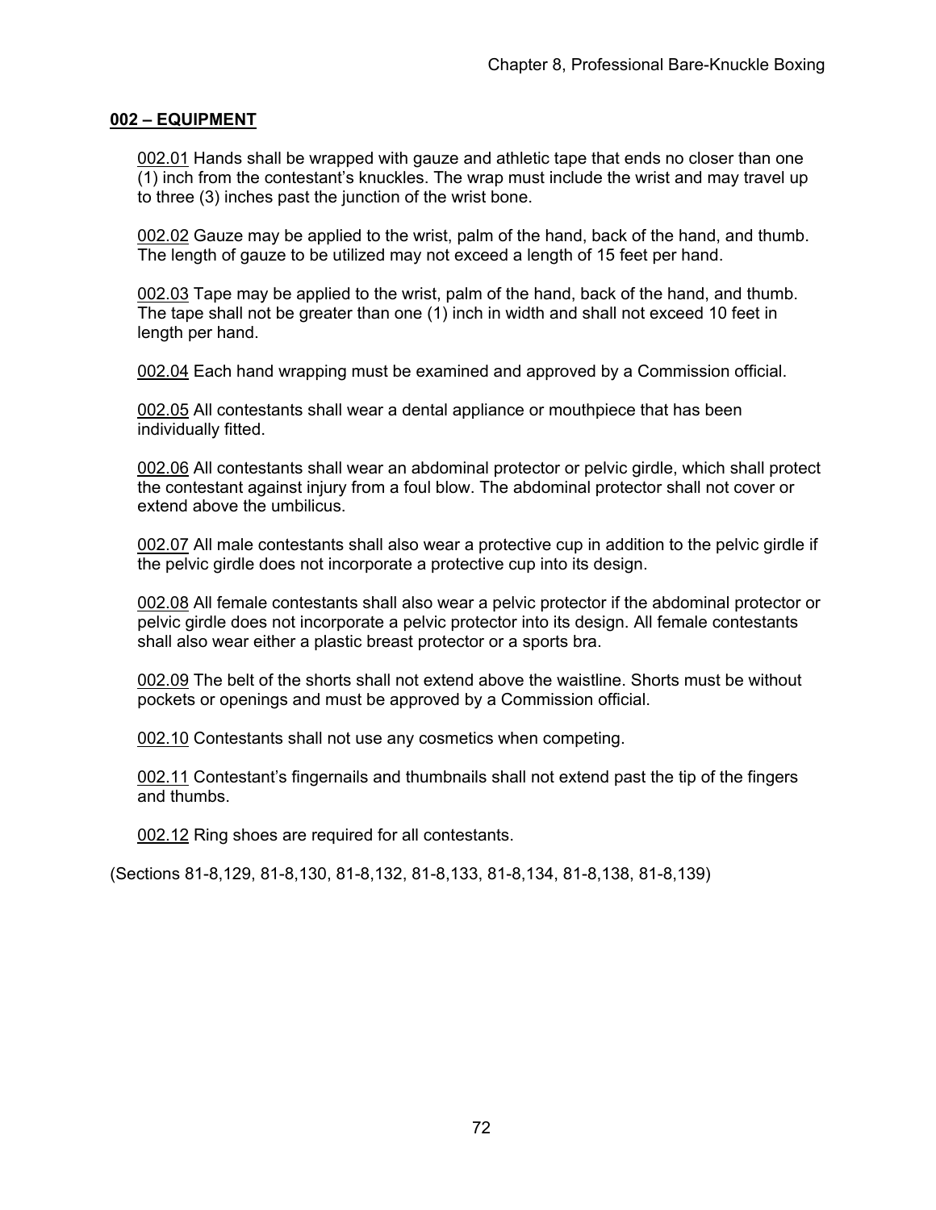## 002 – EQUIPMENT

002.01 Hands shall be wrapped with gauze and athletic tape that ends no closer than one (1) inch from the contestant's knuckles. The wrap must include the wrist and may travel up to three (3) inches past the junction of the wrist bone.

002.02 Gauze may be applied to the wrist, palm of the hand, back of the hand, and thumb. The length of gauze to be utilized may not exceed a length of 15 feet per hand.

002.03 Tape may be applied to the wrist, palm of the hand, back of the hand, and thumb. The tape shall not be greater than one (1) inch in width and shall not exceed 10 feet in length per hand.

002.04 Each hand wrapping must be examined and approved by a Commission official.

002.05 All contestants shall wear a dental appliance or mouthpiece that has been individually fitted.

002.06 All contestants shall wear an abdominal protector or pelvic girdle, which shall protect the contestant against injury from a foul blow. The abdominal protector shall not cover or extend above the umbilicus.

002.07 All male contestants shall also wear a protective cup in addition to the pelvic girdle if the pelvic girdle does not incorporate a protective cup into its design.

002.08 All female contestants shall also wear a pelvic protector if the abdominal protector or pelvic girdle does not incorporate a pelvic protector into its design. All female contestants shall also wear either a plastic breast protector or a sports bra.

002.09 The belt of the shorts shall not extend above the waistline. Shorts must be without pockets or openings and must be approved by a Commission official.

002.10 Contestants shall not use any cosmetics when competing.

002.11 Contestant's fingernails and thumbnails shall not extend past the tip of the fingers and thumbs.

002.12 Ring shoes are required for all contestants.

(Sections 81-8,129, 81-8,130, 81-8,132, 81-8,133, 81-8,134, 81-8,138, 81-8,139)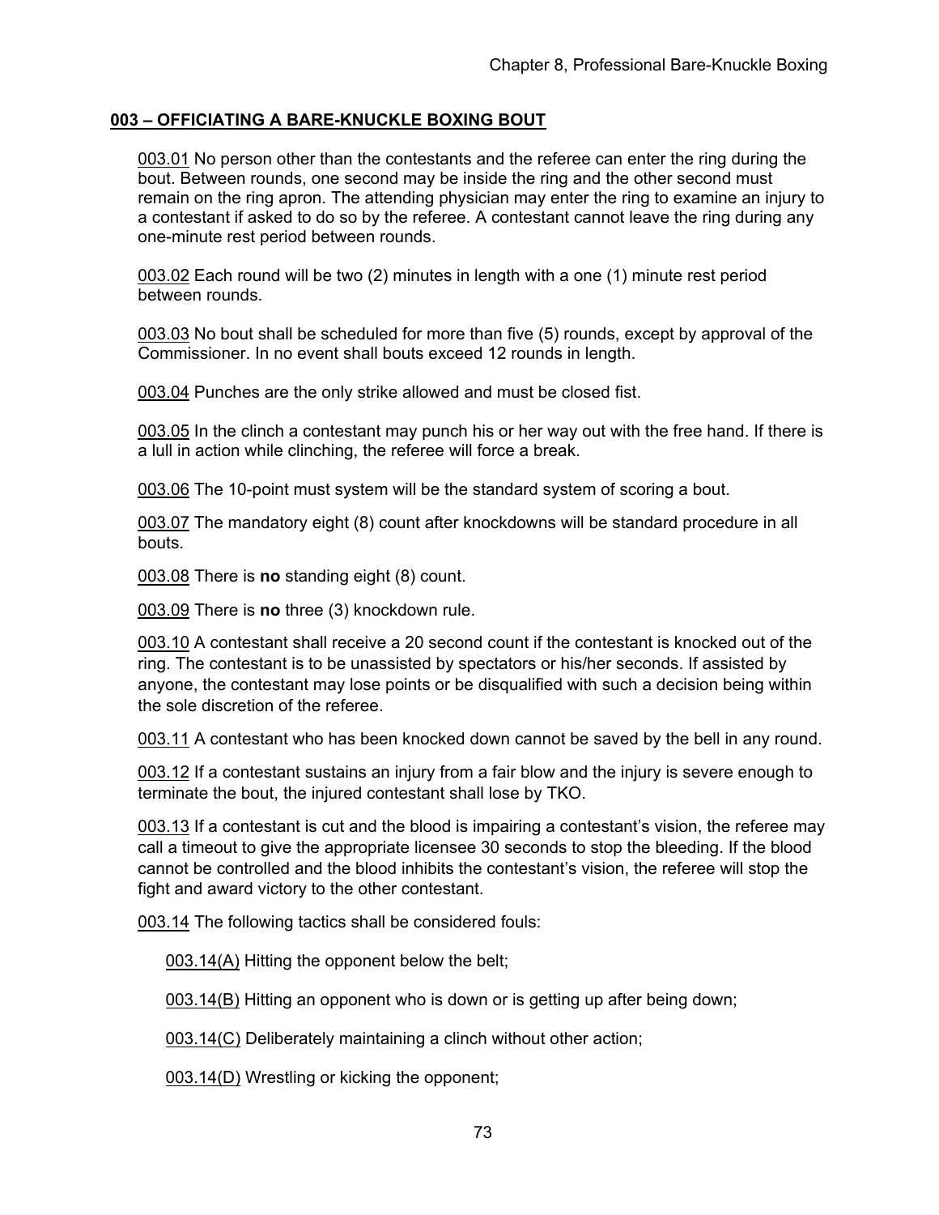## 003 – OFFICIATING A BARE-KNUCKLE BOXING BOUT

003.01 No person other than the contestants and the referee can enter the ring during the bout. Between rounds, one second may be inside the ring and the other second must remain on the ring apron. The attending physician may enter the ring to examine an injury to a contestant if asked to do so by the referee. A contestant cannot leave the ring during any one-minute rest period between rounds.

003.02 Each round will be two (2) minutes in length with a one (1) minute rest period between rounds.

003.03 No bout shall be scheduled for more than five (5) rounds, except by approval of the Commissioner. In no event shall bouts exceed 12 rounds in length.

003.04 Punches are the only strike allowed and must be closed fist.

003.05 In the clinch a contestant may punch his or her way out with the free hand. If there is a lull in action while clinching, the referee will force a break.

003.06 The 10-point must system will be the standard system of scoring a bout.

003.07 The mandatory eight (8) count after knockdowns will be standard procedure in all bouts.

003.08 There is **no** standing eight (8) count.

003.09 There is **no** three (3) knockdown rule.

003.10 A contestant shall receive a 20 second count if the contestant is knocked out of the ring. The contestant is to be unassisted by spectators or his/her seconds. If assisted by anyone, the contestant may lose points or be disqualified with such a decision being within the sole discretion of the referee.

003.11 A contestant who has been knocked down cannot be saved by the bell in any round.

003.12 If a contestant sustains an injury from a fair blow and the injury is severe enough to terminate the bout, the injured contestant shall lose by TKO.

003.13 If a contestant is cut and the blood is impairing a contestant's vision, the referee may call a timeout to give the appropriate licensee 30 seconds to stop the bleeding. If the blood cannot be controlled and the blood inhibits the contestant's vision, the referee will stop the fight and award victory to the other contestant.

003.14 The following tactics shall be considered fouls:

003.14(A) Hitting the opponent below the belt;

003.14(B) Hitting an opponent who is down or is getting up after being down;

003.14(C) Deliberately maintaining a clinch without other action;

003.14(D) Wrestling or kicking the opponent;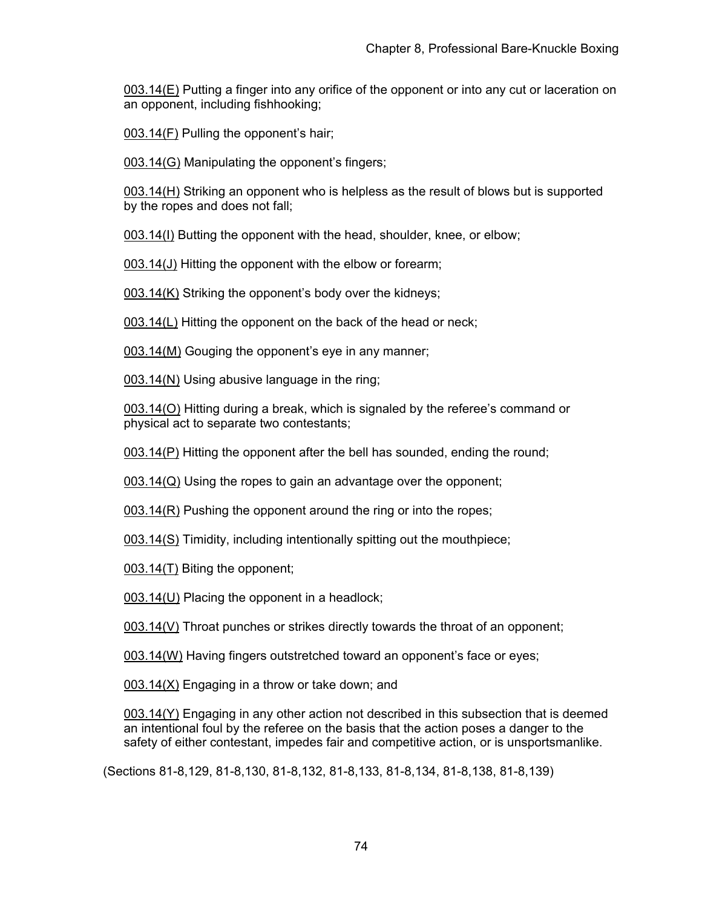003.14(E) Putting a finger into any orifice of the opponent or into any cut or laceration on an opponent, including fishhooking;

003.14(F) Pulling the opponent's hair;

003.14(G) Manipulating the opponent's fingers;

003.14(H) Striking an opponent who is helpless as the result of blows but is supported by the ropes and does not fall;

003.14(I) Butting the opponent with the head, shoulder, knee, or elbow;

003.14(J) Hitting the opponent with the elbow or forearm;

003.14(K) Striking the opponent's body over the kidneys;

003.14(L) Hitting the opponent on the back of the head or neck;

003.14(M) Gouging the opponent's eye in any manner;

003.14(N) Using abusive language in the ring;

003.14(O) Hitting during a break, which is signaled by the referee's command or physical act to separate two contestants;

003.14(P) Hitting the opponent after the bell has sounded, ending the round;

003.14(Q) Using the ropes to gain an advantage over the opponent;

003.14(R) Pushing the opponent around the ring or into the ropes;

003.14(S) Timidity, including intentionally spitting out the mouthpiece;

003.14(T) Biting the opponent;

003.14(U) Placing the opponent in a headlock;

003.14(V) Throat punches or strikes directly towards the throat of an opponent;

003.14(W) Having fingers outstretched toward an opponent's face or eyes;

003.14(X) Engaging in a throw or take down; and

003.14(Y) Engaging in any other action not described in this subsection that is deemed an intentional foul by the referee on the basis that the action poses a danger to the safety of either contestant, impedes fair and competitive action, or is unsportsmanlike.

(Sections 81-8,129, 81-8,130, 81-8,132, 81-8,133, 81-8,134, 81-8,138, 81-8,139)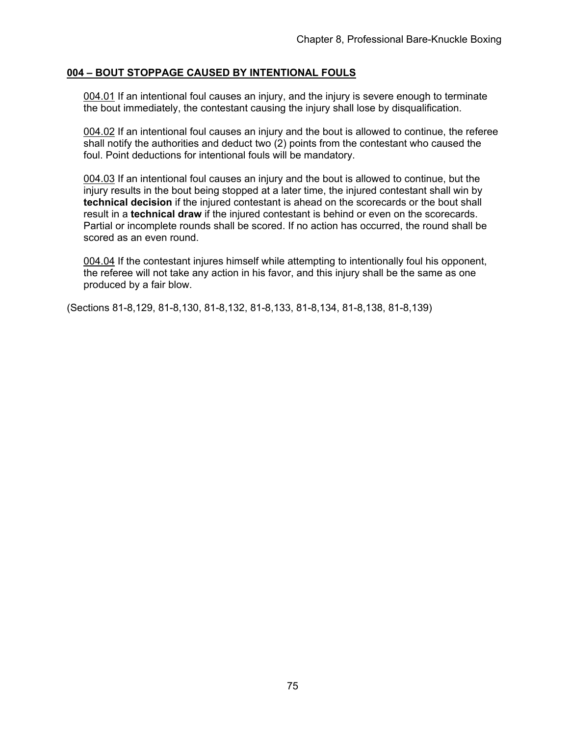## **004 – BOUT STOPPAGE CAUSED BY INTENTIONAL FOULS**

004.01 If an intentional foul causes an injury, and the injury is severe enough to terminate the bout immediately, the contestant causing the injury shall lose by disqualification.

004.02 If an intentional foul causes an injury and the bout is allowed to continue, the referee shall notify the authorities and deduct two (2) points from the contestant who caused the foul. Point deductions for intentional fouls will be mandatory.

004.03 If an intentional foul causes an injury and the bout is allowed to continue, but the injury results in the bout being stopped at a later time, the injured contestant shall win by **technical decision** if the injured contestant is ahead on the scorecards or the bout shall result in a **technical draw** if the injured contestant is behind or even on the scorecards. Partial or incomplete rounds shall be scored. If no action has occurred, the round shall be scored as an even round.

004.04 If the contestant injures himself while attempting to intentionally foul his opponent, the referee will not take any action in his favor, and this injury shall be the same as one produced by a fair blow.

(Sections 81-8,129, 81-8,130, 81-8,132, 81-8,133, 81-8,134, 81-8,138, 81-8,139)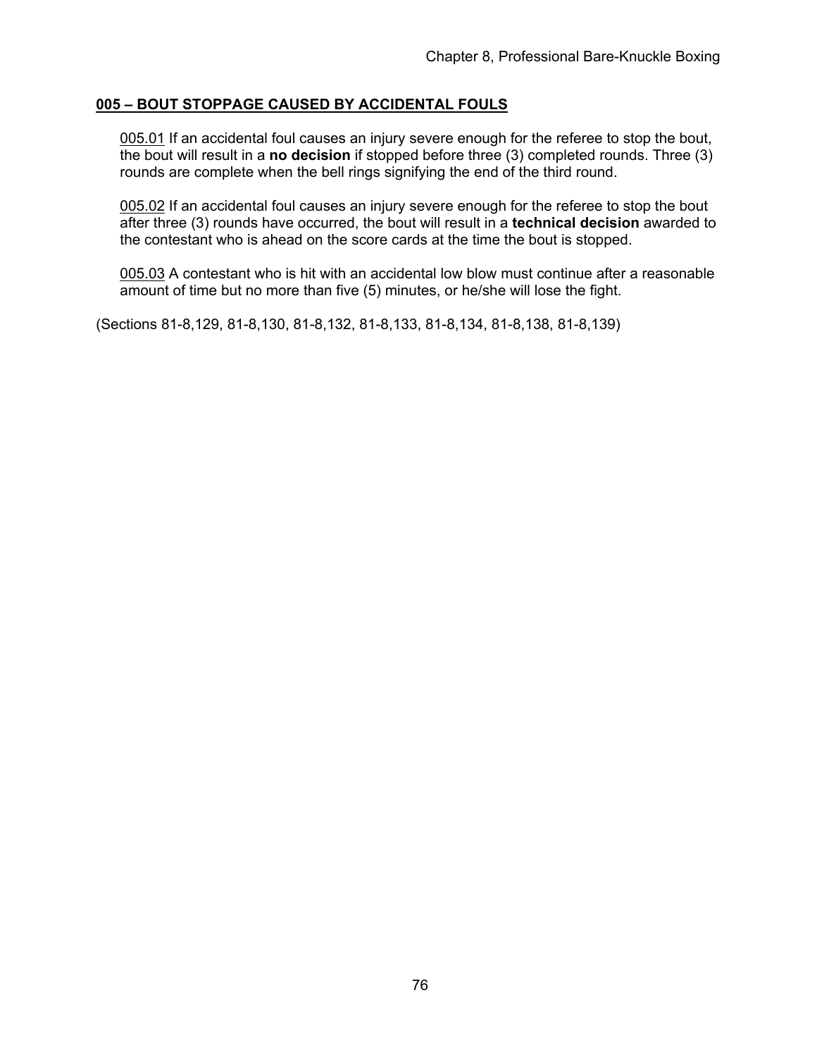## 005 – BOUT STOPPAGE CAUSED BY ACCIDENTAL FOULS

005.01 If an accidental foul causes an injury severe enough for the referee to stop the bout, the bout will result in a **no decision** if stopped before three (3) completed rounds. Three (3) rounds are complete when the bell rings signifying the end of the third round.

005.02 If an accidental foul causes an injury severe enough for the referee to stop the bout after three (3) rounds have occurred, the bout will result in a **technical decision** awarded to the contestant who is ahead on the score cards at the time the bout is stopped.

005.03 A contestant who is hit with an accidental low blow must continue after a reasonable amount of time but no more than five (5) minutes, or he/she will lose the fight.

(Sections 81-8,129, 81-8,130, 81-8,132, 81-8,133, 81-8,134, 81-8,138, 81-8,139)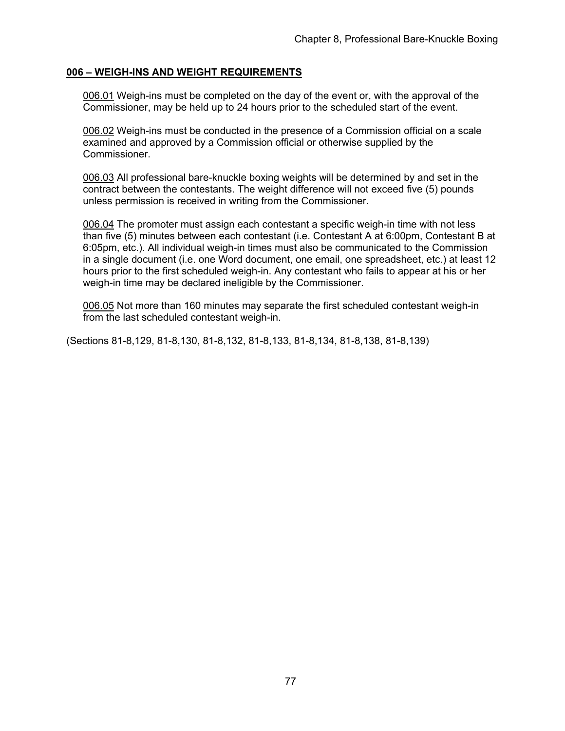## 006 – WEIGH-INS AND WEIGHT REQUIREMENTS

006.01 Weigh-ins must be completed on the day of the event or, with the approval of the Commissioner, may be held up to 24 hours prior to the scheduled start of the event.

006.02 Weigh-ins must be conducted in the presence of a Commission official on a scale examined and approved by a Commission official or otherwise supplied by the Commissioner.

006.03 All professional bare-knuckle boxing weights will be determined by and set in the contract between the contestants. The weight difference will not exceed five (5) pounds unless permission is received in writing from the Commissioner.

006.04 The promoter must assign each contestant a specific weigh-in time with not less than five (5) minutes between each contestant (i.e. Contestant A at 6:00pm, Contestant B at 6:05pm, etc.). All individual weigh-in times must also be communicated to the Commission in a single document (i.e. one Word document, one email, one spreadsheet, etc.) at least 12 hours prior to the first scheduled weigh-in. Any contestant who fails to appear at his or her weigh-in time may be declared ineligible by the Commissioner.

006.05 Not more than 160 minutes may separate the first scheduled contestant weigh-in from the last scheduled contestant weigh-in.

(Sections 81-8,129, 81-8,130, 81-8,132, 81-8,133, 81-8,134, 81-8,138, 81-8,139)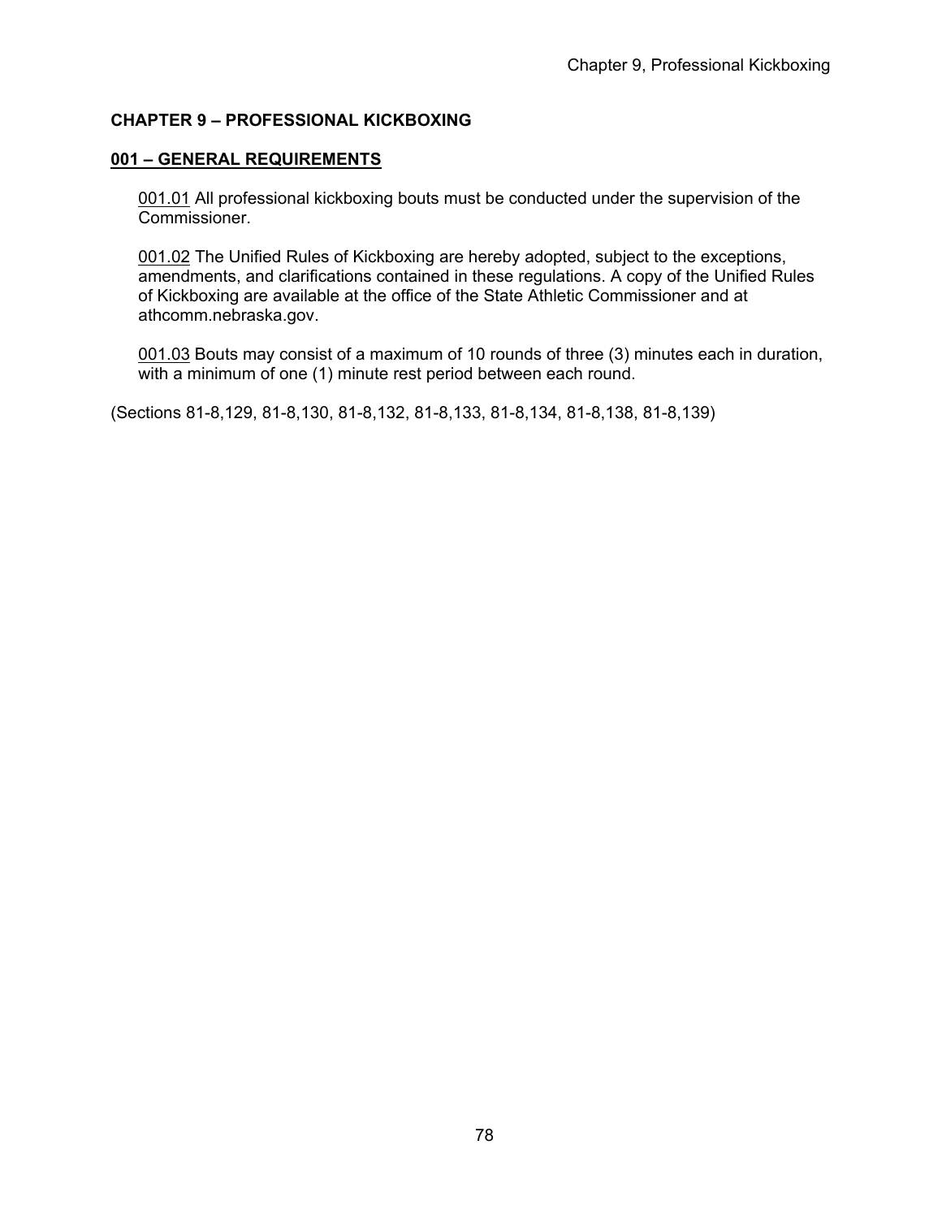# CHAPTER 9 – PROFESSIONAL KICKBOXING

## 001 – GENERAL REQUIREMENTS

001.01 All professional kickboxing bouts must be conducted under the supervision of the Commissioner.

001.02 The Unified Rules of Kickboxing are hereby adopted, subject to the exceptions, amendments, and clarifications contained in these regulations. A copy of the Unified Rules of Kickboxing are available at the office of the State Athletic Commissioner and at athcomm.nebraska.gov.

001.03 Bouts may consist of a maximum of 10 rounds of three (3) minutes each in duration, with a minimum of one (1) minute rest period between each round.

(Sections 81-8,129, 81-8,130, 81-8,132, 81-8,133, 81-8,134, 81-8,138, 81-8,139)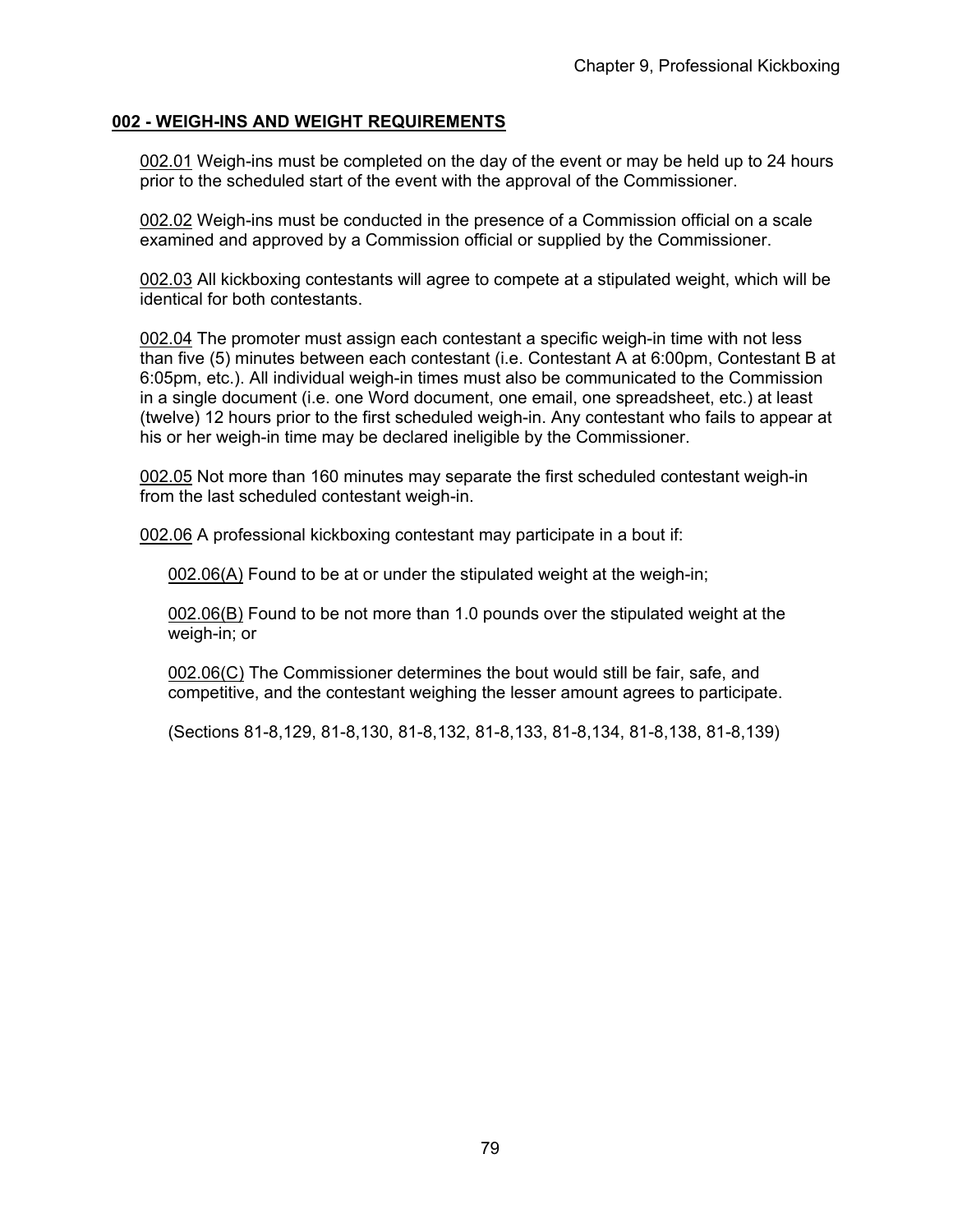## **002 - WEIGH-INS AND WEIGHT REQUIREMENTS**

002.01 Weigh-ins must be completed on the day of the event or may be held up to 24 hours prior to the scheduled start of the event with the approval of the Commissioner.

002.02 Weigh-ins must be conducted in the presence of a Commission official on a scale examined and approved by a Commission official or supplied by the Commissioner.

002.03 All kickboxing contestants will agree to compete at a stipulated weight, which will be identical for both contestants.

002.04 The promoter must assign each contestant a specific weigh-in time with not less than five (5) minutes between each contestant (i.e. Contestant A at 6:00pm, Contestant B at 6:05pm, etc.). All individual weigh-in times must also be communicated to the Commission in a single document (i.e. one Word document, one email, one spreadsheet, etc.) at least (twelve) 12 hours prior to the first scheduled weigh-in. Any contestant who fails to appear at his or her weigh-in time may be declared ineligible by the Commissioner.

002.05 Not more than 160 minutes may separate the first scheduled contestant weigh-in from the last scheduled contestant weigh-in.

002.06 A professional kickboxing contestant may participate in a bout if:

002.06(A) Found to be at or under the stipulated weight at the weigh-in;

002.06(B) Found to be not more than 1.0 pounds over the stipulated weight at the weigh-in; or

002.06(C) The Commissioner determines the bout would still be fair, safe, and competitive, and the contestant weighing the lesser amount agrees to participate.

(Sections 81-8,129, 81-8,130, 81-8,132, 81-8,133, 81-8,134, 81-8,138, 81-8,139)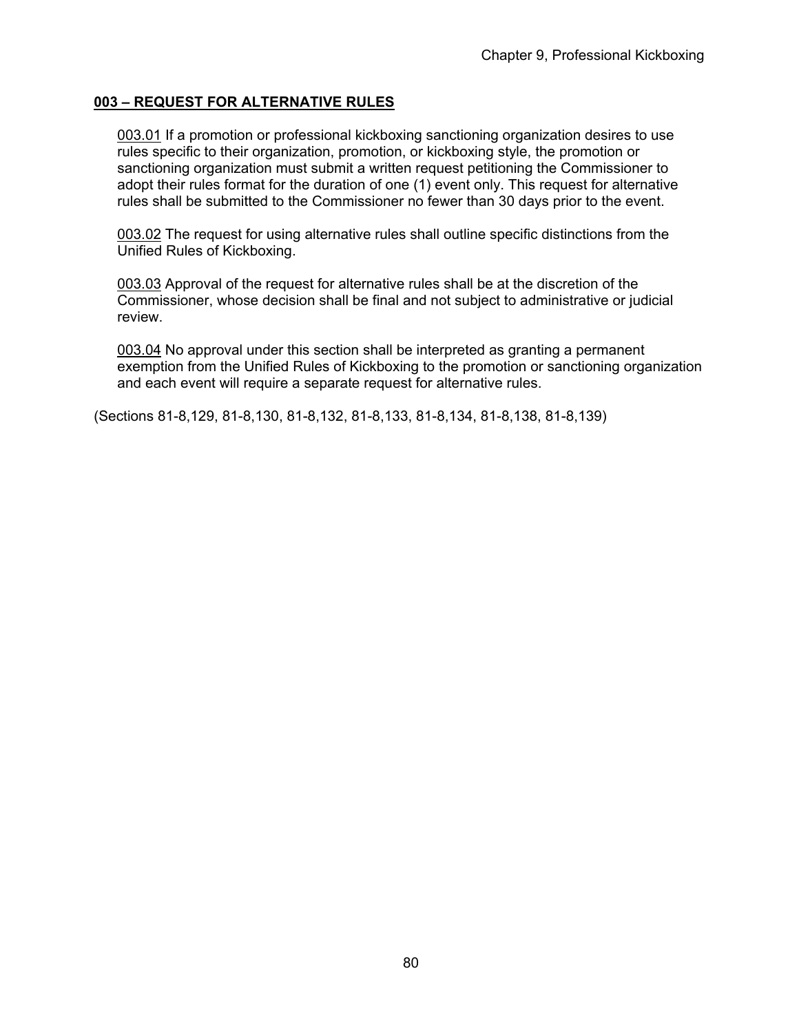## 003 – REQUEST FOR ALTERNATIVE RULES

003.01 If a promotion or professional kickboxing sanctioning organization desires to use rules specific to their organization, promotion, or kickboxing style, the promotion or sanctioning organization must submit a written request petitioning the Commissioner to adopt their rules format for the duration of one (1) event only. This request for alternative rules shall be submitted to the Commissioner no fewer than 30 days prior to the event.

003.02 The request for using alternative rules shall outline specific distinctions from the Unified Rules of Kickboxing.

003.03 Approval of the request for alternative rules shall be at the discretion of the Commissioner, whose decision shall be final and not subject to administrative or judicial review.

003.04 No approval under this section shall be interpreted as granting a permanent exemption from the Unified Rules of Kickboxing to the promotion or sanctioning organization and each event will require a separate request for alternative rules.

(Sections 81-8,129, 81-8,130, 81-8,132, 81-8,133, 81-8,134, 81-8,138, 81-8,139)